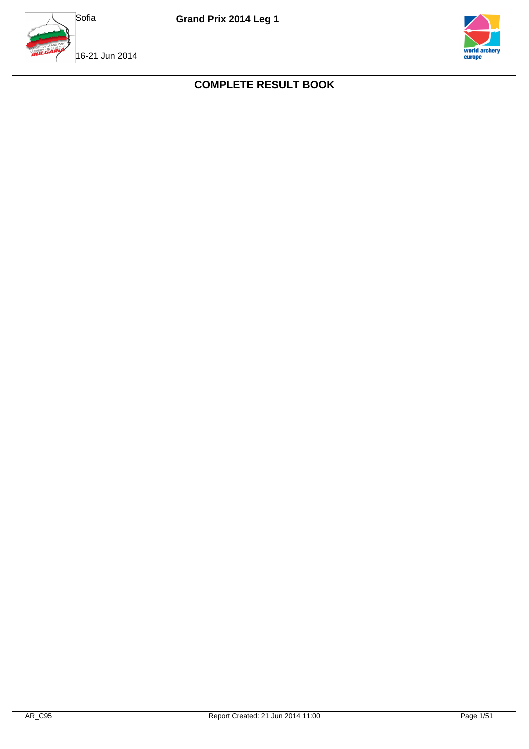Sofia

**Grand Prix 2014 Leg 1**

16-21 Jun 2014

# COMPLETE RESULT BOOK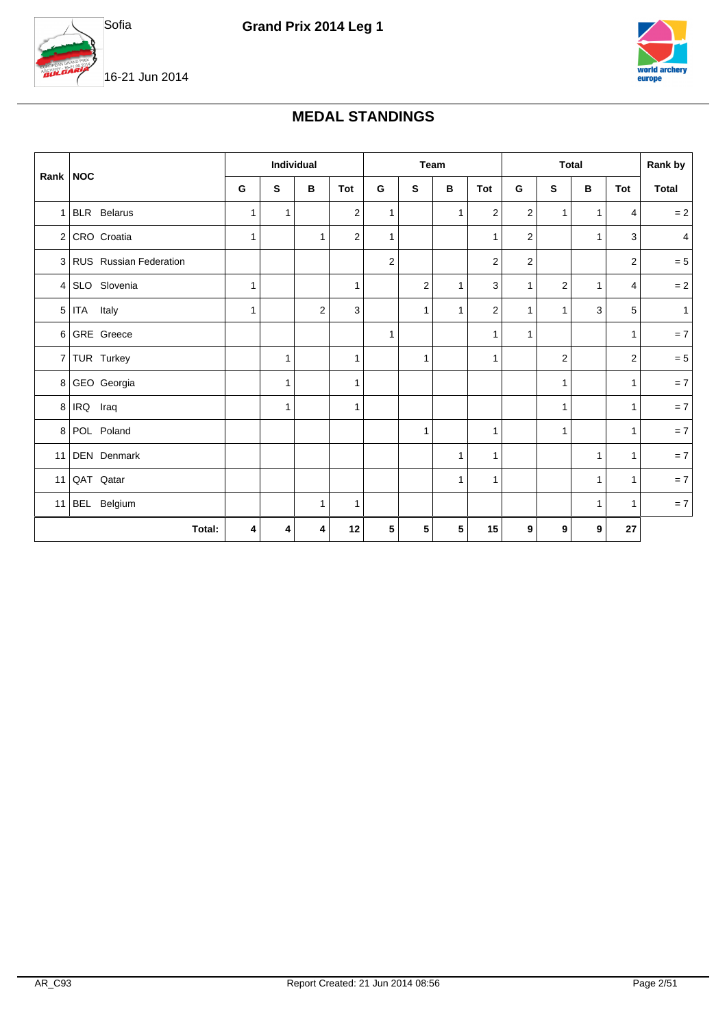Sofia

**Grand Prix 2014 Leg 1**

16-21 Jun 2014

## MEDAL STANDINGS

| Rank | NOC | Individual | | | | Team | | | | Total | | | | Rank by |
|---|---|---|---|---|---|---|---|---|---|---|---|---|---|---|
| | | G | S | B | Tot | G | S | B | Tot | G | S | B | Tot | Total |
| 1 | BLR Belarus | 1 | 1 | | 2 | 1 | | 1 | 2 | 2 | 1 | 1 | 4 | = 2 |
| 2 | CRO Croatia | 1 | | 1 | 2 | 1 | | | 1 | 2 | | 1 | 3 | 4 |
| 3 | RUS Russian Federation | | | | | 2 | | | 2 | 2 | | | 2 | = 5 |
| 4 | SLO Slovenia | 1 | | | 1 | | 2 | 1 | 3 | 1 | 2 | 1 | 4 | = 2 |
| 5 | ITA Italy | 1 | | 2 | 3 | | 1 | 1 | 2 | 1 | 1 | 3 | 5 | 1 |
| 6 | GRE Greece | | | | | 1 | | | 1 | 1 | | | 1 | = 7 |
| 7 | TUR Turkey | | 1 | | 1 | | 1 | | 1 | | 2 | | 2 | = 5 |
| 8 | GEO Georgia | | 1 | | 1 | | | | | | 1 | | 1 | = 7 |
| 8 | IRQ Iraq | | 1 | | 1 | | | | | | 1 | | 1 | = 7 |
| 8 | POL Poland | | | | | | 1 | | 1 | | 1 | | 1 | = 7 |
| 11 | DEN Denmark | | | | | | | 1 | 1 | | | 1 | 1 | = 7 |
| 11 | QAT Qatar | | | | | | | 1 | 1 | | | 1 | 1 | = 7 |
| 11 | BEL Belgium | | | 1 | 1 | | | | | | | 1 | 1 | = 7 |
| | **Total:** | **4** | **4** | **4** | **12** | **5** | **5** | **5** | **15** | **9** | **9** | **9** | **27** | |

AR_C93 Report Created: 21 Jun 2014 08:56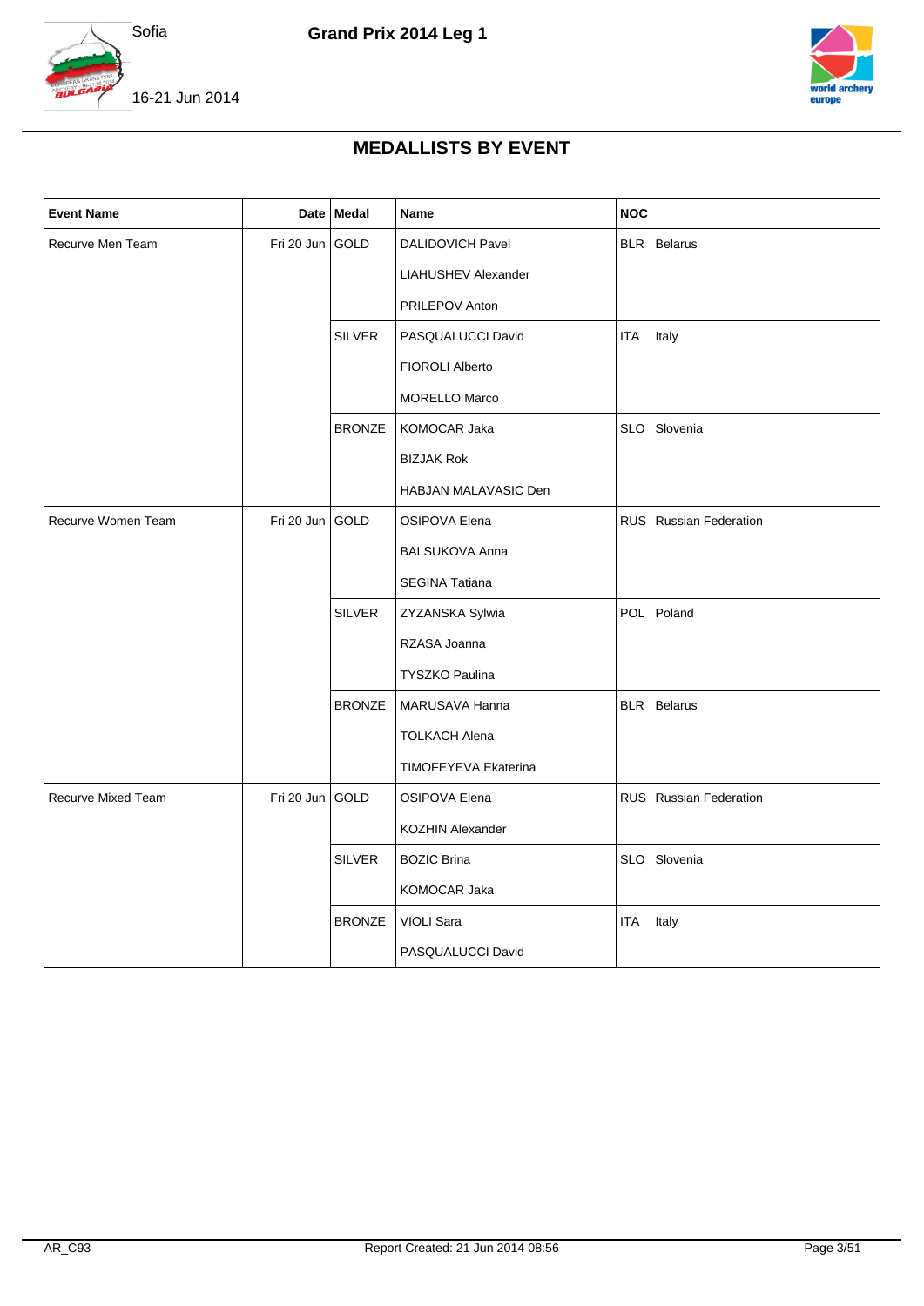# MEDALLISTS BY EVENT

| Event Name | Date | Medal | Name | NOC |
|---|---|---|---|---|
| Recurve Men Team | Fri 20 Jun | GOLD | DALIDOVICH Pavel | BLR Belarus |
| | | | LIAHUSHEV Alexander | |
| | | | PRILEPOV Anton | |
| | | SILVER | PASQUALUCCI David | ITA Italy |
| | | | FIOROLI Alberto | |
| | | | MORELLO Marco | |
| | | BRONZE | KOMOCAR Jaka | SLO Slovenia |
| | | | BIZJAK Rok | |
| | | | HABJAN MALAVASIC Den | |
| Recurve Women Team | Fri 20 Jun | GOLD | OSIPOVA Elena | RUS Russian Federation |
| | | | BALSUKOVA Anna | |
| | | | SEGINA Tatiana | |
| | | SILVER | ZYZANSKA Sylwia | POL Poland |
| | | | RZASA Joanna | |
| | | | TYSZKO Paulina | |
| | | BRONZE | MARUSAVA Hanna | BLR Belarus |
| | | | TOLKACH Alena | |
| | | | TIMOFEYEVA Ekaterina | |
| Recurve Mixed Team | Fri 20 Jun | GOLD | OSIPOVA Elena | RUS Russian Federation |
| | | | KOZHIN Alexander | |
| | | SILVER | BOZIC Brina | SLO Slovenia |
| | | | KOMOCAR Jaka | |
| | | BRONZE | VIOLI Sara | ITA Italy |
| | | | PASQUALUCCI David | |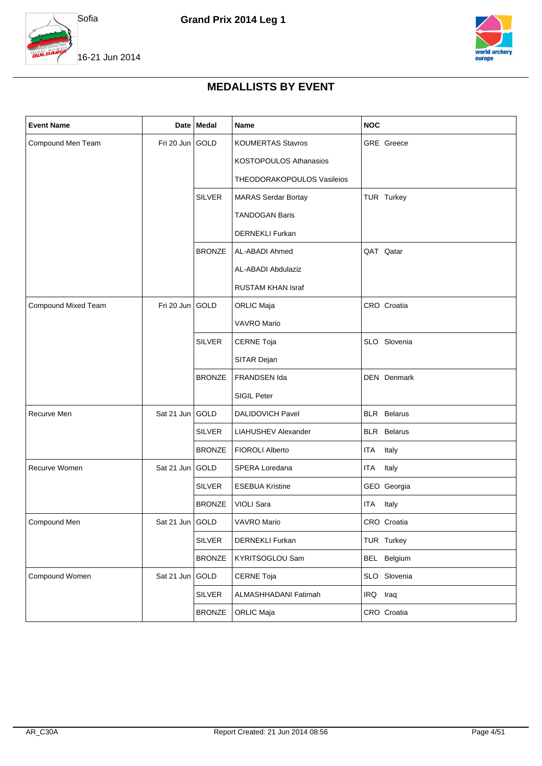Sofia

# Grand Prix 2014 Leg 1

16-21 Jun 2014

## MEDALLISTS BY EVENT

| Event Name | Date | Medal | Name | NOC |
|---|---|---|---|---|
| Compound Men Team | Fri 20 Jun | GOLD | KOUMERTAS Stavros | GRE Greece |
| | | | KOSTOPOULOS Athanasios | |
| | | | THEODORAKOPOULOS Vasileios | |
| | | SILVER | MARAS Serdar Bortay | TUR Turkey |
| | | | TANDOGAN Baris | |
| | | | DERNEKLI Furkan | |
| | | BRONZE | AL-ABADI Ahmed | QAT Qatar |
| | | | AL-ABADI Abdulaziz | |
| | | | RUSTAM KHAN Israf | |
| Compound Mixed Team | Fri 20 Jun | GOLD | ORLIC Maja | CRO Croatia |
| | | | VAVRO Mario | |
| | | SILVER | CERNE Toja | SLO Slovenia |
| | | | SITAR Dejan | |
| | | BRONZE | FRANDSEN Ida | DEN Denmark |
| | | | SIGIL Peter | |
| Recurve Men | Sat 21 Jun | GOLD | DALIDOVICH Pavel | BLR Belarus |
| | | SILVER | LIAHUSHEV Alexander | BLR Belarus |
| | | BRONZE | FIOROLI Alberto | ITA Italy |
| Recurve Women | Sat 21 Jun | GOLD | SPERA Loredana | ITA Italy |
| | | SILVER | ESEBUA Kristine | GEO Georgia |
| | | BRONZE | VIOLI Sara | ITA Italy |
| Compound Men | Sat 21 Jun | GOLD | VAVRO Mario | CRO Croatia |
| | | SILVER | DERNEKLI Furkan | TUR Turkey |
| | | BRONZE | KYRITSOGLOU Sam | BEL Belgium |
| Compound Women | Sat 21 Jun | GOLD | CERNE Toja | SLO Slovenia |
| | | SILVER | ALMASHHADANI Fatimah | IRQ Iraq |
| | | BRONZE | ORLIC Maja | CRO Croatia |

AR_C30A Report Created: 21 Jun 2014 08:56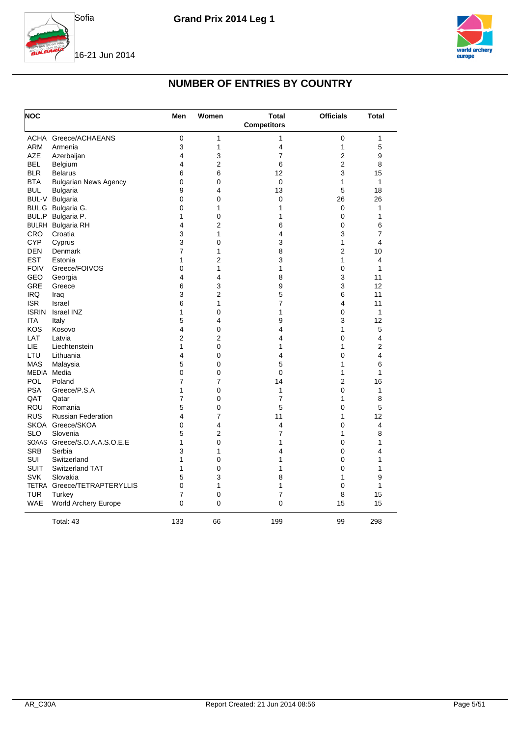# NUMBER OF ENTRIES BY COUNTRY

| NOC | | Men | Women | Total Competitors | Officials | Total |
|---|---|---|---|---|---|---|
| ACHA | Greece/ACHAEANS | 0 | 1 | 1 | 0 | 1 |
| ARM | Armenia | 3 | 1 | 4 | 1 | 5 |
| AZE | Azerbaijan | 4 | 3 | 7 | 2 | 9 |
| BEL | Belgium | 4 | 2 | 6 | 2 | 8 |
| BLR | Belarus | 6 | 6 | 12 | 3 | 15 |
| BTA | Bulgarian News Agency | 0 | 0 | 0 | 1 | 1 |
| BUL | Bulgaria | 9 | 4 | 13 | 5 | 18 |
| BUL-V | Bulgaria | 0 | 0 | 0 | 26 | 26 |
| BUL.G | Bulgaria G. | 0 | 1 | 1 | 0 | 1 |
| BUL.P | Bulgaria P. | 1 | 0 | 1 | 0 | 1 |
| BULRH | Bulgaria RH | 4 | 2 | 6 | 0 | 6 |
| CRO | Croatia | 3 | 1 | 4 | 3 | 7 |
| CYP | Cyprus | 3 | 0 | 3 | 1 | 4 |
| DEN | Denmark | 7 | 1 | 8 | 2 | 10 |
| EST | Estonia | 1 | 2 | 3 | 1 | 4 |
| FOIV | Greece/FOIVOS | 0 | 1 | 1 | 0 | 1 |
| GEO | Georgia | 4 | 4 | 8 | 3 | 11 |
| GRE | Greece | 6 | 3 | 9 | 3 | 12 |
| IRQ | Iraq | 3 | 2 | 5 | 6 | 11 |
| ISR | Israel | 6 | 1 | 7 | 4 | 11 |
| ISRIN | Israel INZ | 1 | 0 | 1 | 0 | 1 |
| ITA | Italy | 5 | 4 | 9 | 3 | 12 |
| KOS | Kosovo | 4 | 0 | 4 | 1 | 5 |
| LAT | Latvia | 2 | 2 | 4 | 0 | 4 |
| LIE | Liechtenstein | 1 | 0 | 1 | 1 | 2 |
| LTU | Lithuania | 4 | 0 | 4 | 0 | 4 |
| MAS | Malaysia | 5 | 0 | 5 | 1 | 6 |
| MEDIA | Media | 0 | 0 | 0 | 1 | 1 |
| POL | Poland | 7 | 7 | 14 | 2 | 16 |
| PSA | Greece/P.S.A | 1 | 0 | 1 | 0 | 1 |
| QAT | Qatar | 7 | 0 | 7 | 1 | 8 |
| ROU | Romania | 5 | 0 | 5 | 0 | 5 |
| RUS | Russian Federation | 4 | 7 | 11 | 1 | 12 |
| SKOA | Greece/SKOA | 0 | 4 | 4 | 0 | 4 |
| SLO | Slovenia | 5 | 2 | 7 | 1 | 8 |
| SOAAS | Greece/S.O.A.A.S.O.E.E | 1 | 0 | 1 | 0 | 1 |
| SRB | Serbia | 3 | 1 | 4 | 0 | 4 |
| SUI | Switzerland | 1 | 0 | 1 | 0 | 1 |
| SUIT | Switzerland TAT | 1 | 0 | 1 | 0 | 1 |
| SVK | Slovakia | 5 | 3 | 8 | 1 | 9 |
| TETRA | Greece/TETRAPTERYLLIS | 0 | 1 | 1 | 0 | 1 |
| TUR | Turkey | 7 | 0 | 7 | 8 | 15 |
| WAE | World Archery Europe | 0 | 0 | 0 | 15 | 15 |
| | Total: 43 | 133 | 66 | 199 | 99 | 298 |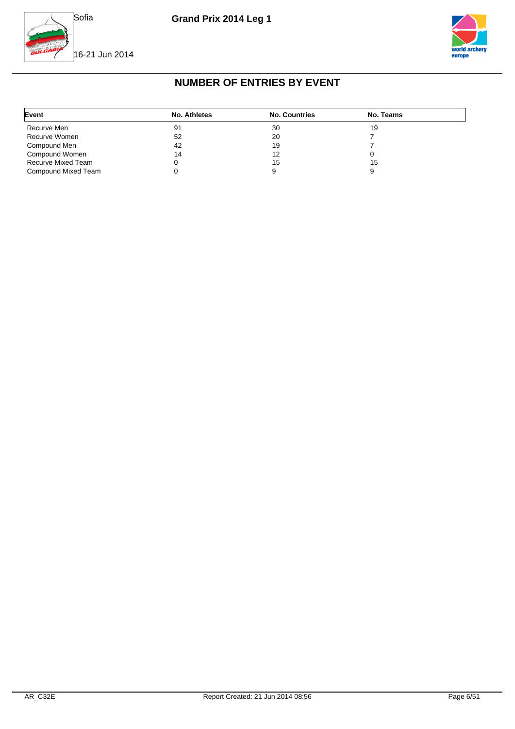# NUMBER OF ENTRIES BY EVENT

| Event | No. Athletes | No. Countries | No. Teams |
|---|---|---|---|
| Recurve Men | 91 | 30 | 19 |
| Recurve Women | 52 | 20 | 7 |
| Compound Men | 42 | 19 | 7 |
| Compound Women | 14 | 12 | 0 |
| Recurve Mixed Team | 0 | 15 | 15 |
| Compound Mixed Team | 0 | 9 | 9 |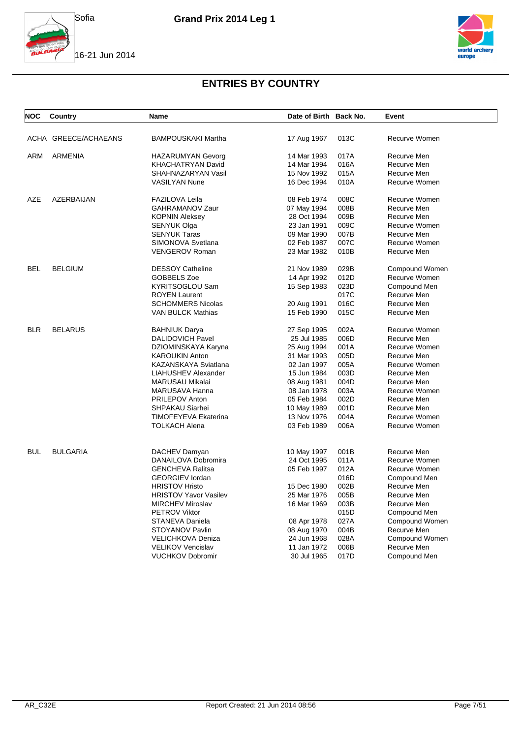# ENTRIES BY COUNTRY

| NOC | Country | Name | Date of Birth | Back No. | Event |
|---|---|---|---|---|---|
| ACHA | GREECE/ACHAEANS | BAMPOUSKAKI Martha | 17 Aug 1967 | 013C | Recurve Women |
| ARM | ARMENIA | HAZARUMYAN Gevorg | 14 Mar 1993 | 017A | Recurve Men |
| | | KHACHATRYAN David | 14 Mar 1994 | 016A | Recurve Men |
| | | SHAHNAZARYAN Vasil | 15 Nov 1992 | 015A | Recurve Men |
| | | VASILYAN Nune | 16 Dec 1994 | 010A | Recurve Women |
| AZE | AZERBAIJAN | FAZILOVA Leila | 08 Feb 1974 | 008C | Recurve Women |
| | | GAHRAMANOV Zaur | 07 May 1994 | 008B | Recurve Men |
| | | KOPNIN Aleksey | 28 Oct 1994 | 009B | Recurve Men |
| | | SENYUK Olga | 23 Jan 1991 | 009C | Recurve Women |
| | | SENYUK Taras | 09 Mar 1990 | 007B | Recurve Men |
| | | SIMONOVA Svetlana | 02 Feb 1987 | 007C | Recurve Women |
| | | VENGEROV Roman | 23 Mar 1982 | 010B | Recurve Men |
| BEL | BELGIUM | DESSOY Catheline | 21 Nov 1989 | 029B | Compound Women |
| | | GOBBELS Zoe | 14 Apr 1992 | 012D | Recurve Women |
| | | KYRITSOGLOU Sam | 15 Sep 1983 | 023D | Compound Men |
| | | ROYEN Laurent | | 017C | Recurve Men |
| | | SCHOMMERS Nicolas | 20 Aug 1991 | 016C | Recurve Men |
| | | VAN BULCK Mathias | 15 Feb 1990 | 015C | Recurve Men |
| BLR | BELARUS | BAHNIUK Darya | 27 Sep 1995 | 002A | Recurve Women |
| | | DALIDOVICH Pavel | 25 Jul 1985 | 006D | Recurve Men |
| | | DZIOMINSKAYA Karyna | 25 Aug 1994 | 001A | Recurve Women |
| | | KAROUKIN Anton | 31 Mar 1993 | 005D | Recurve Men |
| | | KAZANSKAYA Sviatlana | 02 Jan 1997 | 005A | Recurve Women |
| | | LIAHUSHEV Alexander | 15 Jun 1984 | 003D | Recurve Men |
| | | MARUSAU Mikalai | 08 Aug 1981 | 004D | Recurve Men |
| | | MARUSAVA Hanna | 08 Jan 1978 | 003A | Recurve Women |
| | | PRILEPOV Anton | 05 Feb 1984 | 002D | Recurve Men |
| | | SHPAKAU Siarhei | 10 May 1989 | 001D | Recurve Men |
| | | TIMOFEYEVA Ekaterina | 13 Nov 1976 | 004A | Recurve Women |
| | | TOLKACH Alena | 03 Feb 1989 | 006A | Recurve Women |
| BUL | BULGARIA | DACHEV Damyan | 10 May 1997 | 001B | Recurve Men |
| | | DANAILOVA Dobromira | 24 Oct 1995 | 011A | Recurve Women |
| | | GENCHEVA Ralitsa | 05 Feb 1997 | 012A | Recurve Women |
| | | GEORGIEV Iordan | | 016D | Compound Men |
| | | HRISTOV Hristo | 15 Dec 1980 | 002B | Recurve Men |
| | | HRISTOV Yavor Vasilev | 25 Mar 1976 | 005B | Recurve Men |
| | | MIRCHEV Miroslav | 16 Mar 1969 | 003B | Recurve Men |
| | | PETROV Viktor | | 015D | Compound Men |
| | | STANEVA Daniela | 08 Apr 1978 | 027A | Compound Women |
| | | STOYANOV Pavlin | 08 Aug 1970 | 004B | Recurve Men |
| | | VELICHKOVA Deniza | 24 Jun 1968 | 028A | Compound Women |
| | | VELIKOV Vencislav | 11 Jan 1972 | 006B | Recurve Men |
| | | VUCHKOV Dobromir | 30 Jul 1965 | 017D | Compound Men |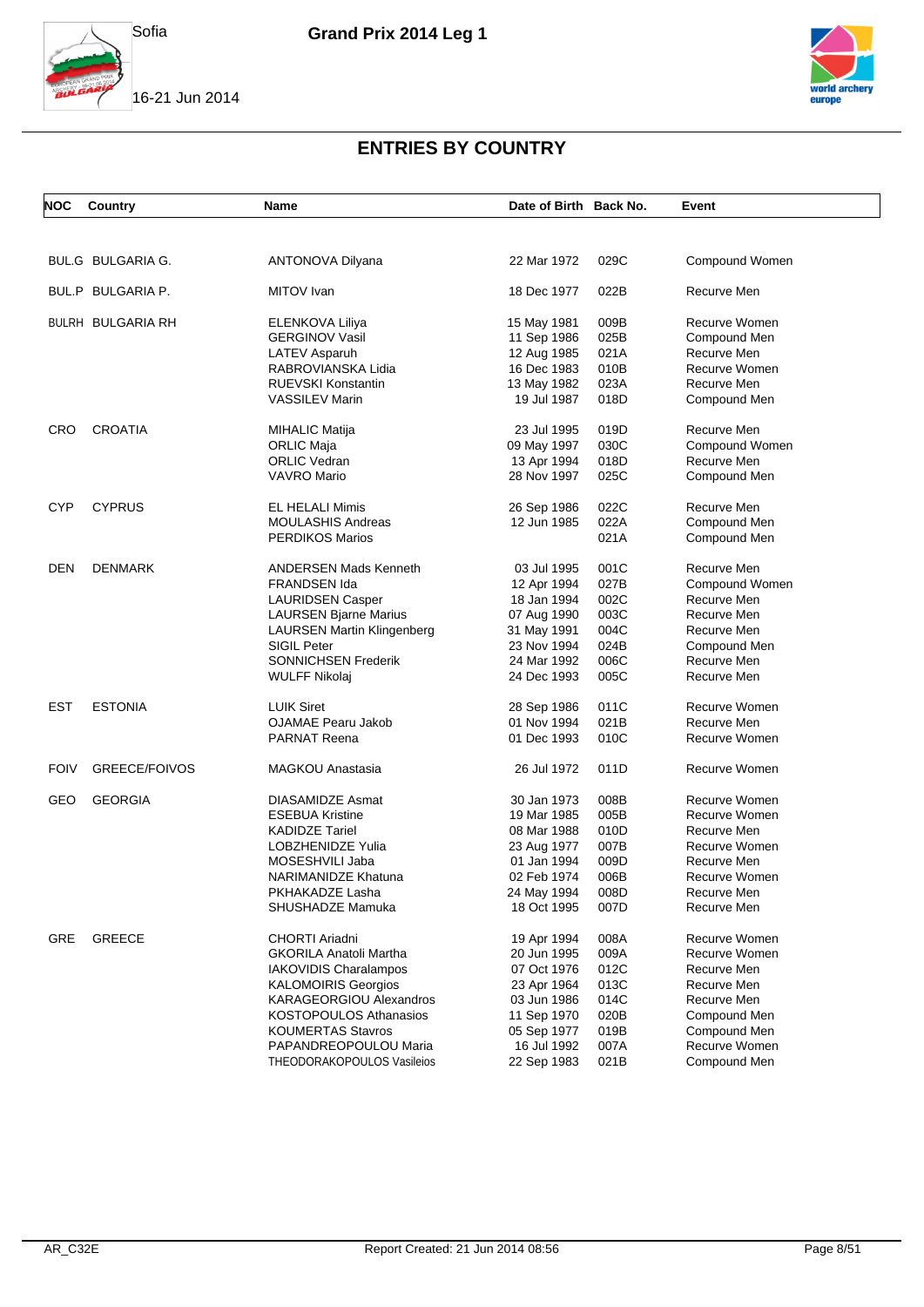# ENTRIES BY COUNTRY

| NOC | Country | Name | Date of Birth | Back No. | Event |
|---|---|---|---|---|---|
| BUL.G | BULGARIA G. | ANTONOVA Dilyana | 22 Mar 1972 | 029C | Compound Women |
| BUL.P | BULGARIA P. | MITOV Ivan | 18 Dec 1977 | 022B | Recurve Men |
| BULRH | BULGARIA RH | ELENKOVA Liliya | 15 May 1981 | 009B | Recurve Women |
| | | GERGINOV Vasil | 11 Sep 1986 | 025B | Compound Men |
| | | LATEV Asparuh | 12 Aug 1985 | 021A | Recurve Men |
| | | RABROVIANSKA Lidia | 16 Dec 1983 | 010B | Recurve Women |
| | | RUEVSKI Konstantin | 13 May 1982 | 023A | Recurve Men |
| | | VASSILEV Marin | 19 Jul 1987 | 018D | Compound Men |
| CRO | CROATIA | MIHALIC Matija | 23 Jul 1995 | 019D | Recurve Men |
| | | ORLIC Maja | 09 May 1997 | 030C | Compound Women |
| | | ORLIC Vedran | 13 Apr 1994 | 018D | Recurve Men |
| | | VAVRO Mario | 28 Nov 1997 | 025C | Compound Men |
| CYP | CYPRUS | EL HELALI Mimis | 26 Sep 1986 | 022C | Recurve Men |
| | | MOULASHIS Andreas | 12 Jun 1985 | 022A | Compound Men |
| | | PERDIKOS Marios | | 021A | Compound Men |
| DEN | DENMARK | ANDERSEN Mads Kenneth | 03 Jul 1995 | 001C | Recurve Men |
| | | FRANDSEN Ida | 12 Apr 1994 | 027B | Compound Women |
| | | LAURIDSEN Casper | 18 Jan 1994 | 002C | Recurve Men |
| | | LAURSEN Bjarne Marius | 07 Aug 1990 | 003C | Recurve Men |
| | | LAURSEN Martin Klingenberg | 31 May 1991 | 004C | Recurve Men |
| | | SIGIL Peter | 23 Nov 1994 | 024B | Compound Men |
| | | SONNICHSEN Frederik | 24 Mar 1992 | 006C | Recurve Men |
| | | WULFF Nikolaj | 24 Dec 1993 | 005C | Recurve Men |
| EST | ESTONIA | LUIK Siret | 28 Sep 1986 | 011C | Recurve Women |
| | | OJAMAE Pearu Jakob | 01 Nov 1994 | 021B | Recurve Men |
| | | PARNAT Reena | 01 Dec 1993 | 010C | Recurve Women |
| FOIV | GREECE/FOIVOS | MAGKOU Anastasia | 26 Jul 1972 | 011D | Recurve Women |
| GEO | GEORGIA | DIASAMIDZE Asmat | 30 Jan 1973 | 008B | Recurve Women |
| | | ESEBUA Kristine | 19 Mar 1985 | 005B | Recurve Women |
| | | KADIDZE Tariel | 08 Mar 1988 | 010D | Recurve Men |
| | | LOBZHENIDZE Yulia | 23 Aug 1977 | 007B | Recurve Women |
| | | MOSESHVILI Jaba | 01 Jan 1994 | 009D | Recurve Men |
| | | NARIMANIDZE Khatuna | 02 Feb 1974 | 006B | Recurve Women |
| | | PKHAKADZE Lasha | 24 May 1994 | 008D | Recurve Men |
| | | SHUSHADZE Mamuka | 18 Oct 1995 | 007D | Recurve Men |
| GRE | GREECE | CHORTI Ariadni | 19 Apr 1994 | 008A | Recurve Women |
| | | GKORILA Anatoli Martha | 20 Jun 1995 | 009A | Recurve Women |
| | | IAKOVIDIS Charalampos | 07 Oct 1976 | 012C | Recurve Men |
| | | KALOMOIRIS Georgios | 23 Apr 1964 | 013C | Recurve Men |
| | | KARAGEORGIOU Alexandros | 03 Jun 1986 | 014C | Recurve Men |
| | | KOSTOPOULOS Athanasios | 11 Sep 1970 | 020B | Compound Men |
| | | KOUMERTAS Stavros | 05 Sep 1977 | 019B | Compound Men |
| | | PAPANDREOPOULOU Maria | 16 Jul 1992 | 007A | Recurve Women |
| | | THEODORAKOPOULOS Vasileios | 22 Sep 1983 | 021B | Compound Men |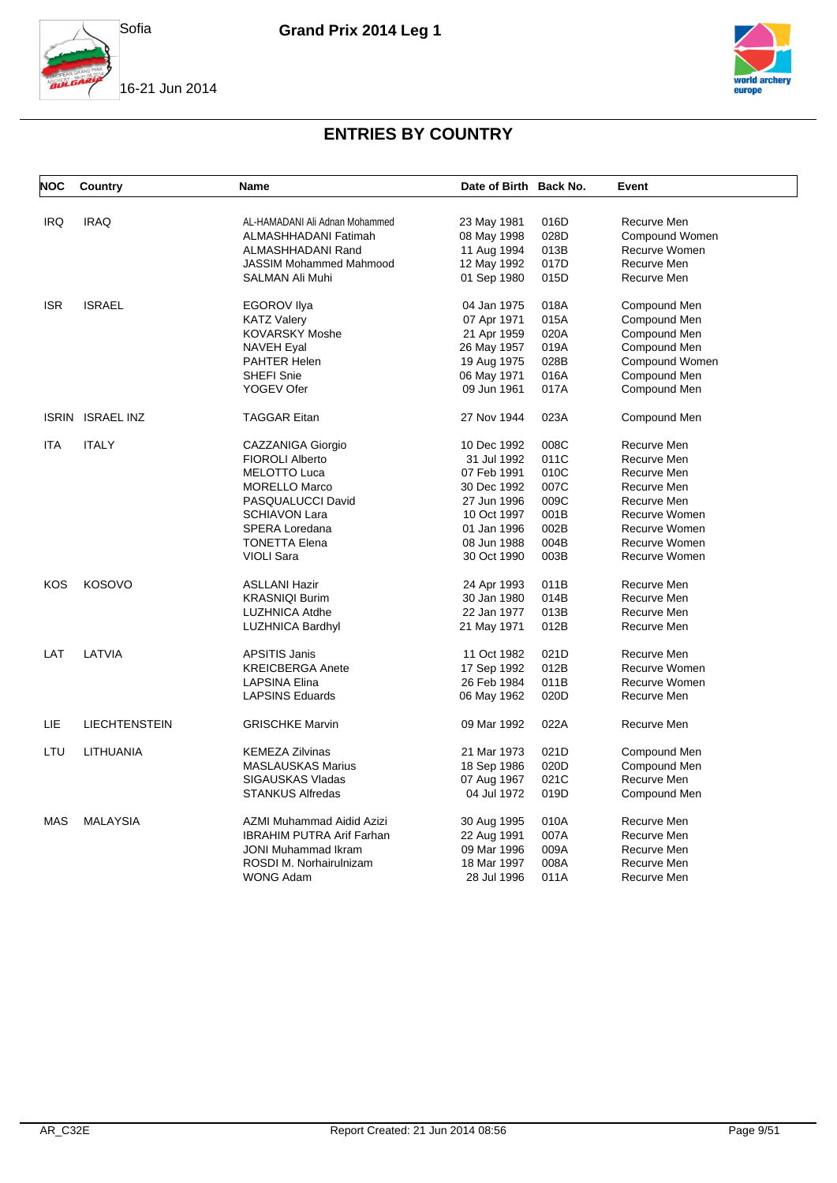# ENTRIES BY COUNTRY

| NOC | Country | Name | Date of Birth | Back No. | Event |
|---|---|---|---|---|---|
| IRQ | IRAQ | AL-HAMADANI Ali Adnan Mohammed | 23 May 1981 | 016D | Recurve Men |
| | | ALMASHHADANI Fatimah | 08 May 1998 | 028D | Compound Women |
| | | ALMASHHADANI Rand | 11 Aug 1994 | 013B | Recurve Women |
| | | JASSIM Mohammed Mahmood | 12 May 1992 | 017D | Recurve Men |
| | | SALMAN Ali Muhi | 01 Sep 1980 | 015D | Recurve Men |
| ISR | ISRAEL | EGOROV Ilya | 04 Jan 1975 | 018A | Compound Men |
| | | KATZ Valery | 07 Apr 1971 | 015A | Compound Men |
| | | KOVARSKY Moshe | 21 Apr 1959 | 020A | Compound Men |
| | | NAVEH Eyal | 26 May 1957 | 019A | Compound Men |
| | | PAHTER Helen | 19 Aug 1975 | 028B | Compound Women |
| | | SHEFI Snie | 06 May 1971 | 016A | Compound Men |
| | | YOGEV Ofer | 09 Jun 1961 | 017A | Compound Men |
| ISRIN | ISRAEL INZ | TAGGAR Eitan | 27 Nov 1944 | 023A | Compound Men |
| ITA | ITALY | CAZZANIGA Giorgio | 10 Dec 1992 | 008C | Recurve Men |
| | | FIOROLI Alberto | 31 Jul 1992 | 011C | Recurve Men |
| | | MELOTTO Luca | 07 Feb 1991 | 010C | Recurve Men |
| | | MORELLO Marco | 30 Dec 1992 | 007C | Recurve Men |
| | | PASQUALUCCI David | 27 Jun 1996 | 009C | Recurve Men |
| | | SCHIAVON Lara | 10 Oct 1997 | 001B | Recurve Women |
| | | SPERA Loredana | 01 Jan 1996 | 002B | Recurve Women |
| | | TONETTA Elena | 08 Jun 1988 | 004B | Recurve Women |
| | | VIOLI Sara | 30 Oct 1990 | 003B | Recurve Women |
| KOS | KOSOVO | ASLLANI Hazir | 24 Apr 1993 | 011B | Recurve Men |
| | | KRASNIQI Burim | 30 Jan 1980 | 014B | Recurve Men |
| | | LUZHNICA Atdhe | 22 Jan 1977 | 013B | Recurve Men |
| | | LUZHNICA Bardhyl | 21 May 1971 | 012B | Recurve Men |
| LAT | LATVIA | APSITIS Janis | 11 Oct 1982 | 021D | Recurve Men |
| | | KREICBERGA Anete | 17 Sep 1992 | 012B | Recurve Women |
| | | LAPSINA Elina | 26 Feb 1984 | 011B | Recurve Women |
| | | LAPSINS Eduards | 06 May 1962 | 020D | Recurve Men |
| LIE | LIECHTENSTEIN | GRISCHKE Marvin | 09 Mar 1992 | 022A | Recurve Men |
| LTU | LITHUANIA | KEMEZA Zilvinas | 21 Mar 1973 | 021D | Compound Men |
| | | MASLAUSKAS Marius | 18 Sep 1986 | 020D | Compound Men |
| | | SIGAUSKAS Vladas | 07 Aug 1967 | 021C | Recurve Men |
| | | STANKUS Alfredas | 04 Jul 1972 | 019D | Compound Men |
| MAS | MALAYSIA | AZMI Muhammad Aidid Azizi | 30 Aug 1995 | 010A | Recurve Men |
| | | IBRAHIM PUTRA Arif Farhan | 22 Aug 1991 | 007A | Recurve Men |
| | | JONI Muhammad Ikram | 09 Mar 1996 | 009A | Recurve Men |
| | | ROSDI M. Norhairulnizam | 18 Mar 1997 | 008A | Recurve Men |
| | | WONG Adam | 28 Jul 1996 | 011A | Recurve Men |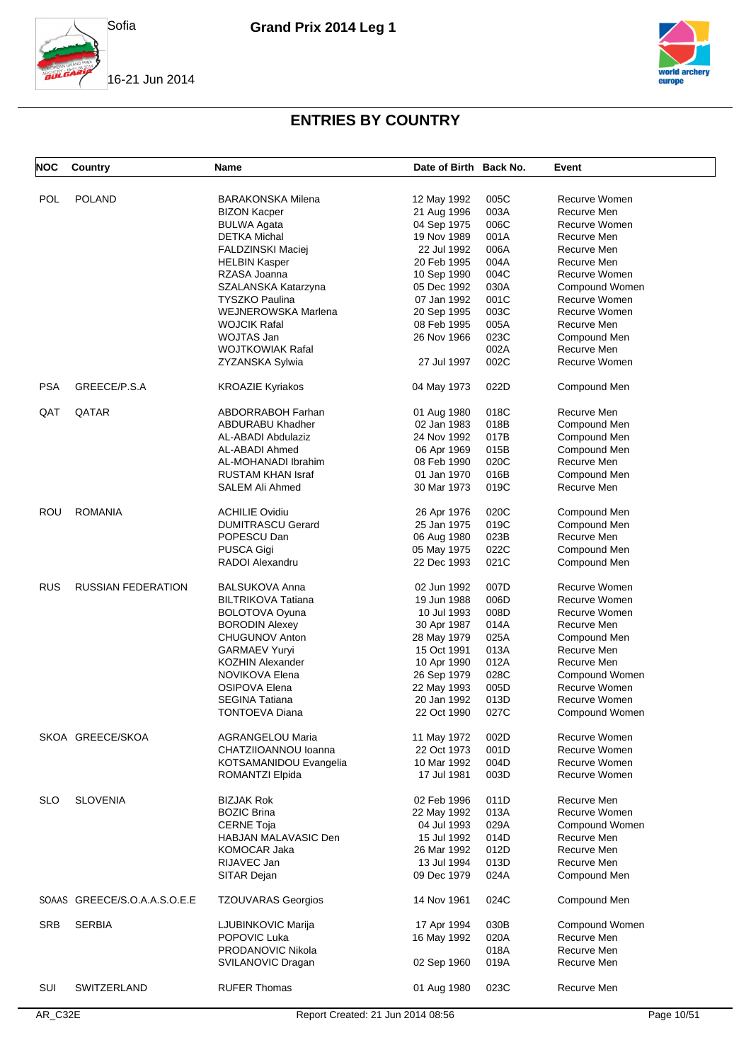# ENTRIES BY COUNTRY

| NOC | Country | Name | Date of Birth | Back No. | Event |
|---|---|---|---|---|---|
| POL | POLAND | BARAKONSKA Milena | 12 May 1992 | 005C | Recurve Women |
| | | BIZON Kacper | 21 Aug 1996 | 003A | Recurve Men |
| | | BULWA Agata | 04 Sep 1975 | 006C | Recurve Women |
| | | DETKA Michal | 19 Nov 1989 | 001A | Recurve Men |
| | | FALDZINSKI Maciej | 22 Jul 1992 | 006A | Recurve Men |
| | | HELBIN Kasper | 20 Feb 1995 | 004A | Recurve Men |
| | | RZASA Joanna | 10 Sep 1990 | 004C | Recurve Women |
| | | SZALANSKA Katarzyna | 05 Dec 1992 | 030A | Compound Women |
| | | TYSZKO Paulina | 07 Jan 1992 | 001C | Recurve Women |
| | | WEJNEROWSKA Marlena | 20 Sep 1995 | 003C | Recurve Women |
| | | WOJCIK Rafal | 08 Feb 1995 | 005A | Recurve Men |
| | | WOJTAS Jan | 26 Nov 1966 | 023C | Compound Men |
| | | WOJTKOWIAK Rafal | | 002A | Recurve Men |
| | | ZYZANSKA Sylwia | 27 Jul 1997 | 002C | Recurve Women |
| PSA | GREECE/P.S.A | KROAZIE Kyriakos | 04 May 1973 | 022D | Compound Men |
| QAT | QATAR | ABDORRABOH Farhan | 01 Aug 1980 | 018C | Recurve Men |
| | | ABDURABU Khadher | 02 Jan 1983 | 018B | Compound Men |
| | | AL-ABADI Abdulaziz | 24 Nov 1992 | 017B | Compound Men |
| | | AL-ABADI Ahmed | 06 Apr 1969 | 015B | Compound Men |
| | | AL-MOHANADI Ibrahim | 08 Feb 1990 | 020C | Recurve Men |
| | | RUSTAM KHAN Israf | 01 Jan 1970 | 016B | Compound Men |
| | | SALEM Ali Ahmed | 30 Mar 1973 | 019C | Recurve Men |
| ROU | ROMANIA | ACHILIE Ovidiu | 26 Apr 1976 | 020C | Compound Men |
| | | DUMITRASCU Gerard | 25 Jan 1975 | 019C | Compound Men |
| | | POPESCU Dan | 06 Aug 1980 | 023B | Recurve Men |
| | | PUSCA Gigi | 05 May 1975 | 022C | Compound Men |
| | | RADOI Alexandru | 22 Dec 1993 | 021C | Compound Men |
| RUS | RUSSIAN FEDERATION | BALSUKOVA Anna | 02 Jun 1992 | 007D | Recurve Women |
| | | BILTRIKOVA Tatiana | 19 Jun 1988 | 006D | Recurve Women |
| | | BOLOTOVA Oyuna | 10 Jul 1993 | 008D | Recurve Women |
| | | BORODIN Alexey | 30 Apr 1987 | 014A | Recurve Men |
| | | CHUGUNOV Anton | 28 May 1979 | 025A | Compound Men |
| | | GARMAEV Yuryi | 15 Oct 1991 | 013A | Recurve Men |
| | | KOZHIN Alexander | 10 Apr 1990 | 012A | Recurve Men |
| | | NOVIKOVA Elena | 26 Sep 1979 | 028C | Compound Women |
| | | OSIPOVA Elena | 22 May 1993 | 005D | Recurve Women |
| | | SEGINA Tatiana | 20 Jan 1992 | 013D | Recurve Women |
| | | TONTOEVA Diana | 22 Oct 1990 | 027C | Compound Women |
| SKOA | GREECE/SKOA | AGRANGELOU Maria | 11 May 1972 | 002D | Recurve Women |
| | | CHATZIIOANNOU Ioanna | 22 Oct 1973 | 001D | Recurve Women |
| | | KOTSAMANIDOU Evangelia | 10 Mar 1992 | 004D | Recurve Women |
| | | ROMANTZI Elpida | 17 Jul 1981 | 003D | Recurve Women |
| SLO | SLOVENIA | BIZJAK Rok | 02 Feb 1996 | 011D | Recurve Men |
| | | BOZIC Brina | 22 May 1992 | 013A | Recurve Women |
| | | CERNE Toja | 04 Jul 1993 | 029A | Compound Women |
| | | HABJAN MALAVASIC Den | 15 Jul 1992 | 014D | Recurve Men |
| | | KOMOCAR Jaka | 26 Mar 1992 | 012D | Recurve Men |
| | | RIJAVEC Jan | 13 Jul 1994 | 013D | Recurve Men |
| | | SITAR Dejan | 09 Dec 1979 | 024A | Compound Men |
| SOAAS | GREECE/S.O.A.A.S.O.E.E | TZOUVARAS Georgios | 14 Nov 1961 | 024C | Compound Men |
| SRB | SERBIA | LJUBINKOVIC Marija | 17 Apr 1994 | 030B | Compound Women |
| | | POPOVIC Luka | 16 May 1992 | 020A | Recurve Men |
| | | PRODANOVIC Nikola | | 018A | Recurve Men |
| | | SVILANOVIC Dragan | 02 Sep 1960 | 019A | Recurve Men |
| SUI | SWITZERLAND | RUFER Thomas | 01 Aug 1980 | 023C | Recurve Men |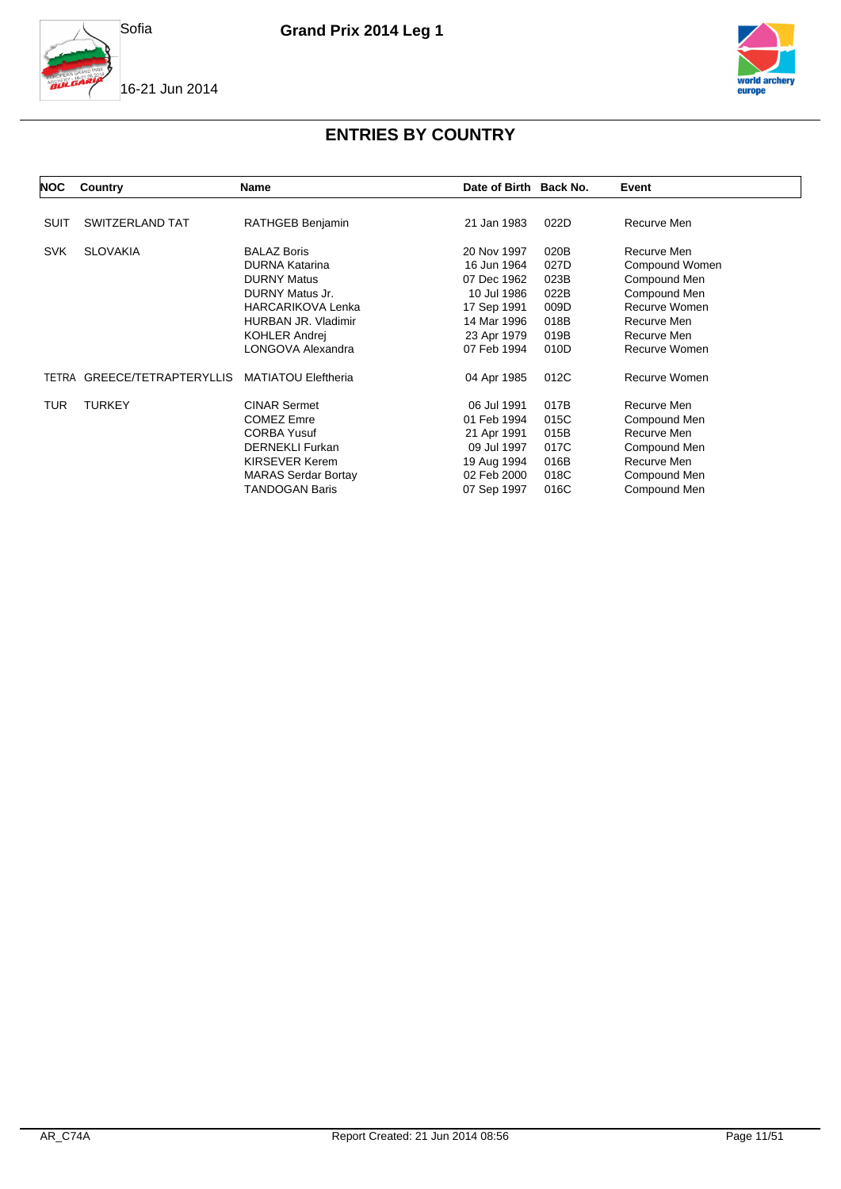## ENTRIES BY COUNTRY

| NOC | Country | Name | Date of Birth | Back No. | Event |
|---|---|---|---|---|---|
| SUIT | SWITZERLAND TAT | RATHGEB Benjamin | 21 Jan 1983 | 022D | Recurve Men |
| SVK | SLOVAKIA | BALAZ Boris | 20 Nov 1997 | 020B | Recurve Men |
| | | DURNA Katarina | 16 Jun 1964 | 027D | Compound Women |
| | | DURNY Matus | 07 Dec 1962 | 023B | Compound Men |
| | | DURNY Matus Jr. | 10 Jul 1986 | 022B | Compound Men |
| | | HARCARIKOVA Lenka | 17 Sep 1991 | 009D | Recurve Women |
| | | HURBAN JR. Vladimir | 14 Mar 1996 | 018B | Recurve Men |
| | | KOHLER Andrej | 23 Apr 1979 | 019B | Recurve Men |
| | | LONGOVA Alexandra | 07 Feb 1994 | 010D | Recurve Women |
| TETRA | GREECE/TETRAPTERYLLIS | MATIATOU Eleftheria | 04 Apr 1985 | 012C | Recurve Women |
| TUR | TURKEY | CINAR Sermet | 06 Jul 1991 | 017B | Recurve Men |
| | | COMEZ Emre | 01 Feb 1994 | 015C | Compound Men |
| | | CORBA Yusuf | 21 Apr 1991 | 015B | Recurve Men |
| | | DERNEKLI Furkan | 09 Jul 1997 | 017C | Compound Men |
| | | KIRSEVER Kerem | 19 Aug 1994 | 016B | Recurve Men |
| | | MARAS Serdar Bortay | 02 Feb 2000 | 018C | Compound Men |
| | | TANDOGAN Baris | 07 Sep 1997 | 016C | Compound Men |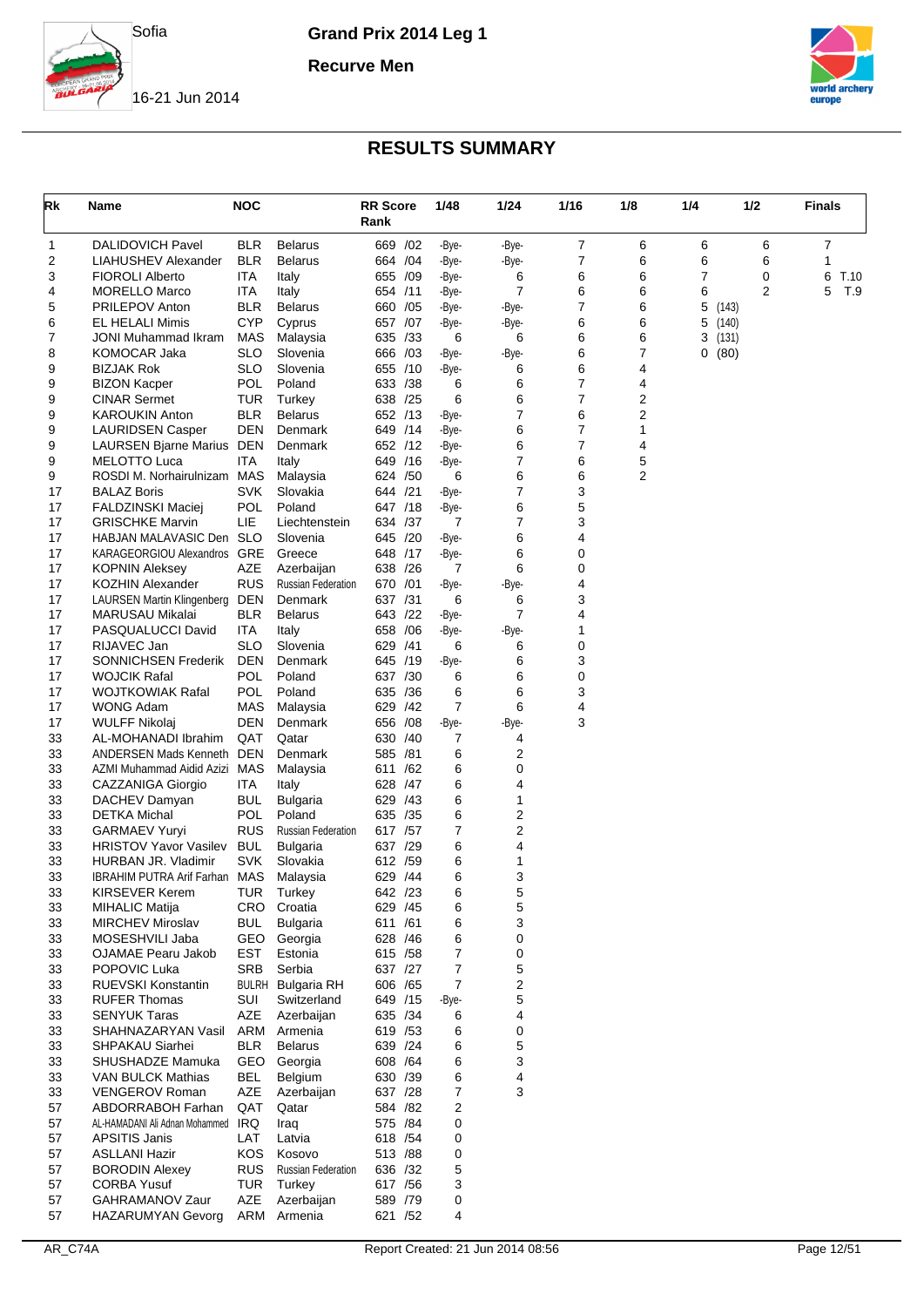# Grand Prix 2014 Leg 1

## Recurve Men

Sofia

16-21 Jun 2014

## RESULTS SUMMARY

| Rk | Name | NOC | | RR Score Rank | 1/48 | 1/24 | 1/16 | 1/8 | 1/4 | 1/2 | Finals |
|---|---|---|---|---|---|---|---|---|---|---|---|
| 1 | DALIDOVICH Pavel | BLR | Belarus | 669 /02 | -Bye- | -Bye- | 7 | 6 | 6 | 6 | 7 |
| 2 | LIAHUSHEV Alexander | BLR | Belarus | 664 /04 | -Bye- | -Bye- | 7 | 6 | 6 | 6 | 1 |
| 3 | FIOROLI Alberto | ITA | Italy | 655 /09 | -Bye- | 6 | 6 | 6 | 7 | 0 | 6 T.10 |
| 4 | MORELLO Marco | ITA | Italy | 654 /11 | -Bye- | 7 | 6 | 6 | 6 | 2 | 5 T.9 |
| 5 | PRILEPOV Anton | BLR | Belarus | 660 /05 | -Bye- | -Bye- | 7 | 6 | 5 (143) | | |
| 6 | EL HELALI Mimis | CYP | Cyprus | 657 /07 | -Bye- | -Bye- | 6 | 6 | 5 (140) | | |
| 7 | JONI Muhammad Ikram | MAS | Malaysia | 635 /33 | 6 | 6 | 6 | 6 | 3 (131) | | |
| 8 | KOMOCAR Jaka | SLO | Slovenia | 666 /03 | -Bye- | -Bye- | 6 | 7 | 0 (80) | | |
| 9 | BIZJAK Rok | SLO | Slovenia | 655 /10 | -Bye- | 6 | 6 | 4 | | | |
| 9 | BIZON Kacper | POL | Poland | 633 /38 | 6 | 6 | 7 | 4 | | | |
| 9 | CINAR Sermet | TUR | Turkey | 638 /25 | 6 | 6 | 7 | 2 | | | |
| 9 | KAROUKIN Anton | BLR | Belarus | 652 /13 | -Bye- | 7 | 6 | 2 | | | |
| 9 | LAURIDSEN Casper | DEN | Denmark | 649 /14 | -Bye- | 6 | 7 | 1 | | | |
| 9 | LAURSEN Bjarne Marius | DEN | Denmark | 652 /12 | -Bye- | 6 | 7 | 4 | | | |
| 9 | MELOTTO Luca | ITA | Italy | 649 /16 | -Bye- | 7 | 6 | 5 | | | |
| 9 | ROSDI M. Norhairulnizam | MAS | Malaysia | 624 /50 | 6 | 6 | 6 | 2 | | | |
| 17 | BALAZ Boris | SVK | Slovakia | 644 /21 | -Bye- | 7 | 3 | | | | |
| 17 | FALDZINSKI Maciej | POL | Poland | 647 /18 | -Bye- | 6 | 5 | | | | |
| 17 | GRISCHKE Marvin | LIE | Liechtenstein | 634 /37 | 7 | 7 | 3 | | | | |
| 17 | HABJAN MALAVASIC Den | SLO | Slovenia | 645 /20 | -Bye- | 6 | 4 | | | | |
| 17 | KARAGEORGIOU Alexandros | GRE | Greece | 648 /17 | -Bye- | 6 | 0 | | | | |
| 17 | KOPNIN Aleksey | AZE | Azerbaijan | 638 /26 | 7 | 6 | 0 | | | | |
| 17 | KOZHIN Alexander | RUS | Russian Federation | 670 /01 | -Bye- | -Bye- | 4 | | | | |
| 17 | LAURSEN Martin Klingenberg | DEN | Denmark | 637 /31 | 6 | 6 | 3 | | | | |
| 17 | MARUSAU Mikalai | BLR | Belarus | 643 /22 | -Bye- | 7 | 4 | | | | |
| 17 | PASQUALUCCI David | ITA | Italy | 658 /06 | -Bye- | -Bye- | 1 | | | | |
| 17 | RIJAVEC Jan | SLO | Slovenia | 629 /41 | 6 | 6 | 0 | | | | |
| 17 | SONNICHSEN Frederik | DEN | Denmark | 645 /19 | -Bye- | 6 | 3 | | | | |
| 17 | WOJCIK Rafal | POL | Poland | 637 /30 | 6 | 6 | 0 | | | | |
| 17 | WOJTKOWIAK Rafal | POL | Poland | 635 /36 | 6 | 6 | 3 | | | | |
| 17 | WONG Adam | MAS | Malaysia | 629 /42 | 7 | 6 | 4 | | | | |
| 17 | WULFF Nikolaj | DEN | Denmark | 656 /08 | -Bye- | -Bye- | 3 | | | | |
| 33 | AL-MOHANADI Ibrahim | QAT | Qatar | 630 /40 | 7 | 4 | | | | | |
| 33 | ANDERSEN Mads Kenneth | DEN | Denmark | 585 /81 | 6 | 2 | | | | | |
| 33 | AZMI Muhammad Aidid Azizi | MAS | Malaysia | 611 /62 | 6 | 0 | | | | | |
| 33 | CAZZANIGA Giorgio | ITA | Italy | 628 /47 | 6 | 4 | | | | | |
| 33 | DACHEV Damyan | BUL | Bulgaria | 629 /43 | 6 | 1 | | | | | |
| 33 | DETKA Michal | POL | Poland | 635 /35 | 6 | 2 | | | | | |
| 33 | GARMAEV Yuryi | RUS | Russian Federation | 617 /57 | 7 | 2 | | | | | |
| 33 | HRISTOV Yavor Vasilev | BUL | Bulgaria | 637 /29 | 6 | 4 | | | | | |
| 33 | HURBAN JR. Vladimir | SVK | Slovakia | 612 /59 | 6 | 1 | | | | | |
| 33 | IBRAHIM PUTRA Arif Farhan | MAS | Malaysia | 629 /44 | 6 | 3 | | | | | |
| 33 | KIRSEVER Kerem | TUR | Turkey | 642 /23 | 6 | 5 | | | | | |
| 33 | MIHALIC Matija | CRO | Croatia | 629 /45 | 6 | 5 | | | | | |
| 33 | MIRCHEV Miroslav | BUL | Bulgaria | 611 /61 | 6 | 3 | | | | | |
| 33 | MOSESHVILI Jaba | GEO | Georgia | 628 /46 | 6 | 0 | | | | | |
| 33 | OJAMAE Pearu Jakob | EST | Estonia | 615 /58 | 7 | 0 | | | | | |
| 33 | POPOVIC Luka | SRB | Serbia | 637 /27 | 7 | 5 | | | | | |
| 33 | RUEVSKI Konstantin | BULRH | Bulgaria RH | 606 /65 | 7 | 2 | | | | | |
| 33 | RUFER Thomas | SUI | Switzerland | 649 /15 | -Bye- | 5 | | | | | |
| 33 | SENYUK Taras | AZE | Azerbaijan | 635 /34 | 6 | 4 | | | | | |
| 33 | SHAHNAZARYAN Vasil | ARM | Armenia | 619 /53 | 6 | 0 | | | | | |
| 33 | SHPAKAU Siarhei | BLR | Belarus | 639 /24 | 6 | 5 | | | | | |
| 33 | SHUSHADZE Mamuka | GEO | Georgia | 608 /64 | 6 | 3 | | | | | |
| 33 | VAN BULCK Mathias | BEL | Belgium | 630 /39 | 6 | 4 | | | | | |
| 33 | VENGEROV Roman | AZE | Azerbaijan | 637 /28 | 7 | 3 | | | | | |
| 57 | ABDORRABOH Farhan | QAT | Qatar | 584 /82 | 2 | | | | | | |
| 57 | AL-HAMADANI Ali Adnan Mohammed | IRQ | Iraq | 575 /84 | 0 | | | | | | |
| 57 | APSITIS Janis | LAT | Latvia | 618 /54 | 0 | | | | | | |
| 57 | ASLLANI Hazir | KOS | Kosovo | 513 /88 | 0 | | | | | | |
| 57 | BORODIN Alexey | RUS | Russian Federation | 636 /32 | 5 | | | | | | |
| 57 | CORBA Yusuf | TUR | Turkey | 617 /56 | 3 | | | | | | |
| 57 | GAHRAMANOV Zaur | AZE | Azerbaijan | 589 /79 | 0 | | | | | | |
| 57 | HAZARUMYAN Gevorg | ARM | Armenia | 621 /52 | 4 | | | | | | |

AR_C74A　　Report Created: 21 Jun 2014 08:56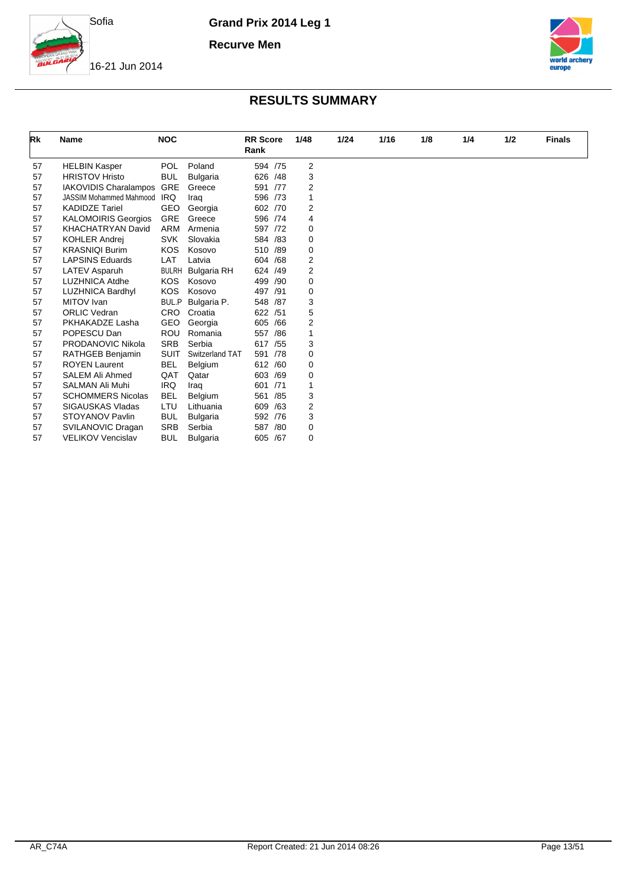Sofia

Grand Prix 2014 Leg 1

Recurve Men

16-21 Jun 2014

## RESULTS SUMMARY

| Rk | Name | NOC | | RR Score Rank | 1/48 | 1/24 | 1/16 | 1/8 | 1/4 | 1/2 | Finals |
|---|---|---|---|---|---|---|---|---|---|---|---|
| 57 | HELBIN Kasper | POL | Poland | 594 /75 | 2 | | | | | | |
| 57 | HRISTOV Hristo | BUL | Bulgaria | 626 /48 | 3 | | | | | | |
| 57 | IAKOVIDIS Charalampos | GRE | Greece | 591 /77 | 2 | | | | | | |
| 57 | JASSIM Mohammed Mahmood | IRQ | Iraq | 596 /73 | 1 | | | | | | |
| 57 | KADIDZE Tariel | GEO | Georgia | 602 /70 | 2 | | | | | | |
| 57 | KALOMOIRIS Georgios | GRE | Greece | 596 /74 | 4 | | | | | | |
| 57 | KHACHATRYAN David | ARM | Armenia | 597 /72 | 0 | | | | | | |
| 57 | KOHLER Andrej | SVK | Slovakia | 584 /83 | 0 | | | | | | |
| 57 | KRASNIQI Burim | KOS | Kosovo | 510 /89 | 0 | | | | | | |
| 57 | LAPSINS Eduards | LAT | Latvia | 604 /68 | 2 | | | | | | |
| 57 | LATEV Asparuh | BULRH | Bulgaria RH | 624 /49 | 2 | | | | | | |
| 57 | LUZHNICA Atdhe | KOS | Kosovo | 499 /90 | 0 | | | | | | |
| 57 | LUZHNICA Bardhyl | KOS | Kosovo | 497 /91 | 0 | | | | | | |
| 57 | MITOV Ivan | BUL.P | Bulgaria P. | 548 /87 | 3 | | | | | | |
| 57 | ORLIC Vedran | CRO | Croatia | 622 /51 | 5 | | | | | | |
| 57 | PKHAKADZE Lasha | GEO | Georgia | 605 /66 | 2 | | | | | | |
| 57 | POPESCU Dan | ROU | Romania | 557 /86 | 1 | | | | | | |
| 57 | PRODANOVIC Nikola | SRB | Serbia | 617 /55 | 3 | | | | | | |
| 57 | RATHGEB Benjamin | SUIT | Switzerland TAT | 591 /78 | 0 | | | | | | |
| 57 | ROYEN Laurent | BEL | Belgium | 612 /60 | 0 | | | | | | |
| 57 | SALEM Ali Ahmed | QAT | Qatar | 603 /69 | 0 | | | | | | |
| 57 | SALMAN Ali Muhi | IRQ | Iraq | 601 /71 | 1 | | | | | | |
| 57 | SCHOMMERS Nicolas | BEL | Belgium | 561 /85 | 3 | | | | | | |
| 57 | SIGAUSKAS Vladas | LTU | Lithuania | 609 /63 | 2 | | | | | | |
| 57 | STOYANOV Pavlin | BUL | Bulgaria | 592 /76 | 3 | | | | | | |
| 57 | SVILANOVIC Dragan | SRB | Serbia | 587 /80 | 0 | | | | | | |
| 57 | VELIKOV Vencislav | BUL | Bulgaria | 605 /67 | 0 | | | | | | |

AR_C74A Report Created: 21 Jun 2014 08:26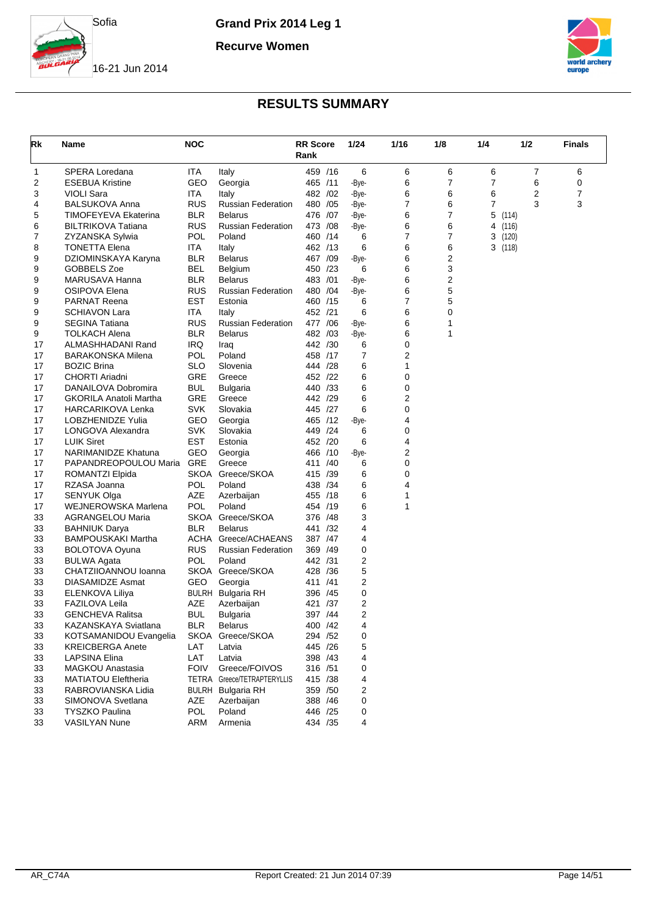Sofia

Grand Prix 2014 Leg 1

Recurve Women

16-21 Jun 2014

# RESULTS SUMMARY

| Rk | Name | NOC | | RR Score Rank | 1/24 | 1/16 | 1/8 | 1/4 | 1/2 | Finals |
|---|---|---|---|---|---|---|---|---|---|---|
| 1 | SPERA Loredana | ITA | Italy | 459 /16 | 6 | 6 | 6 | 6 | 7 | 6 |
| 2 | ESEBUA Kristine | GEO | Georgia | 465 /11 | -Bye- | 6 | 7 | 7 | 6 | 0 |
| 3 | VIOLI Sara | ITA | Italy | 482 /02 | -Bye- | 6 | 6 | 6 | 2 | 7 |
| 4 | BALSUKOVA Anna | RUS | Russian Federation | 480 /05 | -Bye- | 7 | 6 | 7 | 3 | 3 |
| 5 | TIMOFEYEVA Ekaterina | BLR | Belarus | 476 /07 | -Bye- | 6 | 7 | 5 (114) | | |
| 6 | BILTRIKOVA Tatiana | RUS | Russian Federation | 473 /08 | -Bye- | 6 | 6 | 4 (116) | | |
| 7 | ZYZANSKA Sylwia | POL | Poland | 460 /14 | 6 | 7 | 7 | 3 (120) | | |
| 8 | TONETTA Elena | ITA | Italy | 462 /13 | 6 | 6 | 6 | 3 (118) | | |
| 9 | DZIOMINSKAYA Karyna | BLR | Belarus | 467 /09 | -Bye- | 6 | 2 | | | |
| 9 | GOBBELS Zoe | BEL | Belgium | 450 /23 | 6 | 6 | 3 | | | |
| 9 | MARUSAVA Hanna | BLR | Belarus | 483 /01 | -Bye- | 6 | 2 | | | |
| 9 | OSIPOVA Elena | RUS | Russian Federation | 480 /04 | -Bye- | 6 | 5 | | | |
| 9 | PARNAT Reena | EST | Estonia | 460 /15 | 6 | 7 | 5 | | | |
| 9 | SCHIAVON Lara | ITA | Italy | 452 /21 | 6 | 6 | 0 | | | |
| 9 | SEGINA Tatiana | RUS | Russian Federation | 477 /06 | -Bye- | 6 | 1 | | | |
| 9 | TOLKACH Alena | BLR | Belarus | 482 /03 | -Bye- | 6 | 1 | | | |
| 17 | ALMASHHADANI Rand | IRQ | Iraq | 442 /30 | 6 | 0 | | | | |
| 17 | BARAKONSKA Milena | POL | Poland | 458 /17 | 7 | 2 | | | | |
| 17 | BOZIC Brina | SLO | Slovenia | 444 /28 | 6 | 1 | | | | |
| 17 | CHORTI Ariadni | GRE | Greece | 452 /22 | 6 | 0 | | | | |
| 17 | DANAILOVA Dobromira | BUL | Bulgaria | 440 /33 | 6 | 0 | | | | |
| 17 | GKORILA Anatoli Martha | GRE | Greece | 442 /29 | 6 | 2 | | | | |
| 17 | HARCARIKOVA Lenka | SVK | Slovakia | 445 /27 | 6 | 0 | | | | |
| 17 | LOBZHENIDZE Yulia | GEO | Georgia | 465 /12 | -Bye- | 4 | | | | |
| 17 | LONGOVA Alexandra | SVK | Slovakia | 449 /24 | 6 | 0 | | | | |
| 17 | LUIK Siret | EST | Estonia | 452 /20 | 6 | 4 | | | | |
| 17 | NARIMANIDZE Khatuna | GEO | Georgia | 466 /10 | -Bye- | 2 | | | | |
| 17 | PAPANDREOPOULOU Maria | GRE | Greece | 411 /40 | 6 | 0 | | | | |
| 17 | ROMANTZI Elpida | SKOA | Greece/SKOA | 415 /39 | 6 | 0 | | | | |
| 17 | RZASA Joanna | POL | Poland | 438 /34 | 6 | 4 | | | | |
| 17 | SENYUK Olga | AZE | Azerbaijan | 455 /18 | 6 | 1 | | | | |
| 17 | WEJNEROWSKA Marlena | POL | Poland | 454 /19 | 6 | 1 | | | | |
| 33 | AGRANGELOU Maria | SKOA | Greece/SKOA | 376 /48 | 3 | | | | | |
| 33 | BAHNIUK Darya | BLR | Belarus | 441 /32 | 4 | | | | | |
| 33 | BAMPOUSKAKI Martha | ACHA | Greece/ACHAEANS | 387 /47 | 4 | | | | | |
| 33 | BOLOTOVA Oyuna | RUS | Russian Federation | 369 /49 | 0 | | | | | |
| 33 | BULWA Agata | POL | Poland | 442 /31 | 2 | | | | | |
| 33 | CHATZIIOANNOU Ioanna | SKOA | Greece/SKOA | 428 /36 | 5 | | | | | |
| 33 | DIASAMIDZE Asmat | GEO | Georgia | 411 /41 | 2 | | | | | |
| 33 | ELENKOVA Liliya | BULRH | Bulgaria RH | 396 /45 | 0 | | | | | |
| 33 | FAZILOVA Leila | AZE | Azerbaijan | 421 /37 | 2 | | | | | |
| 33 | GENCHEVA Ralitsa | BUL | Bulgaria | 397 /44 | 2 | | | | | |
| 33 | KAZANSKAYA Sviatlana | BLR | Belarus | 400 /42 | 4 | | | | | |
| 33 | KOTSAMANIDOU Evangelia | SKOA | Greece/SKOA | 294 /52 | 0 | | | | | |
| 33 | KREICBERGA Anete | LAT | Latvia | 445 /26 | 5 | | | | | |
| 33 | LAPSINA Elina | LAT | Latvia | 398 /43 | 4 | | | | | |
| 33 | MAGKOU Anastasia | FOIV | Greece/FOIVOS | 316 /51 | 0 | | | | | |
| 33 | MATIATOU Eleftheria | TETRA | Greece/TETRAPTERYLLIS | 415 /38 | 4 | | | | | |
| 33 | RABROVIANSKA Lidia | BULRH | Bulgaria RH | 359 /50 | 2 | | | | | |
| 33 | SIMONOVA Svetlana | AZE | Azerbaijan | 388 /46 | 0 | | | | | |
| 33 | TYSZKO Paulina | POL | Poland | 446 /25 | 0 | | | | | |
| 33 | VASILYAN Nune | ARM | Armenia | 434 /35 | 4 | | | | | |

AR_C74A Report Created: 21 Jun 2014 07:39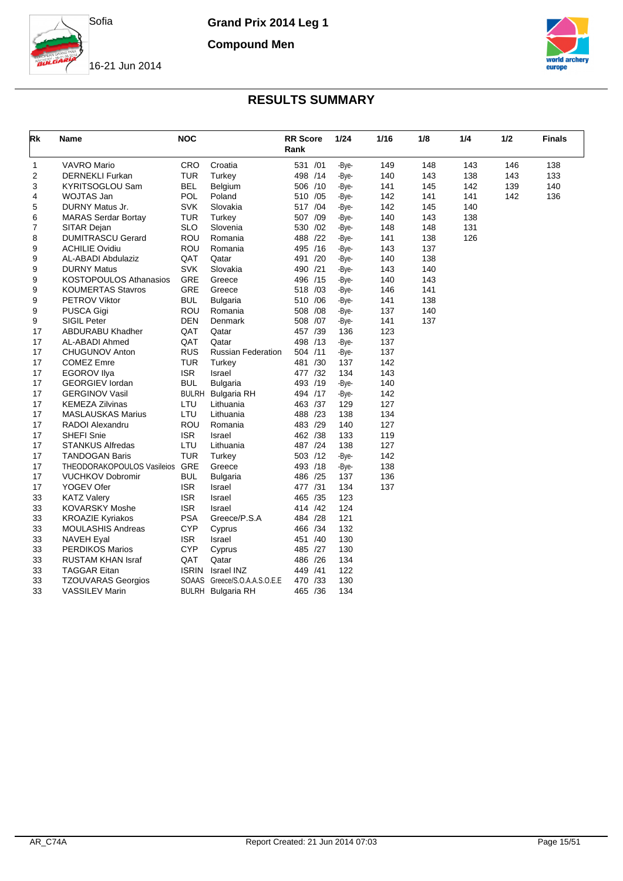Sofia

Grand Prix 2014 Leg 1

Compound Men

16-21 Jun 2014

## RESULTS SUMMARY

| Rk | Name | NOC | | RR Score Rank | 1/24 | 1/16 | 1/8 | 1/4 | 1/2 | Finals |
|---|---|---|---|---|---|---|---|---|---|---|
| 1 | VAVRO Mario | CRO | Croatia | 531 /01 | -Bye- | 149 | 148 | 143 | 146 | 138 |
| 2 | DERNEKLI Furkan | TUR | Turkey | 498 /14 | -Bye- | 140 | 143 | 138 | 143 | 133 |
| 3 | KYRITSOGLOU Sam | BEL | Belgium | 506 /10 | -Bye- | 141 | 145 | 142 | 139 | 140 |
| 4 | WOJTAS Jan | POL | Poland | 510 /05 | -Bye- | 142 | 141 | 141 | 142 | 136 |
| 5 | DURNY Matus Jr. | SVK | Slovakia | 517 /04 | -Bye- | 142 | 145 | 140 | | |
| 6 | MARAS Serdar Bortay | TUR | Turkey | 507 /09 | -Bye- | 140 | 143 | 138 | | |
| 7 | SITAR Dejan | SLO | Slovenia | 530 /02 | -Bye- | 148 | 148 | 131 | | |
| 8 | DUMITRASCU Gerard | ROU | Romania | 488 /22 | -Bye- | 141 | 138 | 126 | | |
| 9 | ACHILIE Ovidiu | ROU | Romania | 495 /16 | -Bye- | 143 | 137 | | | |
| 9 | AL-ABADI Abdulaziz | QAT | Qatar | 491 /20 | -Bye- | 140 | 138 | | | |
| 9 | DURNY Matus | SVK | Slovakia | 490 /21 | -Bye- | 143 | 140 | | | |
| 9 | KOSTOPOULOS Athanasios | GRE | Greece | 496 /15 | -Bye- | 140 | 143 | | | |
| 9 | KOUMERTAS Stavros | GRE | Greece | 518 /03 | -Bye- | 146 | 141 | | | |
| 9 | PETROV Viktor | BUL | Bulgaria | 510 /06 | -Bye- | 141 | 138 | | | |
| 9 | PUSCA Gigi | ROU | Romania | 508 /08 | -Bye- | 137 | 140 | | | |
| 9 | SIGIL Peter | DEN | Denmark | 508 /07 | -Bye- | 141 | 137 | | | |
| 17 | ABDURABU Khadher | QAT | Qatar | 457 /39 | 136 | 123 | | | | |
| 17 | AL-ABADI Ahmed | QAT | Qatar | 498 /13 | -Bye- | 137 | | | | |
| 17 | CHUGUNOV Anton | RUS | Russian Federation | 504 /11 | -Bye- | 137 | | | | |
| 17 | COMEZ Emre | TUR | Turkey | 481 /30 | 137 | 142 | | | | |
| 17 | EGOROV Ilya | ISR | Israel | 477 /32 | 134 | 143 | | | | |
| 17 | GEORGIEV Iordan | BUL | Bulgaria | 493 /19 | -Bye- | 140 | | | | |
| 17 | GERGINOV Vasil | BULRH | Bulgaria RH | 494 /17 | -Bye- | 142 | | | | |
| 17 | KEMEZA Zilvinas | LTU | Lithuania | 463 /37 | 129 | 127 | | | | |
| 17 | MASLAUSKAS Marius | LTU | Lithuania | 488 /23 | 138 | 134 | | | | |
| 17 | RADOI Alexandru | ROU | Romania | 483 /29 | 140 | 127 | | | | |
| 17 | SHEFI Snie | ISR | Israel | 462 /38 | 133 | 119 | | | | |
| 17 | STANKUS Alfredas | LTU | Lithuania | 487 /24 | 138 | 127 | | | | |
| 17 | TANDOGAN Baris | TUR | Turkey | 503 /12 | -Bye- | 142 | | | | |
| 17 | THEODORAKOPOULOS Vasileios | GRE | Greece | 493 /18 | -Bye- | 138 | | | | |
| 17 | VUCHKOV Dobromir | BUL | Bulgaria | 486 /25 | 137 | 136 | | | | |
| 17 | YOGEV Ofer | ISR | Israel | 477 /31 | 134 | 137 | | | | |
| 33 | KATZ Valery | ISR | Israel | 465 /35 | 123 | | | | | |
| 33 | KOVARSKY Moshe | ISR | Israel | 414 /42 | 124 | | | | | |
| 33 | KROAZIE Kyriakos | PSA | Greece/P.S.A | 484 /28 | 121 | | | | | |
| 33 | MOULASHIS Andreas | CYP | Cyprus | 466 /34 | 132 | | | | | |
| 33 | NAVEH Eyal | ISR | Israel | 451 /40 | 130 | | | | | |
| 33 | PERDIKOS Marios | CYP | Cyprus | 485 /27 | 130 | | | | | |
| 33 | RUSTAM KHAN Israf | QAT | Qatar | 486 /26 | 134 | | | | | |
| 33 | TAGGAR Eitan | ISRIN | Israel INZ | 449 /41 | 122 | | | | | |
| 33 | TZOUVARAS Georgios | SOAAS | Greece/S.O.A.A.S.O.E.E | 470 /33 | 130 | | | | | |
| 33 | VASSILEV Marin | BULRH | Bulgaria RH | 465 /36 | 134 | | | | | |

AR_C74A Report Created: 21 Jun 2014 07:03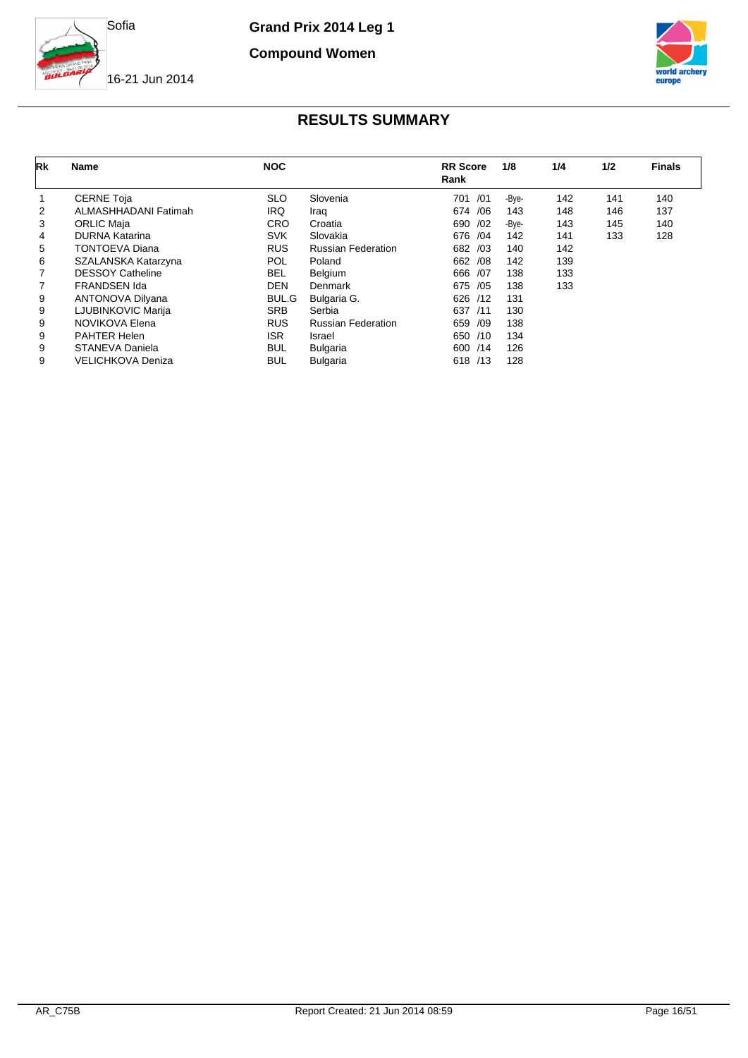Sofia

**Grand Prix 2014 Leg 1**

**Compound Women**

16-21 Jun 2014

## RESULTS SUMMARY

| Rk | Name | NOC | | RR Score Rank | 1/8 | 1/4 | 1/2 | Finals |
|---|---|---|---|---|---|---|---|---|
| 1 | CERNE Toja | SLO | Slovenia | 701 /01 | -Bye- | 142 | 141 | 140 |
| 2 | ALMASHHADANI Fatimah | IRQ | Iraq | 674 /06 | 143 | 148 | 146 | 137 |
| 3 | ORLIC Maja | CRO | Croatia | 690 /02 | -Bye- | 143 | 145 | 140 |
| 4 | DURNA Katarina | SVK | Slovakia | 676 /04 | 142 | 141 | 133 | 128 |
| 5 | TONTOEVA Diana | RUS | Russian Federation | 682 /03 | 140 | 142 | | |
| 6 | SZALANSKA Katarzyna | POL | Poland | 662 /08 | 142 | 139 | | |
| 7 | DESSOY Catheline | BEL | Belgium | 666 /07 | 138 | 133 | | |
| 7 | FRANDSEN Ida | DEN | Denmark | 675 /05 | 138 | 133 | | |
| 9 | ANTONOVA Dilyana | BUL.G | Bulgaria G. | 626 /12 | 131 | | | |
| 9 | LJUBINKOVIC Marija | SRB | Serbia | 637 /11 | 130 | | | |
| 9 | NOVIKOVA Elena | RUS | Russian Federation | 659 /09 | 138 | | | |
| 9 | PAHTER Helen | ISR | Israel | 650 /10 | 134 | | | |
| 9 | STANEVA Daniela | BUL | Bulgaria | 600 /14 | 126 | | | |
| 9 | VELICHKOVA Deniza | BUL | Bulgaria | 618 /13 | 128 | | | |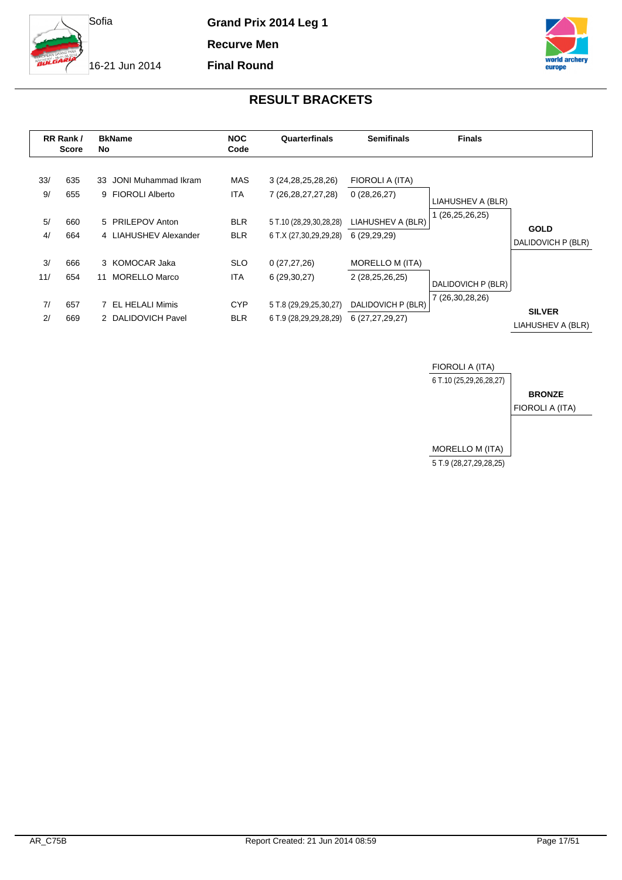Sofia

16-21 Jun 2014

**Grand Prix 2014 Leg 1**

**Recurve Men**

**Final Round**

## RESULT BRACKETS

| RR Rank / | Score | BkNo | Name | NOC Code | Quarterfinals | Semifinals |
|---|---|---|---|---|---|---|
| 33/ | 635 | 33 | JONI Muhammad Ikram | MAS | 3 (24,28,25,28,26) | FIOROLI A (ITA) |
| 9/ | 655 | 9 | FIOROLI Alberto | ITA | 7 (26,28,27,27,28) | 0 (28,26,27) |
| 5/ | 660 | 5 | PRILEPOV Anton | BLR | 5 T.10 (28,29,30,28,28) | LIAHUSHEV A (BLR) |
| 4/ | 664 | 4 | LIAHUSHEV Alexander | BLR | 6 T.X (27,30,29,29,28) | 6 (29,29,29) |
| 3/ | 666 | 3 | KOMOCAR Jaka | SLO | 0 (27,27,26) | MORELLO M (ITA) |
| 11/ | 654 | 11 | MORELLO Marco | ITA | 6 (29,30,27) | 2 (28,25,26,25) |
| 7/ | 657 | 7 | EL HELALI Mimis | CYP | 5 T.8 (29,29,25,30,27) | DALIDOVICH P (BLR) |
| 2/ | 669 | 2 | DALIDOVICH Pavel | BLR | 6 T.9 (28,29,29,28,29) | 6 (27,27,29,27) |

**Finals**

| Finals | |
|---|---|
| LIAHUSHEV A (BLR) | 1 (26,25,26,25) |
| DALIDOVICH P (BLR) | 7 (26,30,28,26) |

**GOLD**
DALIDOVICH P (BLR)

**SILVER**
LIAHUSHEV A (BLR)

**Bronze Match**

| Bronze Match | |
|---|---|
| FIOROLI A (ITA) | 6 T.10 (25,29,26,28,27) |
| MORELLO M (ITA) | 5 T.9 (28,27,29,28,25) |

**BRONZE**
FIOROLI A (ITA)

AR_C75B

Report Created: 21 Jun 2014 08:59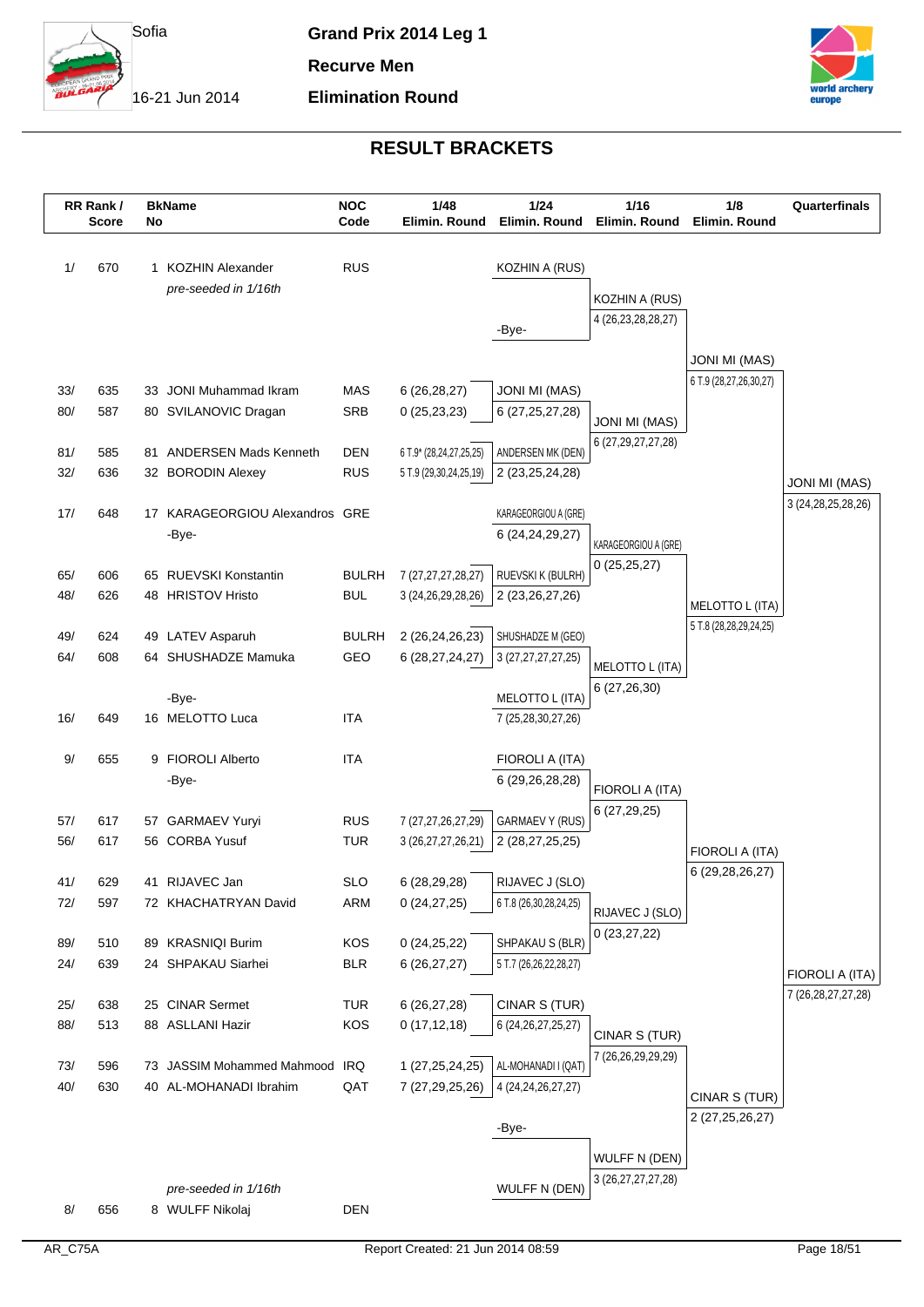Sofia

16-21 Jun 2014

**Grand Prix 2014 Leg 1**

**Recurve Men**

**Elimination Round**

## RESULT BRACKETS

| RR Rank / Score | | BkNo | Name | NOC Code | 1/48 Elimin. Round | 1/24 Elimin. Round | 1/16 Elimin. Round | 1/8 Elimin. Round | Quarterfinals |
|---|---|---|---|---|---|---|---|---|---|
| 1/ | 670 | 1 | KOZHIN Alexander *pre-seeded in 1/16th* | RUS | | KOZHIN A (RUS) | | | |
| | | | | | | -Bye- | KOZHIN A (RUS) 4 (26,23,28,28,27) | | |
| 33/ | 635 | 33 | JONI Muhammad Ikram | MAS | 6 (26,28,27) | JONI MI (MAS) | | JONI MI (MAS) 6 T.9 (28,27,26,30,27) | |
| 80/ | 587 | 80 | SVILANOVIC Dragan | SRB | 0 (25,23,23) | 6 (27,25,27,28) | JONI MI (MAS) 6 (27,29,27,27,28) | | |
| 81/ | 585 | 81 | ANDERSEN Mads Kenneth | DEN | 6 T.9* (28,24,27,25,25) | ANDERSEN MK (DEN) | | | |
| 32/ | 636 | 32 | BORODIN Alexey | RUS | 5 T.9 (29,30,24,25,19) | 2 (23,25,24,28) | | | JONI MI (MAS) 3 (24,28,25,28,26) |
| 17/ | 648 | 17 | KARAGEORGIOU Alexandros | GRE | | KARAGEORGIOU A (GRE) | | | |
| | | | -Bye- | | | 6 (24,24,29,27) | KARAGEORGIOU A (GRE) 0 (25,25,27) | | |
| 65/ | 606 | 65 | RUEVSKI Konstantin | BULRH | 7 (27,27,27,28,27) | RUEVSKI K (BULRH) | | | |
| 48/ | 626 | 48 | HRISTOV Hristo | BUL | 3 (24,26,29,28,26) | 2 (23,26,27,26) | | MELOTTO L (ITA) 5 T.8 (28,28,29,24,25) | |
| 49/ | 624 | 49 | LATEV Asparuh | BULRH | 2 (26,24,26,23) | SHUSHADZE M (GEO) | | | |
| 64/ | 608 | 64 | SHUSHADZE Mamuka | GEO | 6 (28,27,24,27) | 3 (27,27,27,27,25) | MELOTTO L (ITA) 6 (27,26,30) | | |
| | | | -Bye- | | | MELOTTO L (ITA) | | | |
| 16/ | 649 | 16 | MELOTTO Luca | ITA | | 7 (25,28,30,27,26) | | | |
| 9/ | 655 | 9 | FIOROLI Alberto | ITA | | FIOROLI A (ITA) | | | |
| | | | -Bye- | | | 6 (29,26,28,28) | FIOROLI A (ITA) 6 (27,29,25) | | |
| 57/ | 617 | 57 | GARMAEV Yuryi | RUS | 7 (27,27,26,27,29) | GARMAEV Y (RUS) | | | |
| 56/ | 617 | 56 | CORBA Yusuf | TUR | 3 (26,27,27,26,21) | 2 (28,27,25,25) | | FIOROLI A (ITA) 6 (29,28,26,27) | |
| 41/ | 629 | 41 | RIJAVEC Jan | SLO | 6 (28,29,28) | RIJAVEC J (SLO) | | | |
| 72/ | 597 | 72 | KHACHATRYAN David | ARM | 0 (24,27,25) | 6 T.8 (26,30,28,24,25) | RIJAVEC J (SLO) 0 (23,27,22) | | |
| 89/ | 510 | 89 | KRASNIQI Burim | KOS | 0 (24,25,22) | SHPAKAU S (BLR) | | | |
| 24/ | 639 | 24 | SHPAKAU Siarhei | BLR | 6 (26,27,27) | 5 T.7 (26,26,22,28,27) | | | FIOROLI A (ITA) 7 (26,28,27,27,28) |
| 25/ | 638 | 25 | CINAR Sermet | TUR | 6 (26,27,28) | CINAR S (TUR) | | | |
| 88/ | 513 | 88 | ASLLANI Hazir | KOS | 0 (17,12,18) | 6 (24,26,27,25,27) | CINAR S (TUR) 7 (26,26,29,29,29) | | |
| 73/ | 596 | 73 | JASSIM Mohammed Mahmood | IRQ | 1 (27,25,24,25) | AL-MOHANADI I (QAT) | | | |
| 40/ | 630 | 40 | AL-MOHANADI Ibrahim | QAT | 7 (27,29,25,26) | 4 (24,24,26,27,27) | | CINAR S (TUR) 2 (27,25,26,27) | |
| | | | | | | -Bye- | | | |
| | | | | | | | WULFF N (DEN) 3 (26,27,27,27,28) | | |
| 8/ | 656 | 8 | WULFF Nikolaj *pre-seeded in 1/16th* | DEN | | WULFF N (DEN) | | | |

AR_C75A

Report Created: 21 Jun 2014 08:59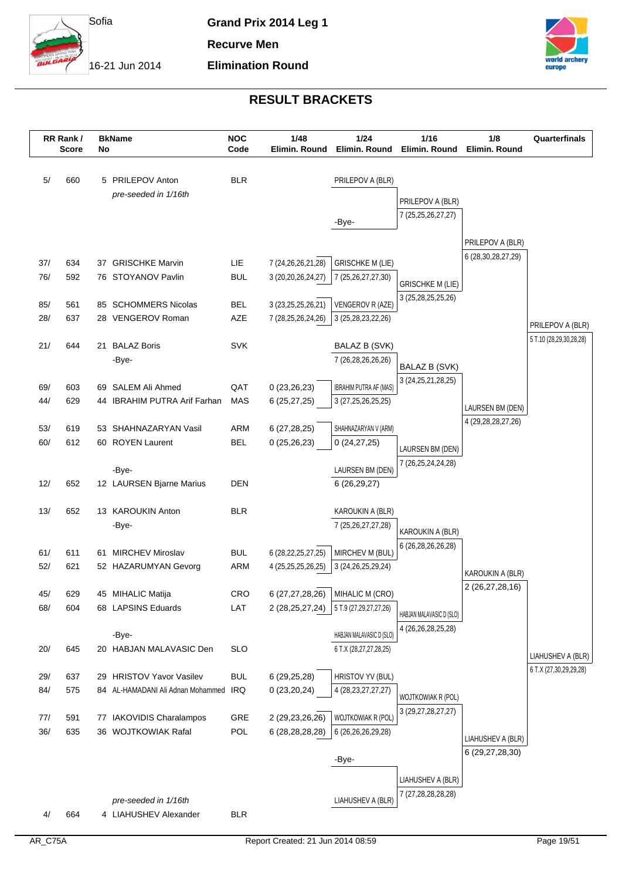Sofia

16-21 Jun 2014

**Grand Prix 2014 Leg 1**

**Recurve Men**

**Elimination Round**

## RESULT BRACKETS

| RR Rank / Score | | BkNo | Name | NOC Code | 1/48 Elimin. Round | 1/24 Elimin. Round | 1/16 Elimin. Round | 1/8 Elimin. Round | Quarterfinals |
|---|---|---|---|---|---|---|---|---|---|
| 5/ | 660 | 5 | PRILEPOV Anton | BLR | | PRILEPOV A (BLR) | | | |
| | | | *pre-seeded in 1/16th* | | | | PRILEPOV A (BLR) 7 (25,25,26,27,27) | | |
| | | | | | | -Bye- | | | |
| | | | | | | | | PRILEPOV A (BLR) 6 (28,30,28,27,29) | |
| 37/ | 634 | 37 | GRISCHKE Marvin | LIE | 7 (24,26,26,21,28) | GRISCHKE M (LIE) | | | |
| 76/ | 592 | 76 | STOYANOV Pavlin | BUL | 3 (20,20,26,24,27) | 7 (25,26,27,27,30) | | | |
| | | | | | | | GRISCHKE M (LIE) 3 (25,28,25,25,26) | | |
| 85/ | 561 | 85 | SCHOMMERS Nicolas | BEL | 3 (23,25,25,26,21) | VENGEROV R (AZE) | | | |
| 28/ | 637 | 28 | VENGEROV Roman | AZE | 7 (28,25,26,24,26) | 3 (25,28,23,22,26) | | | |
| | | | | | | | | | PRILEPOV A (BLR) 5 T.10 (28,29,30,28,28) |
| 21/ | 644 | 21 | BALAZ Boris | SVK | | BALAZ B (SVK) | | | |
| | | | -Bye- | | | 7 (26,28,26,26,26) | | | |
| | | | | | | | BALAZ B (SVK) 3 (24,25,21,28,25) | | |
| 69/ | 603 | 69 | SALEM Ali Ahmed | QAT | 0 (23,26,23) | IBRAHIM PUTRA AF (MAS) | | | |
| 44/ | 629 | 44 | IBRAHIM PUTRA Arif Farhan | MAS | 6 (25,27,25) | 3 (27,25,26,25,25) | | | |
| | | | | | | | | LAURSEN BM (DEN) 4 (29,28,28,27,26) | |
| 53/ | 619 | 53 | SHAHNAZARYAN Vasil | ARM | 6 (27,28,25) | SHAHNAZARYAN V (ARM) | | | |
| 60/ | 612 | 60 | ROYEN Laurent | BEL | 0 (25,26,23) | 0 (24,27,25) | | | |
| | | | | | | | LAURSEN BM (DEN) 7 (26,25,24,24,28) | | |
| | | | -Bye- | | | LAURSEN BM (DEN) | | | |
| 12/ | 652 | 12 | LAURSEN Bjarne Marius | DEN | | 6 (26,29,27) | | | |
| 13/ | 652 | 13 | KAROUKIN Anton | BLR | | KAROUKIN A (BLR) | | | |
| | | | -Bye- | | | 7 (25,26,27,27,28) | | | |
| | | | | | | | KAROUKIN A (BLR) 6 (26,28,26,26,28) | | |
| 61/ | 611 | 61 | MIRCHEV Miroslav | BUL | 6 (28,22,25,27,25) | MIRCHEV M (BUL) | | | |
| 52/ | 621 | 52 | HAZARUMYAN Gevorg | ARM | 4 (25,25,25,26,25) | 3 (24,26,25,29,24) | | | |
| | | | | | | | | KAROUKIN A (BLR) 2 (26,27,28,16) | |
| 45/ | 629 | 45 | MIHALIC Matija | CRO | 6 (27,27,28,26) | MIHALIC M (CRO) | | | |
| 68/ | 604 | 68 | LAPSINS Eduards | LAT | 2 (28,25,27,24) | 5 T.9 (27,29,27,27,26) | | | |
| | | | | | | | HABJAN MALAVASIC D (SLO) 4 (26,26,28,25,28) | | |
| | | | -Bye- | | | HABJAN MALAVASIC D (SLO) | | | |
| 20/ | 645 | 20 | HABJAN MALAVASIC Den | SLO | | 6 T.X (28,27,27,28,25) | | | |
| | | | | | | | | | LIAHUSHEV A (BLR) 6 T.X (27,30,29,29,28) |
| 29/ | 637 | 29 | HRISTOV Yavor Vasilev | BUL | 6 (29,25,28) | HRISTOV YV (BUL) | | | |
| 84/ | 575 | 84 | AL-HAMADANI Ali Adnan Mohammed | IRQ | 0 (23,20,24) | 4 (28,23,27,27,27) | | | |
| | | | | | | | WOJTKOWIAK R (POL) 3 (29,27,28,27,27) | | |
| 77/ | 591 | 77 | IAKOVIDIS Charalampos | GRE | 2 (29,23,26,26) | WOJTKOWIAK R (POL) | | | |
| 36/ | 635 | 36 | WOJTKOWIAK Rafal | POL | 6 (28,28,28,28) | 6 (26,26,26,29,28) | | | |
| | | | | | | | | LIAHUSHEV A (BLR) 6 (29,27,28,30) | |
| | | | | | | -Bye- | | | |
| | | | | | | | LIAHUSHEV A (BLR) 7 (27,28,28,28,28) | | |
| | | | *pre-seeded in 1/16th* | | | LIAHUSHEV A (BLR) | | | |
| 4/ | 664 | 4 | LIAHUSHEV Alexander | BLR | | | | | |

AR_C75A Report Created: 21 Jun 2014 08:59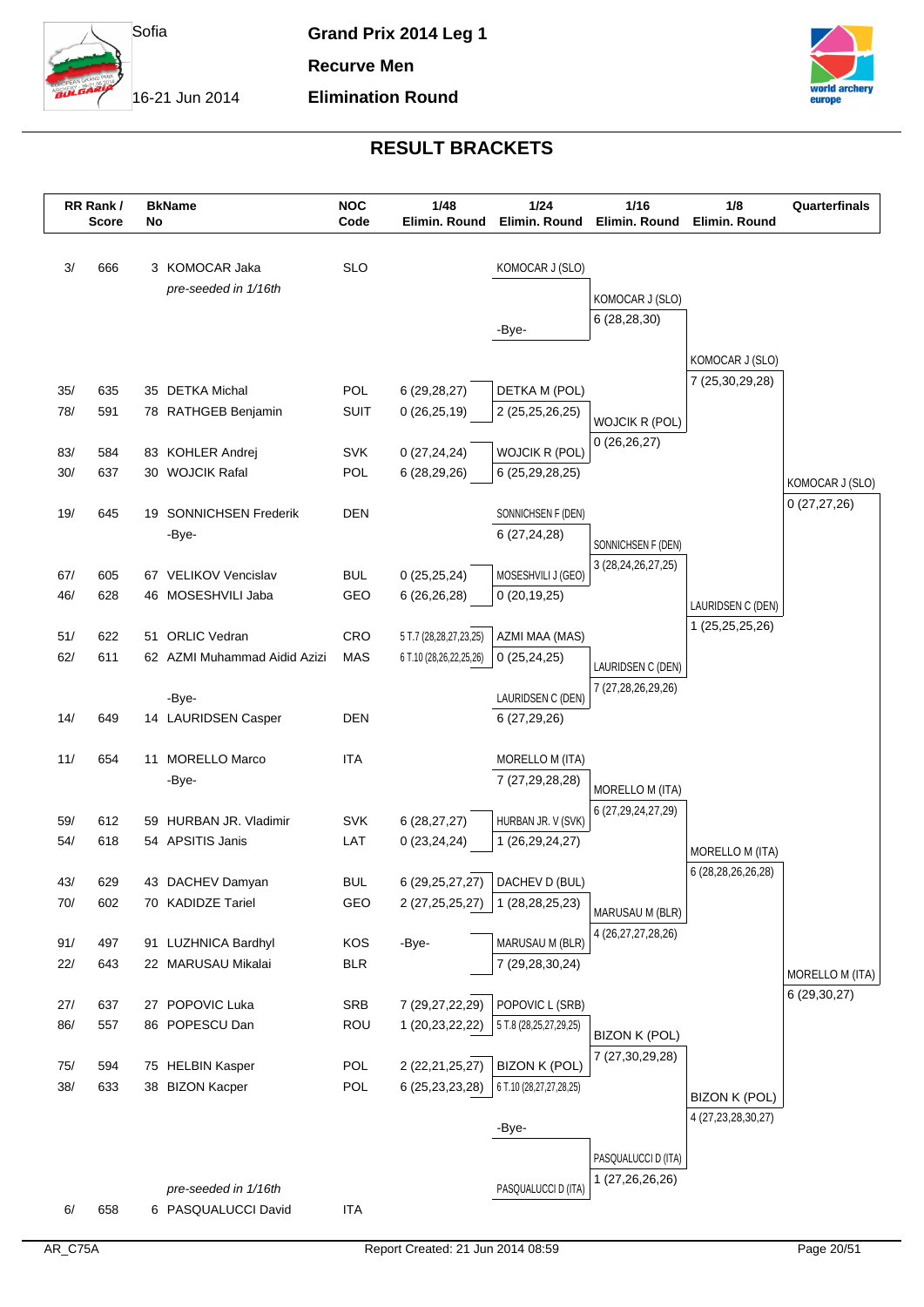# Grand Prix 2014 Leg 1

**Recurve Men**

**Elimination Round**

Sofia, 16-21 Jun 2014

## RESULT BRACKETS

| RR Rank / Score | BkNo | Name | NOC Code | 1/48 Elimin. Round | 1/24 Elimin. Round | 1/16 Elimin. Round | 1/8 Elimin. Round | Quarterfinals |
|---|---|---|---|---|---|---|---|---|
| 3/ 666 | 3 | KOMOCAR Jaka *pre-seeded in 1/16th* | SLO | | KOMOCAR J (SLO) | KOMOCAR J (SLO) 6 (28,28,30) | KOMOCAR J (SLO) 7 (25,30,29,28) | KOMOCAR J (SLO) 0 (27,27,26) |
| | | | | | -Bye- | | | |
| 35/ 635 | 35 | DETKA Michal | POL | 6 (29,28,27) | DETKA M (POL) 2 (25,25,26,25) | WOJCIK R (POL) 0 (26,26,27) | | |
| 78/ 591 | 78 | RATHGEB Benjamin | SUIT | 0 (26,25,19) | | | | |
| 83/ 584 | 83 | KOHLER Andrej | SVK | 0 (27,24,24) | WOJCIK R (POL) 6 (25,29,28,25) | | | |
| 30/ 637 | 30 | WOJCIK Rafal | POL | 6 (28,29,26) | | | | |
| 19/ 645 | 19 | SONNICHSEN Frederik | DEN | | SONNICHSEN F (DEN) 6 (27,24,28) | SONNICHSEN F (DEN) 3 (28,24,26,27,25) | LAURIDSEN C (DEN) 1 (25,25,25,26) | |
| | | -Bye- | | | | | | |
| 67/ 605 | 67 | VELIKOV Vencislav | BUL | 0 (25,25,24) | MOSESHVILI J (GEO) 0 (20,19,25) | | | |
| 46/ 628 | 46 | MOSESHVILI Jaba | GEO | 6 (26,26,28) | | | | |
| 51/ 622 | 51 | ORLIC Vedran | CRO | 5 T.7 (28,28,27,23,25) | AZMI MAA (MAS) 0 (25,24,25) | LAURIDSEN C (DEN) 7 (27,28,26,29,26) | | |
| 62/ 611 | 62 | AZMI Muhammad Aidid Azizi | MAS | 6 T.10 (28,26,22,25,26) | | | | |
| | | -Bye- | | | LAURIDSEN C (DEN) 6 (27,29,26) | | | |
| 14/ 649 | 14 | LAURIDSEN Casper | DEN | | | | | |
| 11/ 654 | 11 | MORELLO Marco | ITA | | MORELLO M (ITA) 7 (27,29,28,28) | MORELLO M (ITA) 6 (27,29,24,27,29) | MORELLO M (ITA) 6 (28,28,26,26,28) | MORELLO M (ITA) 6 (29,30,27) |
| | | -Bye- | | | | | | |
| 59/ 612 | 59 | HURBAN JR. Vladimir | SVK | 6 (28,27,27) | HURBAN JR. V (SVK) 1 (26,29,24,27) | | | |
| 54/ 618 | 54 | APSITIS Janis | LAT | 0 (23,24,24) | | | | |
| 43/ 629 | 43 | DACHEV Damyan | BUL | 6 (29,25,27,27) | DACHEV D (BUL) 1 (28,28,25,23) | MARUSAU M (BLR) 4 (26,27,27,28,26) | | |
| 70/ 602 | 70 | KADIDZE Tariel | GEO | 2 (27,25,25,27) | | | | |
| 91/ 497 | 91 | LUZHNICA Bardhyl | KOS | -Bye- | MARUSAU M (BLR) 7 (29,28,30,24) | | | |
| 22/ 643 | 22 | MARUSAU Mikalai | BLR | | | | | |
| 27/ 637 | 27 | POPOVIC Luka | SRB | 7 (29,27,22,29) | POPOVIC L (SRB) 5 T.8 (28,25,27,29,25) | BIZON K (POL) 7 (27,30,29,28) | BIZON K (POL) 4 (27,23,28,30,27) | |
| 86/ 557 | 86 | POPESCU Dan | ROU | 1 (20,23,22,22) | | | | |
| 75/ 594 | 75 | HELBIN Kasper | POL | 2 (22,21,25,27) | BIZON K (POL) 6 T.10 (28,27,27,28,25) | | | |
| 38/ 633 | 38 | BIZON Kacper | POL | 6 (25,23,23,28) | | | | |
| | | | | | -Bye- | PASQUALUCCI D (ITA) 1 (27,26,26,26) | | |
| 6/ 658 | 6 | PASQUALUCCI David *pre-seeded in 1/16th* | ITA | | PASQUALUCCI D (ITA) | | | |

AR_C75A — Report Created: 21 Jun 2014 08:59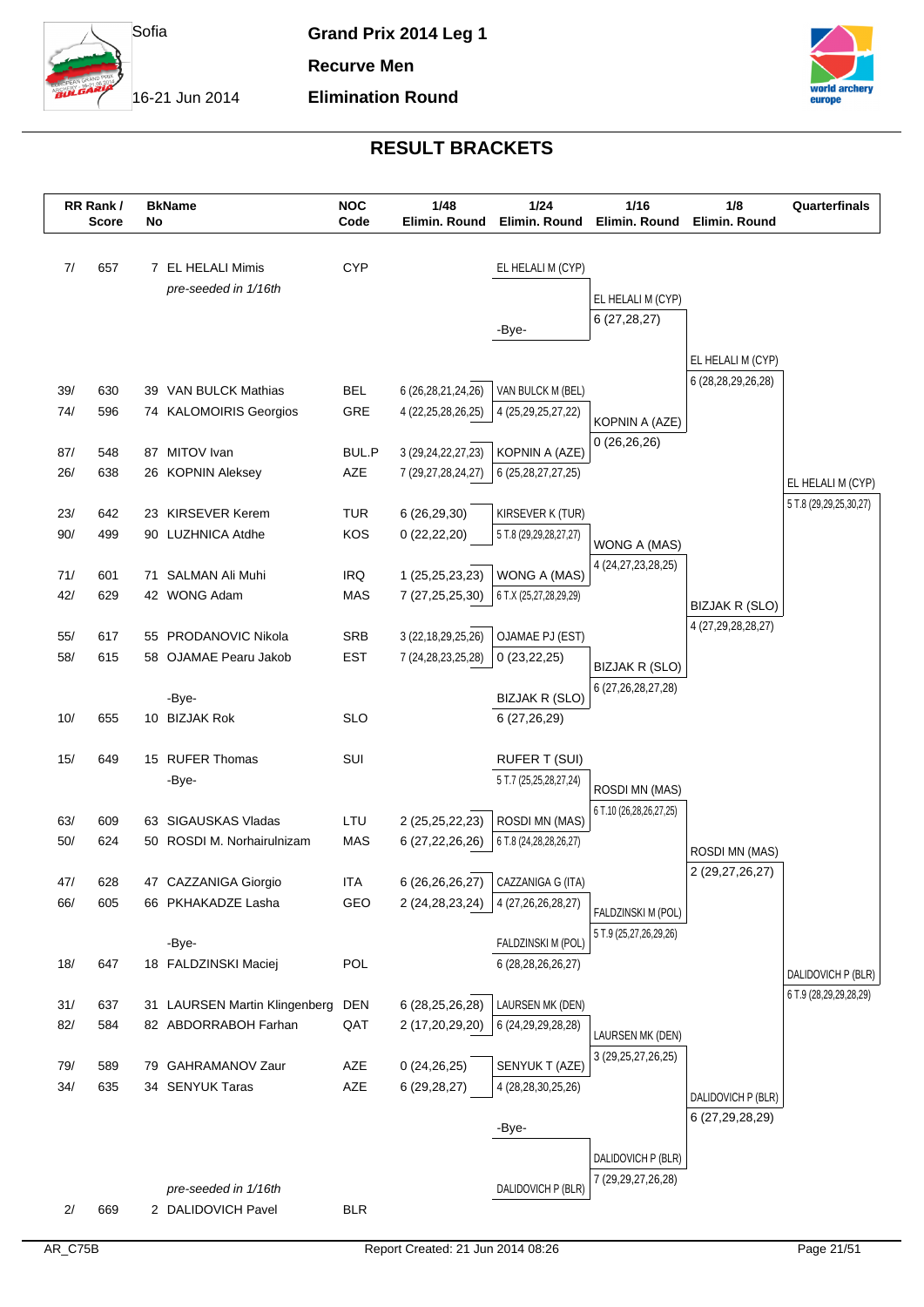# Grand Prix 2014 Leg 1

Sofia

16-21 Jun 2014

**Recurve Men**

**Elimination Round**

## RESULT BRACKETS

| RR Rank / Score | BkNo | Name | NOC Code | 1/48 Elimin. Round | 1/24 Elimin. Round | 1/16 Elimin. Round | 1/8 Elimin. Round | Quarterfinals |
|---|---|---|---|---|---|---|---|---|
| 7/ 657 | 7 | EL HELALI Mimis *pre-seeded in 1/16th* | CYP | | EL HELALI M (CYP) | | | |
| | | | | | -Bye- | EL HELALI M (CYP) 6 (27,28,27) | | |
| 39/ 630 | 39 | VAN BULCK Mathias | BEL | 6 (26,28,21,24,26) | VAN BULCK M (BEL) | | EL HELALI M (CYP) 6 (28,28,29,26,28) | |
| 74/ 596 | 74 | KALOMOIRIS Georgios | GRE | 4 (22,25,28,26,25) | 4 (25,29,25,27,22) | | | |
| | | | | | | KOPNIN A (AZE) 0 (26,26,26) | | |
| 87/ 548 | 87 | MITOV Ivan | BUL.P | 3 (29,24,22,27,23) | KOPNIN A (AZE) | | | |
| 26/ 638 | 26 | KOPNIN Aleksey | AZE | 7 (29,27,28,24,27) | 6 (25,28,27,27,25) | | | EL HELALI M (CYP) 5 T.8 (29,29,25,30,27) |
| 23/ 642 | 23 | KIRSEVER Kerem | TUR | 6 (26,29,30) | KIRSEVER K (TUR) | | | |
| 90/ 499 | 90 | LUZHNICA Atdhe | KOS | 0 (22,22,20) | 5 T.8 (29,29,28,27,27) | | | |
| | | | | | | WONG A (MAS) 4 (24,27,23,28,25) | | |
| 71/ 601 | 71 | SALMAN Ali Muhi | IRQ | 1 (25,25,23,23) | WONG A (MAS) | | | |
| 42/ 629 | 42 | WONG Adam | MAS | 7 (27,25,25,30) | 6 T.X (25,27,28,29,29) | | | |
| | | | | | | | BIZJAK R (SLO) 4 (27,29,28,28,27) | |
| 55/ 617 | 55 | PRODANOVIC Nikola | SRB | 3 (22,18,29,25,26) | OJAMAE PJ (EST) | | | |
| 58/ 615 | 58 | OJAMAE Pearu Jakob | EST | 7 (24,28,23,25,28) | 0 (23,22,25) | | | |
| | | | | | | BIZJAK R (SLO) 6 (27,26,28,27,28) | | |
| | | -Bye- | | | BIZJAK R (SLO) | | | |
| 10/ 655 | 10 | BIZJAK Rok | SLO | | 6 (27,26,29) | | | |
| 15/ 649 | 15 | RUFER Thomas | SUI | | RUFER T (SUI) | | | |
| | | -Bye- | | | 5 T.7 (25,25,28,27,24) | | | |
| | | | | | | ROSDI MN (MAS) 6 T.10 (26,28,26,27,25) | | |
| 63/ 609 | 63 | SIGAUSKAS Vladas | LTU | 2 (25,25,22,23) | ROSDI MN (MAS) | | | |
| 50/ 624 | 50 | ROSDI M. Norhairulnizam | MAS | 6 (27,22,26,26) | 6 T.8 (24,28,28,26,27) | | | |
| | | | | | | | ROSDI MN (MAS) 2 (29,27,26,27) | |
| 47/ 628 | 47 | CAZZANIGA Giorgio | ITA | 6 (26,26,26,27) | CAZZANIGA G (ITA) | | | |
| 66/ 605 | 66 | PKHAKADZE Lasha | GEO | 2 (24,28,23,24) | 4 (27,26,26,28,27) | | | |
| | | | | | | FALDZINSKI M (POL) 5 T.9 (25,27,26,29,26) | | |
| | | -Bye- | | | FALDZINSKI M (POL) | | | |
| 18/ 647 | 18 | FALDZINSKI Maciej | POL | | 6 (28,28,26,26,27) | | | DALIDOVICH P (BLR) 6 T.9 (28,29,29,28,29) |
| 31/ 637 | 31 | LAURSEN Martin Klingenberg | DEN | 6 (28,25,26,28) | LAURSEN MK (DEN) | | | |
| 82/ 584 | 82 | ABDORRABOH Farhan | QAT | 2 (17,20,29,20) | 6 (24,29,29,28,28) | | | |
| | | | | | | LAURSEN MK (DEN) 3 (29,25,27,26,25) | | |
| 79/ 589 | 79 | GAHRAMANOV Zaur | AZE | 0 (24,26,25) | SENYUK T (AZE) | | | |
| 34/ 635 | 34 | SENYUK Taras | AZE | 6 (29,28,27) | 4 (28,28,30,25,26) | | | |
| | | | | | | | DALIDOVICH P (BLR) 6 (27,29,28,29) | |
| | | | | | -Bye- | | | |
| | | | | | | DALIDOVICH P (BLR) 7 (29,29,27,26,28) | | |
| 2/ 669 | 2 | DALIDOVICH Pavel *pre-seeded in 1/16th* | BLR | | DALIDOVICH P (BLR) | | | |

AR_C75B

Report Created: 21 Jun 2014 08:26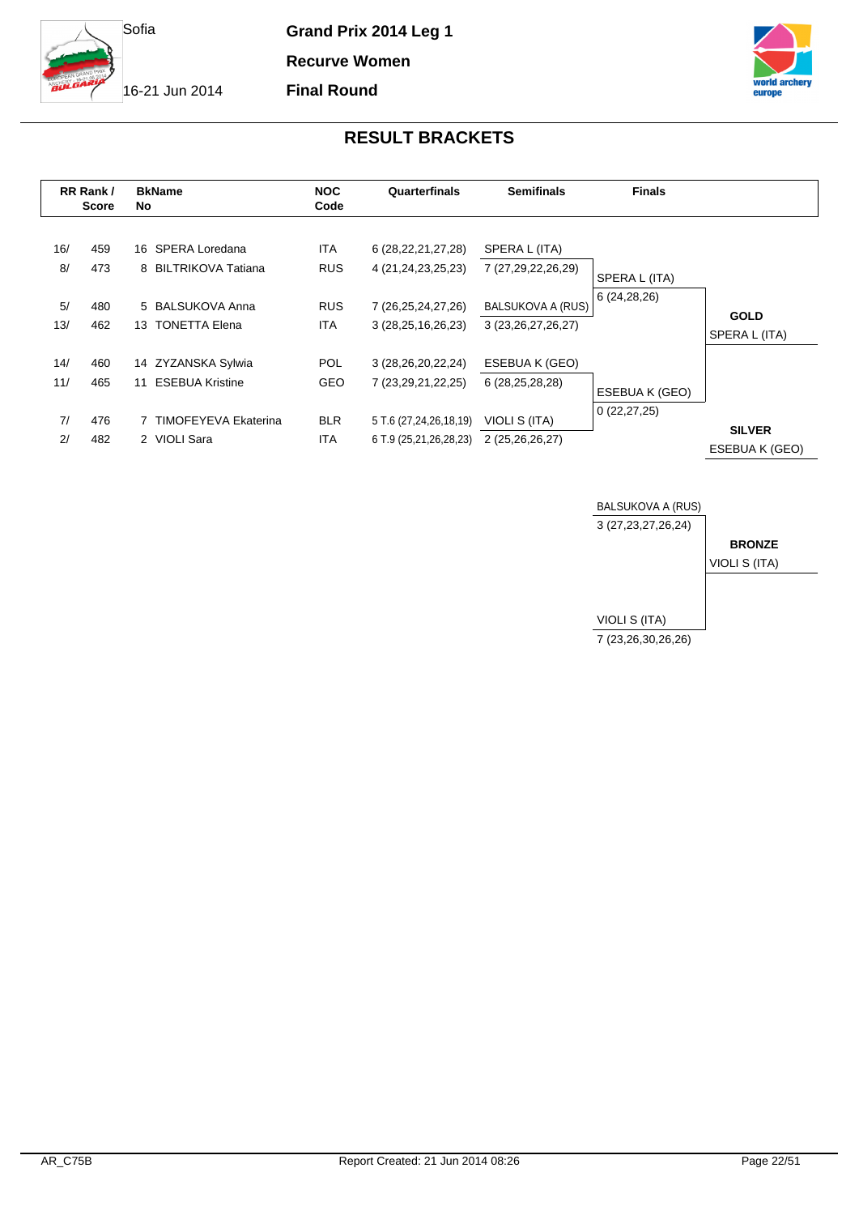Sofia

16-21 Jun 2014

**Grand Prix 2014 Leg 1**

**Recurve Women**

**Final Round**

## RESULT BRACKETS

| RR Rank / | Score | BkNo | Name | NOC Code | Quarterfinals | Semifinals | Finals | |
|---|---|---|---|---|---|---|---|---|
| 16/ | 459 | 16 | SPERA Loredana | ITA | 6 (28,22,21,27,28) | SPERA L (ITA) | | |
| 8/ | 473 | 8 | BILTRIKOVA Tatiana | RUS | 4 (21,24,23,25,23) | 7 (27,29,22,26,29) | SPERA L (ITA) | |
| | | | | | | | 6 (24,28,26) | |
| 5/ | 480 | 5 | BALSUKOVA Anna | RUS | 7 (26,25,24,27,26) | BALSUKOVA A (RUS) | | **GOLD** |
| 13/ | 462 | 13 | TONETTA Elena | ITA | 3 (28,25,16,26,23) | 3 (23,26,27,26,27) | | SPERA L (ITA) |
| 14/ | 460 | 14 | ZYZANSKA Sylwia | POL | 3 (28,26,20,22,24) | ESEBUA K (GEO) | | |
| 11/ | 465 | 11 | ESEBUA Kristine | GEO | 7 (23,29,21,22,25) | 6 (28,25,28,28) | ESEBUA K (GEO) | |
| | | | | | | | 0 (22,27,25) | |
| 7/ | 476 | 7 | TIMOFEYEVA Ekaterina | BLR | 5 T.6 (27,24,26,18,19) | VIOLI S (ITA) | | **SILVER** |
| 2/ | 482 | 2 | VIOLI Sara | ITA | 6 T.9 (25,21,26,28,23) | 2 (25,26,26,27) | | ESEBUA K (GEO) |

| Bronze Match | | |
|---|---|---|
| BALSUKOVA A (RUS) | 3 (27,23,27,26,24) | |
| | | **BRONZE** |
| | | VIOLI S (ITA) |
| VIOLI S (ITA) | 7 (23,26,30,26,26) | |

AR_C75B

Report Created: 21 Jun 2014 08:26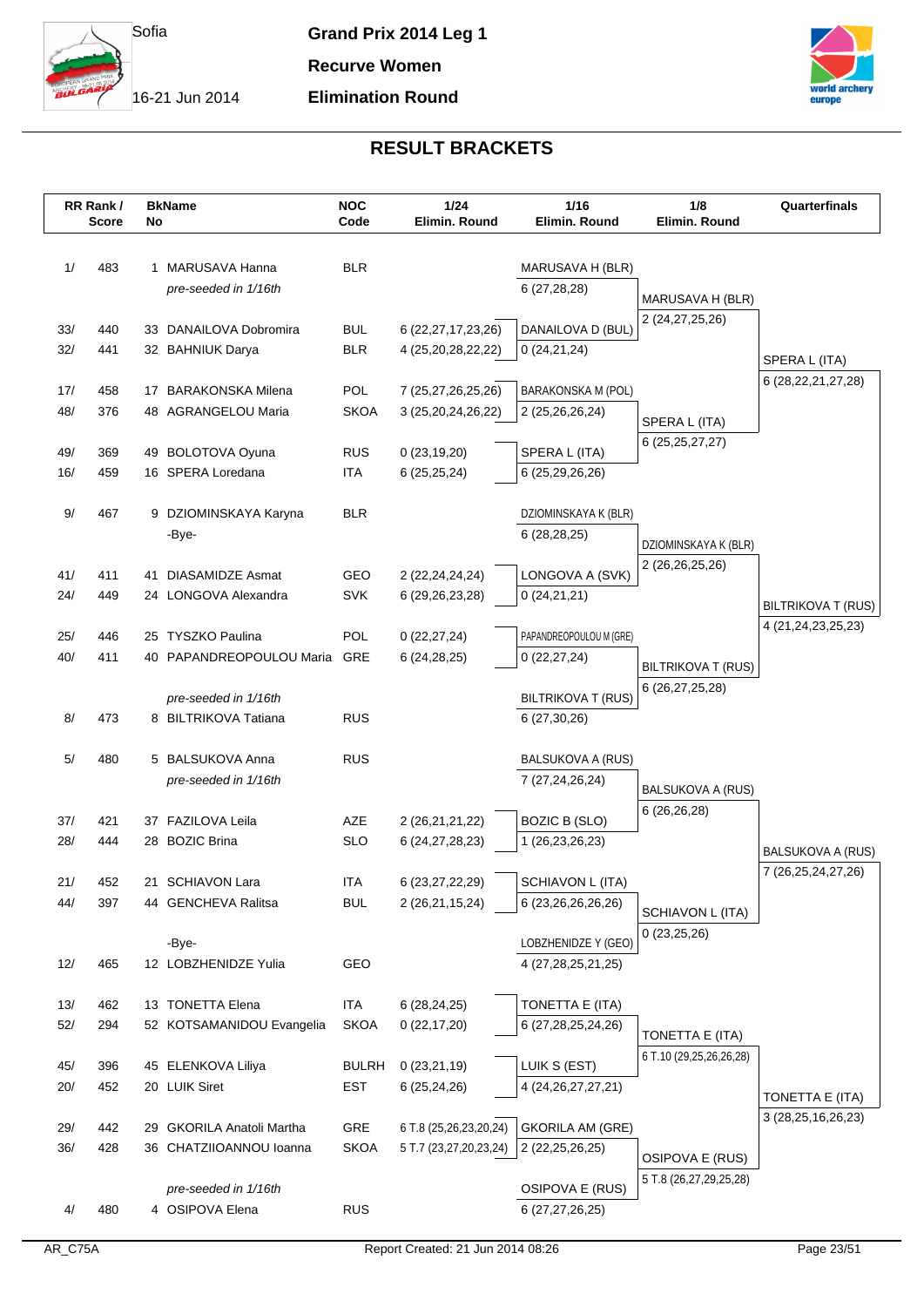Sofia

16-21 Jun 2014

**Grand Prix 2014 Leg 1**

**Recurve Women**

**Elimination Round**

## RESULT BRACKETS

| RR Rank / | Score | BkNo | Name | NOC Code | 1/24 Elimin. Round | 1/16 Elimin. Round | 1/8 Elimin. Round | Quarterfinals |
|---|---|---|---|---|---|---|---|---|
| 1/ | 483 | 1 | MARUSAVA Hanna | BLR | | MARUSAVA H (BLR) | | |
| | | | *pre-seeded in 1/16th* | | | 6 (27,28,28) | MARUSAVA H (BLR) | |
| 33/ | 440 | 33 | DANAILOVA Dobromira | BUL | 6 (22,27,17,23,26) | DANAILOVA D (BUL) | 2 (24,27,25,26) | |
| 32/ | 441 | 32 | BAHNIUK Darya | BLR | 4 (25,20,28,22,22) | 0 (24,21,24) | | SPERA L (ITA) |
| 17/ | 458 | 17 | BARAKONSKA Milena | POL | 7 (25,27,26,25,26) | BARAKONSKA M (POL) | | 6 (28,22,21,27,28) |
| 48/ | 376 | 48 | AGRANGELOU Maria | SKOA | 3 (25,20,24,26,22) | 2 (25,26,26,24) | SPERA L (ITA) | |
| 49/ | 369 | 49 | BOLOTOVA Oyuna | RUS | 0 (23,19,20) | SPERA L (ITA) | 6 (25,25,27,27) | |
| 16/ | 459 | 16 | SPERA Loredana | ITA | 6 (25,25,24) | 6 (25,29,26,26) | | |
| 9/ | 467 | 9 | DZIOMINSKAYA Karyna | BLR | | DZIOMINSKAYA K (BLR) | | |
| | | | -Bye- | | | 6 (28,28,25) | DZIOMINSKAYA K (BLR) | |
| 41/ | 411 | 41 | DIASAMIDZE Asmat | GEO | 2 (22,24,24,24) | LONGOVA A (SVK) | 2 (26,26,25,26) | |
| 24/ | 449 | 24 | LONGOVA Alexandra | SVK | 6 (29,26,23,28) | 0 (24,21,21) | | BILTRIKOVA T (RUS) |
| 25/ | 446 | 25 | TYSZKO Paulina | POL | 0 (22,27,24) | PAPANDREOPOULOU M (GRE) | | 4 (21,24,23,25,23) |
| 40/ | 411 | 40 | PAPANDREOPOULOU Maria | GRE | 6 (24,28,25) | 0 (22,27,24) | BILTRIKOVA T (RUS) | |
| | | | *pre-seeded in 1/16th* | | | BILTRIKOVA T (RUS) | 6 (26,27,25,28) | |
| 8/ | 473 | 8 | BILTRIKOVA Tatiana | RUS | | 6 (27,30,26) | | |
| 5/ | 480 | 5 | BALSUKOVA Anna | RUS | | BALSUKOVA A (RUS) | | |
| | | | *pre-seeded in 1/16th* | | | 7 (27,24,26,24) | BALSUKOVA A (RUS) | |
| 37/ | 421 | 37 | FAZILOVA Leila | AZE | 2 (26,21,21,22) | BOZIC B (SLO) | 6 (26,26,28) | |
| 28/ | 444 | 28 | BOZIC Brina | SLO | 6 (24,27,28,23) | 1 (26,23,26,23) | | BALSUKOVA A (RUS) |
| 21/ | 452 | 21 | SCHIAVON Lara | ITA | 6 (23,27,22,29) | SCHIAVON L (ITA) | | 7 (26,25,24,27,26) |
| 44/ | 397 | 44 | GENCHEVA Ralitsa | BUL | 2 (26,21,15,24) | 6 (23,26,26,26,26) | SCHIAVON L (ITA) | |
| | | | -Bye- | | | LOBZHENIDZE Y (GEO) | 0 (23,25,26) | |
| 12/ | 465 | 12 | LOBZHENIDZE Yulia | GEO | | 4 (27,28,25,21,25) | | |
| 13/ | 462 | 13 | TONETTA Elena | ITA | 6 (28,24,25) | TONETTA E (ITA) | | |
| 52/ | 294 | 52 | KOTSAMANIDOU Evangelia | SKOA | 0 (22,17,20) | 6 (27,28,25,24,26) | TONETTA E (ITA) | |
| 45/ | 396 | 45 | ELENKOVA Liliya | BULRH | 0 (23,21,19) | LUIK S (EST) | 6 T.10 (29,25,26,26,28) | |
| 20/ | 452 | 20 | LUIK Siret | EST | 6 (25,24,26) | 4 (24,26,27,27,21) | | TONETTA E (ITA) |
| 29/ | 442 | 29 | GKORILA Anatoli Martha | GRE | 6 T.8 (25,26,23,20,24) | GKORILA AM (GRE) | | 3 (28,25,16,26,23) |
| 36/ | 428 | 36 | CHATZIIOANNOU Ioanna | SKOA | 5 T.7 (23,27,20,23,24) | 2 (22,25,26,25) | OSIPOVA E (RUS) | |
| | | | *pre-seeded in 1/16th* | | | OSIPOVA E (RUS) | 5 T.8 (26,27,29,25,28) | |
| 4/ | 480 | 4 | OSIPOVA Elena | RUS | | 6 (27,27,26,25) | | |

AR_C75A

Report Created: 21 Jun 2014 08:26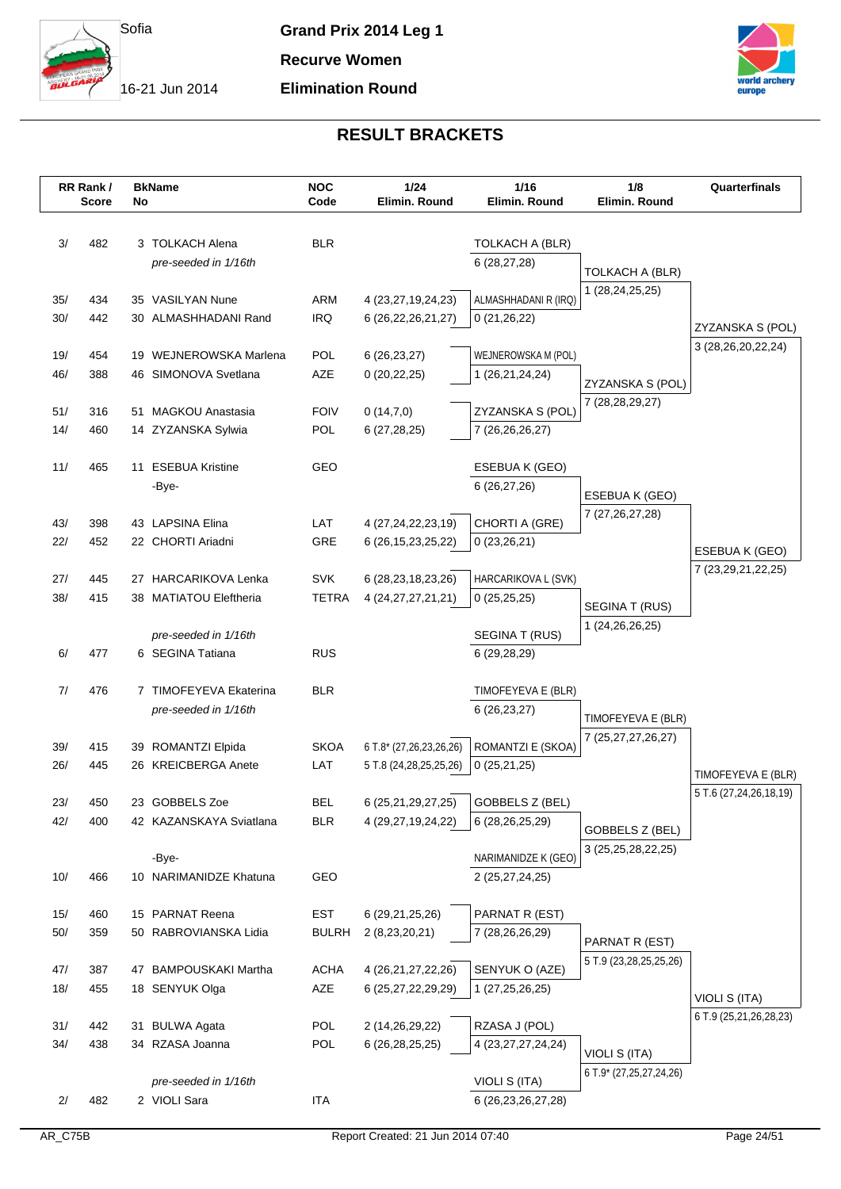Sofia

16-21 Jun 2014

**Grand Prix 2014 Leg 1**

**Recurve Women**

**Elimination Round**

## RESULT BRACKETS

| RR Rank / Score | | BkName No | | NOC Code | 1/24 Elimin. Round | 1/16 Elimin. Round | 1/8 Elimin. Round | Quarterfinals |
|---|---|---|---|---|---|---|---|---|
| 3/ | 482 | 3 | TOLKACH Alena | BLR | | TOLKACH A (BLR) | | |
| | | | *pre-seeded in 1/16th* | | | 6 (28,27,28) | TOLKACH A (BLR) | |
| 35/ | 434 | 35 | VASILYAN Nune | ARM | 4 (23,27,19,24,23) | ALMASHHADANI R (IRQ) | 1 (28,24,25,25) | |
| 30/ | 442 | 30 | ALMASHHADANI Rand | IRQ | 6 (26,22,26,21,27) | 0 (21,26,22) | | ZYZANSKA S (POL) |
| 19/ | 454 | 19 | WEJNEROWSKA Marlena | POL | 6 (26,23,27) | WEJNEROWSKA M (POL) | | 3 (28,26,20,22,24) |
| 46/ | 388 | 46 | SIMONOVA Svetlana | AZE | 0 (20,22,25) | 1 (26,21,24,24) | ZYZANSKA S (POL) | |
| 51/ | 316 | 51 | MAGKOU Anastasia | FOIV | 0 (14,7,0) | ZYZANSKA S (POL) | 7 (28,28,29,27) | |
| 14/ | 460 | 14 | ZYZANSKA Sylwia | POL | 6 (27,28,25) | 7 (26,26,26,27) | | |
| 11/ | 465 | 11 | ESEBUA Kristine | GEO | | ESEBUA K (GEO) | | |
| | | | -Bye- | | | 6 (26,27,26) | ESEBUA K (GEO) | |
| 43/ | 398 | 43 | LAPSINA Elina | LAT | 4 (27,24,22,23,19) | CHORTI A (GRE) | 7 (27,26,27,28) | |
| 22/ | 452 | 22 | CHORTI Ariadni | GRE | 6 (26,15,23,25,22) | 0 (23,26,21) | | ESEBUA K (GEO) |
| 27/ | 445 | 27 | HARCARIKOVA Lenka | SVK | 6 (28,23,18,23,26) | HARCARIKOVA L (SVK) | | 7 (23,29,21,22,25) |
| 38/ | 415 | 38 | MATIATOU Eleftheria | TETRA | 4 (24,27,27,21,21) | 0 (25,25,25) | SEGINA T (RUS) | |
| | | | *pre-seeded in 1/16th* | | | SEGINA T (RUS) | 1 (24,26,26,25) | |
| 6/ | 477 | 6 | SEGINA Tatiana | RUS | | 6 (29,28,29) | | |
| 7/ | 476 | 7 | TIMOFEYEVA Ekaterina | BLR | | TIMOFEYEVA E (BLR) | | |
| | | | *pre-seeded in 1/16th* | | | 6 (26,23,27) | TIMOFEYEVA E (BLR) | |
| 39/ | 415 | 39 | ROMANTZI Elpida | SKOA | 6 T.8* (27,26,23,26,26) | ROMANTZI E (SKOA) | 7 (25,27,27,26,27) | |
| 26/ | 445 | 26 | KREICBERGA Anete | LAT | 5 T.8 (24,28,25,25,26) | 0 (25,21,25) | | TIMOFEYEVA E (BLR) |
| 23/ | 450 | 23 | GOBBELS Zoe | BEL | 6 (25,21,29,27,25) | GOBBELS Z (BEL) | | 5 T.6 (27,24,26,18,19) |
| 42/ | 400 | 42 | KAZANSKAYA Sviatlana | BLR | 4 (29,27,19,24,22) | 6 (28,26,25,29) | GOBBELS Z (BEL) | |
| | | | -Bye- | | | NARIMANIDZE K (GEO) | 3 (25,25,28,22,25) | |
| 10/ | 466 | 10 | NARIMANIDZE Khatuna | GEO | | 2 (25,27,24,25) | | |
| 15/ | 460 | 15 | PARNAT Reena | EST | 6 (29,21,25,26) | PARNAT R (EST) | | |
| 50/ | 359 | 50 | RABROVIANSKA Lidia | BULRH | 2 (8,23,20,21) | 7 (28,26,26,29) | PARNAT R (EST) | |
| 47/ | 387 | 47 | BAMPOUSKAKI Martha | ACHA | 4 (26,21,27,22,26) | SENYUK O (AZE) | 5 T.9 (23,28,25,25,26) | |
| 18/ | 455 | 18 | SENYUK Olga | AZE | 6 (25,27,22,29,29) | 1 (27,25,26,25) | | VIOLI S (ITA) |
| 31/ | 442 | 31 | BULWA Agata | POL | 2 (14,26,29,22) | RZASA J (POL) | | 6 T.9 (25,21,26,28,23) |
| 34/ | 438 | 34 | RZASA Joanna | POL | 6 (26,28,25,25) | 4 (23,27,27,24,24) | VIOLI S (ITA) | |
| | | | *pre-seeded in 1/16th* | | | VIOLI S (ITA) | 6 T.9* (27,25,27,24,26) | |
| 2/ | 482 | 2 | VIOLI Sara | ITA | | 6 (26,23,26,27,28) | | |

AR_C75B

Report Created: 21 Jun 2014 07:40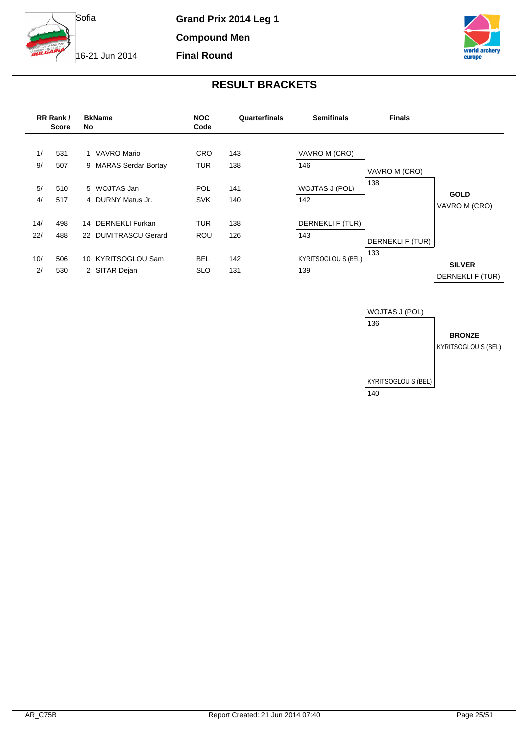Sofia

16-21 Jun 2014

**Grand Prix 2014 Leg 1**

**Compound Men**

**Final Round**

## RESULT BRACKETS

| RR Rank / Score | | BkName No | | NOC Code | Quarterfinals | Semifinals | Finals | |
|---|---|---|---|---|---|---|---|---|
| 1/ | 531 | 1 | VAVRO Mario | CRO | 143 | VAVRO M (CRO) | | |
| 9/ | 507 | 9 | MARAS Serdar Bortay | TUR | 138 | 146 | VAVRO M (CRO) | |
| | | | | | | | 138 | |
| 5/ | 510 | 5 | WOJTAS Jan | POL | 141 | WOJTAS J (POL) | | **GOLD** |
| 4/ | 517 | 4 | DURNY Matus Jr. | SVK | 140 | 142 | | VAVRO M (CRO) |
| 14/ | 498 | 14 | DERNEKLI Furkan | TUR | 138 | DERNEKLI F (TUR) | | |
| 22/ | 488 | 22 | DUMITRASCU Gerard | ROU | 126 | 143 | DERNEKLI F (TUR) | |
| | | | | | | | 133 | |
| 10/ | 506 | 10 | KYRITSOGLOU Sam | BEL | 142 | KYRITSOGLOU S (BEL) | | **SILVER** |
| 2/ | 530 | 2 | SITAR Dejan | SLO | 131 | 139 | | DERNEKLI F (TUR) |

**Bronze Match**

| Finals | |
|---|---|
| WOJTAS J (POL) | |
| 136 | **BRONZE** |
| | KYRITSOGLOU S (BEL) |
| KYRITSOGLOU S (BEL) | |
| 140 | |

AR_C75B

Report Created: 21 Jun 2014 07:40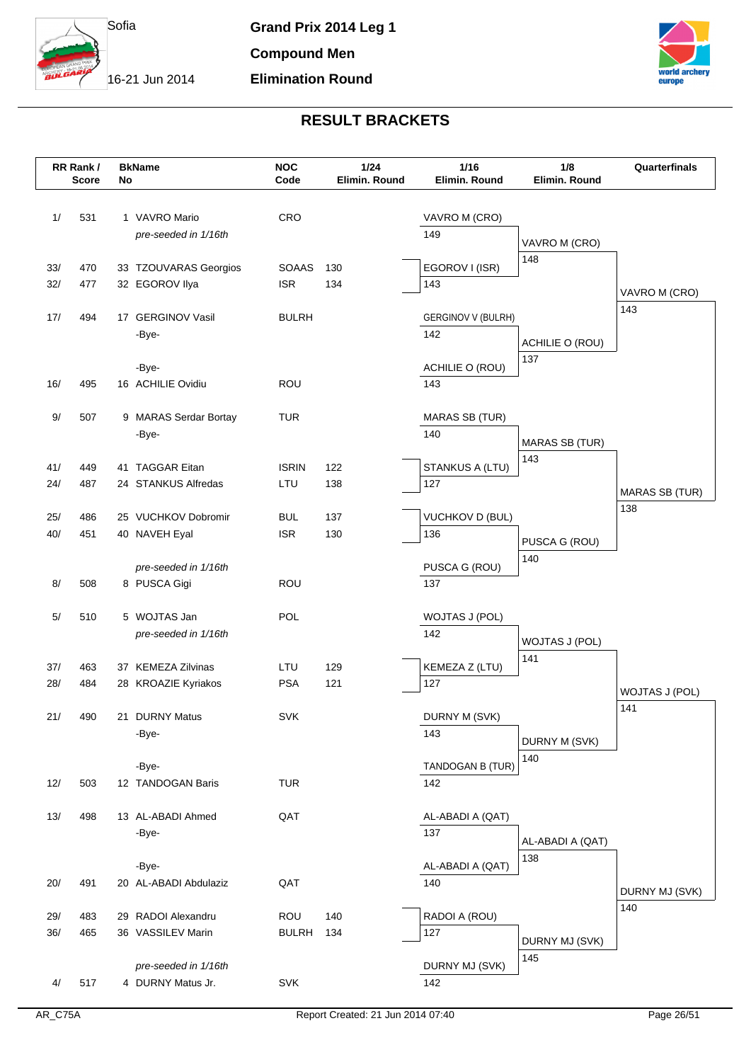Sofia

16-21 Jun 2014

**Grand Prix 2014 Leg 1**

**Compound Men**

**Elimination Round**

## RESULT BRACKETS

| RR Rank / | Score | BkName No | | NOC Code | 1/24 Elimin. Round | 1/16 Elimin. Round | 1/8 Elimin. Round | Quarterfinals |
|---|---|---|---|---|---|---|---|---|
| 1/ | 531 | 1 | VAVRO Mario | CRO | | VAVRO M (CRO) | | |
| | | | *pre-seeded in 1/16th* | | | 149 | VAVRO M (CRO) | |
| | | | | | | | 148 | |
| 33/ | 470 | 33 | TZOUVARAS Georgios | SOAAS | 130 | EGOROV I (ISR) | | |
| 32/ | 477 | 32 | EGOROV Ilya | ISR | 134 | 143 | | VAVRO M (CRO) |
| | | | | | | | | 143 |
| 17/ | 494 | 17 | GERGINOV Vasil | BULRH | | GERGINOV V (BULRH) | | |
| | | | -Bye- | | | 142 | ACHILIE O (ROU) | |
| | | | | | | | 137 | |
| | | | -Bye- | | | ACHILIE O (ROU) | | |
| 16/ | 495 | 16 | ACHILIE Ovidiu | ROU | | 143 | | |
| 9/ | 507 | 9 | MARAS Serdar Bortay | TUR | | MARAS SB (TUR) | | |
| | | | -Bye- | | | 140 | MARAS SB (TUR) | |
| | | | | | | | 143 | |
| 41/ | 449 | 41 | TAGGAR Eitan | ISRIN | 122 | STANKUS A (LTU) | | |
| 24/ | 487 | 24 | STANKUS Alfredas | LTU | 138 | 127 | | MARAS SB (TUR) |
| | | | | | | | | 138 |
| 25/ | 486 | 25 | VUCHKOV Dobromir | BUL | 137 | VUCHKOV D (BUL) | | |
| 40/ | 451 | 40 | NAVEH Eyal | ISR | 130 | 136 | PUSCA G (ROU) | |
| | | | | | | | 140 | |
| | | | *pre-seeded in 1/16th* | | | PUSCA G (ROU) | | |
| 8/ | 508 | 8 | PUSCA Gigi | ROU | | 137 | | |
| 5/ | 510 | 5 | WOJTAS Jan | POL | | WOJTAS J (POL) | | |
| | | | *pre-seeded in 1/16th* | | | 142 | WOJTAS J (POL) | |
| | | | | | | | 141 | |
| 37/ | 463 | 37 | KEMEZA Zilvinas | LTU | 129 | KEMEZA Z (LTU) | | |
| 28/ | 484 | 28 | KROAZIE Kyriakos | PSA | 121 | 127 | | WOJTAS J (POL) |
| | | | | | | | | 141 |
| 21/ | 490 | 21 | DURNY Matus | SVK | | DURNY M (SVK) | | |
| | | | -Bye- | | | 143 | DURNY M (SVK) | |
| | | | | | | | 140 | |
| | | | -Bye- | | | TANDOGAN B (TUR) | | |
| 12/ | 503 | 12 | TANDOGAN Baris | TUR | | 142 | | |
| 13/ | 498 | 13 | AL-ABADI Ahmed | QAT | | AL-ABADI A (QAT) | | |
| | | | -Bye- | | | 137 | AL-ABADI A (QAT) | |
| | | | | | | | 138 | |
| | | | -Bye- | | | AL-ABADI A (QAT) | | |
| 20/ | 491 | 20 | AL-ABADI Abdulaziz | QAT | | 140 | | DURNY MJ (SVK) |
| | | | | | | | | 140 |
| 29/ | 483 | 29 | RADOI Alexandru | ROU | 140 | RADOI A (ROU) | | |
| 36/ | 465 | 36 | VASSILEV Marin | BULRH | 134 | 127 | DURNY MJ (SVK) | |
| | | | | | | | 145 | |
| | | | *pre-seeded in 1/16th* | | | DURNY MJ (SVK) | | |
| 4/ | 517 | 4 | DURNY Matus Jr. | SVK | | 142 | | |

AR_C75A

Report Created: 21 Jun 2014 07:40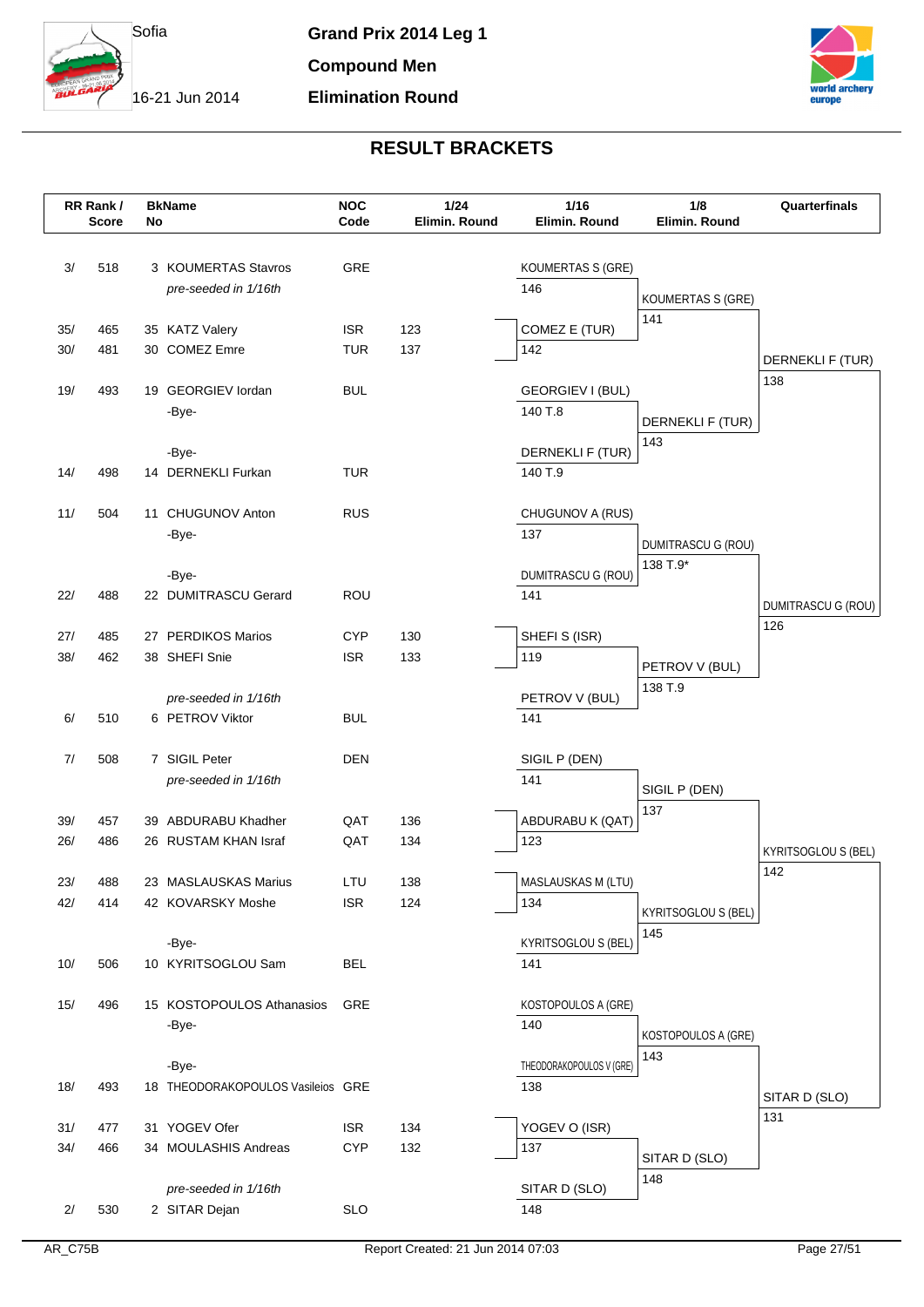Sofia

16-21 Jun 2014

# Grand Prix 2014 Leg 1

## Compound Men

## Elimination Round

## RESULT BRACKETS

| RR Rank / Score | | BkName No | | NOC Code | 1/24 Elimin. Round | 1/16 Elimin. Round | 1/8 Elimin. Round | Quarterfinals |
|---|---|---|---|---|---|---|---|---|
| 3/ | 518 | 3 | KOUMERTAS Stavros | GRE | | KOUMERTAS S (GRE) | | |
| | | | *pre-seeded in 1/16th* | | | 146 | KOUMERTAS S (GRE) | |
| 35/ | 465 | 35 | KATZ Valery | ISR | 123 | COMEZ E (TUR) | 141 | |
| 30/ | 481 | 30 | COMEZ Emre | TUR | 137 | 142 | | DERNEKLI F (TUR) |
| 19/ | 493 | 19 | GEORGIEV Iordan | BUL | | GEORGIEV I (BUL) | | 138 |
| | | | -Bye- | | | 140 T.8 | DERNEKLI F (TUR) | |
| | | | -Bye- | | | DERNEKLI F (TUR) | 143 | |
| 14/ | 498 | 14 | DERNEKLI Furkan | TUR | | 140 T.9 | | |
| 11/ | 504 | 11 | CHUGUNOV Anton | RUS | | CHUGUNOV A (RUS) | | |
| | | | -Bye- | | | 137 | DUMITRASCU G (ROU) | |
| | | | -Bye- | | | DUMITRASCU G (ROU) | 138 T.9* | |
| 22/ | 488 | 22 | DUMITRASCU Gerard | ROU | | 141 | | DUMITRASCU G (ROU) |
| 27/ | 485 | 27 | PERDIKOS Marios | CYP | 130 | SHEFI S (ISR) | | 126 |
| 38/ | 462 | 38 | SHEFI Snie | ISR | 133 | 119 | PETROV V (BUL) | |
| | | | *pre-seeded in 1/16th* | | | PETROV V (BUL) | 138 T.9 | |
| 6/ | 510 | 6 | PETROV Viktor | BUL | | 141 | | |
| 7/ | 508 | 7 | SIGIL Peter | DEN | | SIGIL P (DEN) | | |
| | | | *pre-seeded in 1/16th* | | | 141 | SIGIL P (DEN) | |
| 39/ | 457 | 39 | ABDURABU Khadher | QAT | 136 | ABDURABU K (QAT) | 137 | |
| 26/ | 486 | 26 | RUSTAM KHAN Israf | QAT | 134 | 123 | | KYRITSOGLOU S (BEL) |
| 23/ | 488 | 23 | MASLAUSKAS Marius | LTU | 138 | MASLAUSKAS M (LTU) | | 142 |
| 42/ | 414 | 42 | KOVARSKY Moshe | ISR | 124 | 134 | KYRITSOGLOU S (BEL) | |
| | | | -Bye- | | | KYRITSOGLOU S (BEL) | 145 | |
| 10/ | 506 | 10 | KYRITSOGLOU Sam | BEL | | 141 | | |
| 15/ | 496 | 15 | KOSTOPOULOS Athanasios | GRE | | KOSTOPOULOS A (GRE) | | |
| | | | -Bye- | | | 140 | KOSTOPOULOS A (GRE) | |
| | | | -Bye- | | | THEODORAKOPOULOS V (GRE) | 143 | |
| 18/ | 493 | 18 | THEODORAKOPOULOS Vasileios | GRE | | 138 | | SITAR D (SLO) |
| 31/ | 477 | 31 | YOGEV Ofer | ISR | 134 | YOGEV O (ISR) | | 131 |
| 34/ | 466 | 34 | MOULASHIS Andreas | CYP | 132 | 137 | SITAR D (SLO) | |
| | | | *pre-seeded in 1/16th* | | | SITAR D (SLO) | 148 | |
| 2/ | 530 | 2 | SITAR Dejan | SLO | | 148 | | |

AR_C75B

Report Created: 21 Jun 2014 07:03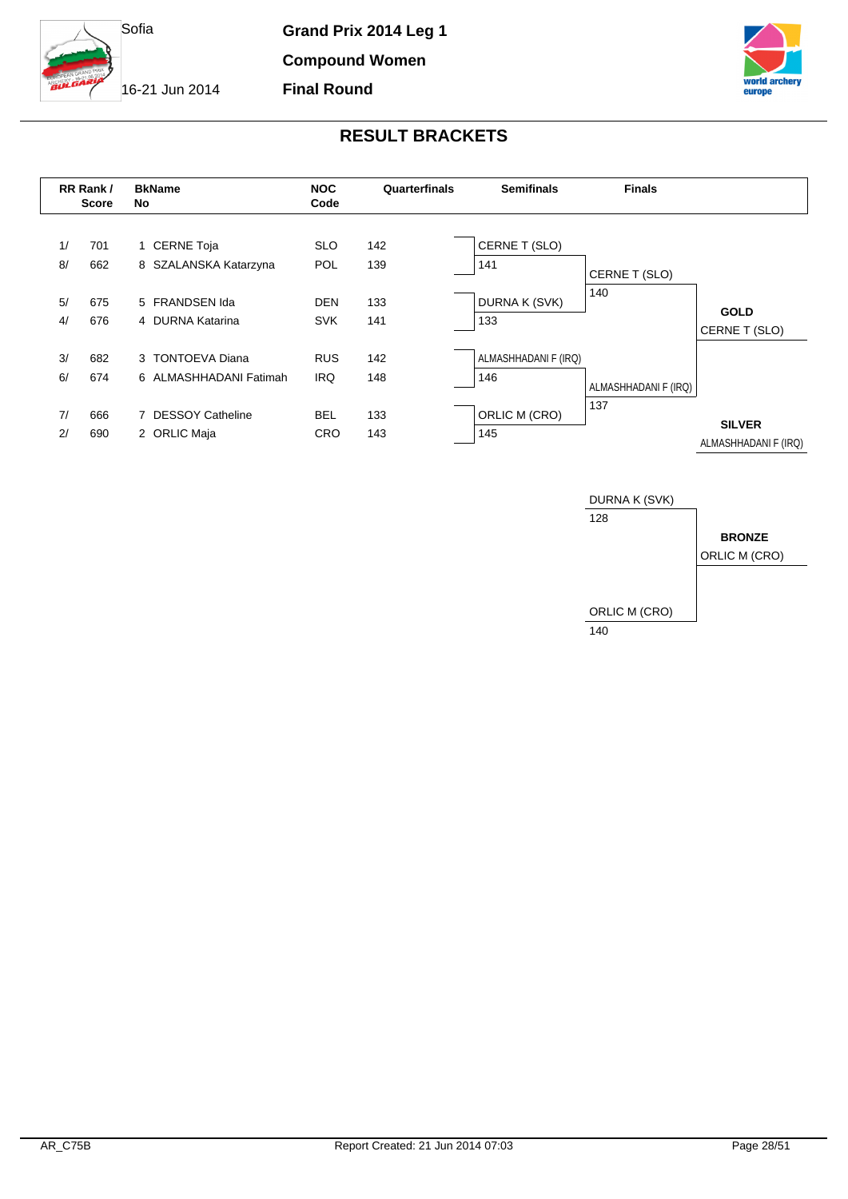Sofia

16-21 Jun 2014

**Grand Prix 2014 Leg 1**

**Compound Women**

**Final Round**

## RESULT BRACKETS

| RR Rank / | Score | BkNo | Name | NOC Code | Quarterfinals |
|---|---|---|---|---|---|
| 1/ | 701 | 1 | CERNE Toja | SLO | 142 |
| 8/ | 662 | 8 | SZALANSKA Katarzyna | POL | 139 |
| 5/ | 675 | 5 | FRANDSEN Ida | DEN | 133 |
| 4/ | 676 | 4 | DURNA Katarina | SVK | 141 |
| 3/ | 682 | 3 | TONTOEVA Diana | RUS | 142 |
| 6/ | 674 | 6 | ALMASHHADANI Fatimah | IRQ | 148 |
| 7/ | 666 | 7 | DESSOY Catheline | BEL | 133 |
| 2/ | 690 | 2 | ORLIC Maja | CRO | 143 |

**Semifinals**

| Athlete | Score |
|---|---|
| CERNE T (SLO) | 141 |
| DURNA K (SVK) | 133 |
| ALMASHHADANI F (IRQ) | 146 |
| ORLIC M (CRO) | 145 |

**Finals**

| Athlete | Score |
|---|---|
| CERNE T (SLO) | 140 |
| ALMASHHADANI F (IRQ) | 137 |
| DURNA K (SVK) | 128 |
| ORLIC M (CRO) | 140 |

**GOLD**
CERNE T (SLO)

**SILVER**
ALMASHHADANI F (IRQ)

**BRONZE**
ORLIC M (CRO)

AR_C75B — Report Created: 21 Jun 2014 07:03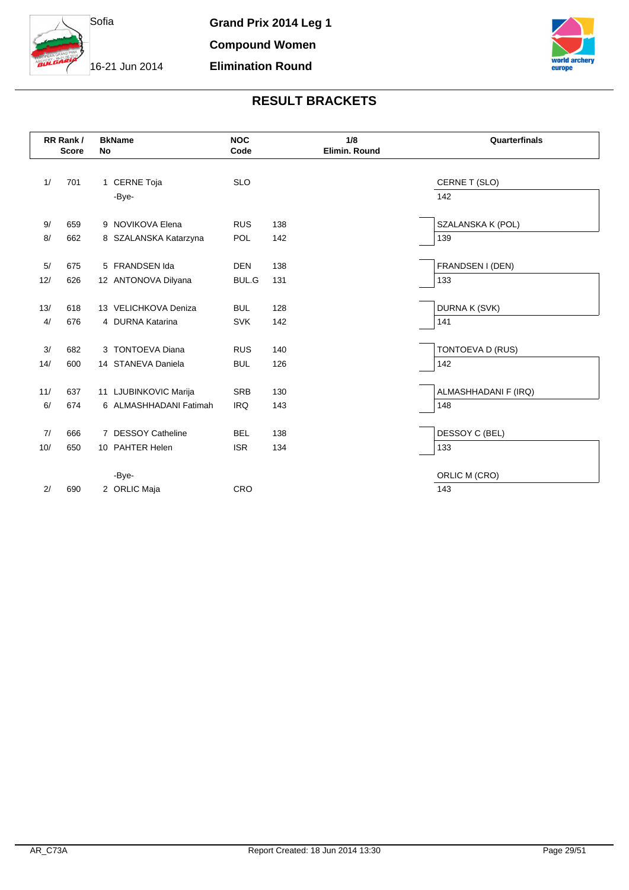Sofia

16-21 Jun 2014

**Grand Prix 2014 Leg 1**

**Compound Women**

**Elimination Round**

## RESULT BRACKETS

| RR Rank / | Score | BkNo | Name | NOC Code | 1/8 Elimin. Round | Quarterfinals |
|---|---|---|---|---|---|---|
| 1/ | 701 | 1 | CERNE Toja | SLO | | CERNE T (SLO) |
| | | | -Bye- | | | 142 |
| 9/ | 659 | 9 | NOVIKOVA Elena | RUS | 138 | SZALANSKA K (POL) |
| 8/ | 662 | 8 | SZALANSKA Katarzyna | POL | 142 | 139 |
| 5/ | 675 | 5 | FRANDSEN Ida | DEN | 138 | FRANDSEN I (DEN) |
| 12/ | 626 | 12 | ANTONOVA Dilyana | BUL.G | 131 | 133 |
| 13/ | 618 | 13 | VELICHKOVA Deniza | BUL | 128 | DURNA K (SVK) |
| 4/ | 676 | 4 | DURNA Katarina | SVK | 142 | 141 |
| 3/ | 682 | 3 | TONTOEVA Diana | RUS | 140 | TONTOEVA D (RUS) |
| 14/ | 600 | 14 | STANEVA Daniela | BUL | 126 | 142 |
| 11/ | 637 | 11 | LJUBINKOVIC Marija | SRB | 130 | ALMASHHADANI F (IRQ) |
| 6/ | 674 | 6 | ALMASHHADANI Fatimah | IRQ | 143 | 148 |
| 7/ | 666 | 7 | DESSOY Catheline | BEL | 138 | DESSOY C (BEL) |
| 10/ | 650 | 10 | PAHTER Helen | ISR | 134 | 133 |
| | | | -Bye- | | | ORLIC M (CRO) |
| 2/ | 690 | 2 | ORLIC Maja | CRO | | 143 |

AR_C73A

Report Created: 18 Jun 2014 13:30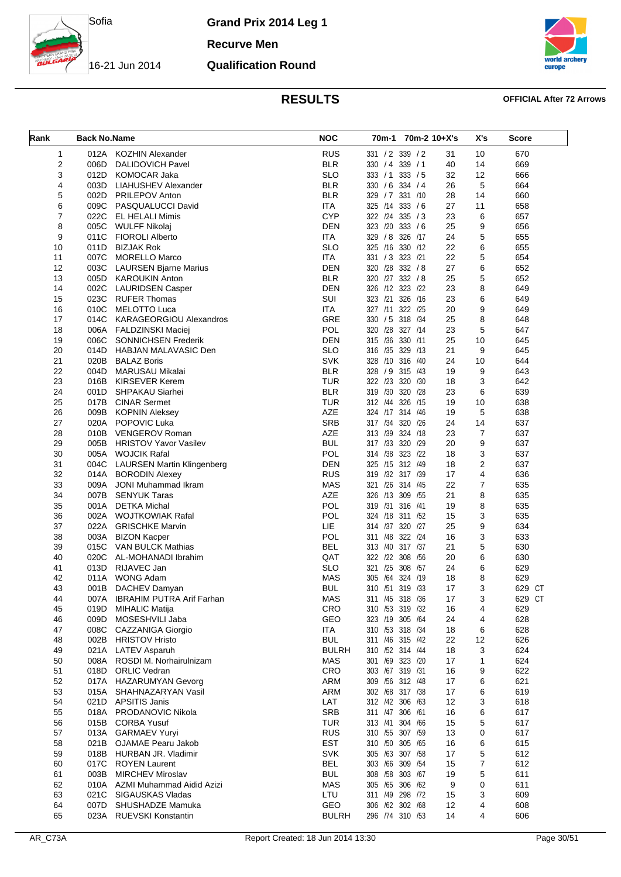# Grand Prix 2014 Leg 1

Sofia

16-21 Jun 2014

## Recurve Men

## Qualification Round

## RESULTS

**OFFICIAL After 72 Arrows**

| Rank | Back No. | Name | NOC | 70m-1 | 70m-2 | 10+X's | X's | Score |
|---|---|---|---|---|---|---|---|---|
| 1 | 012A | KOZHIN Alexander | RUS | 331 / 2 | 339 / 2 | 31 | 10 | 670 |
| 2 | 006D | DALIDOVICH Pavel | BLR | 330 / 4 | 339 / 1 | 40 | 14 | 669 |
| 3 | 012D | KOMOCAR Jaka | SLO | 333 / 1 | 333 / 5 | 32 | 12 | 666 |
| 4 | 003D | LIAHUSHEV Alexander | BLR | 330 / 6 | 334 / 4 | 26 | 5 | 664 |
| 5 | 002D | PRILEPOV Anton | BLR | 329 / 7 | 331 /10 | 28 | 14 | 660 |
| 6 | 009C | PASQUALUCCI David | ITA | 325 /14 | 333 / 6 | 27 | 11 | 658 |
| 7 | 022C | EL HELALI Mimis | CYP | 322 /24 | 335 / 3 | 23 | 6 | 657 |
| 8 | 005C | WULFF Nikolaj | DEN | 323 /20 | 333 / 6 | 25 | 9 | 656 |
| 9 | 011C | FIOROLI Alberto | ITA | 329 / 8 | 326 /17 | 24 | 5 | 655 |
| 10 | 011D | BIZJAK Rok | SLO | 325 /16 | 330 /12 | 22 | 6 | 655 |
| 11 | 007C | MORELLO Marco | ITA | 331 / 3 | 323 /21 | 22 | 5 | 654 |
| 12 | 003C | LAURSEN Bjarne Marius | DEN | 320 /28 | 332 / 8 | 27 | 6 | 652 |
| 13 | 005D | KAROUKIN Anton | BLR | 320 /27 | 332 / 8 | 25 | 5 | 652 |
| 14 | 002C | LAURIDSEN Casper | DEN | 326 /12 | 323 /22 | 23 | 8 | 649 |
| 15 | 023C | RUFER Thomas | SUI | 323 /21 | 326 /16 | 23 | 6 | 649 |
| 16 | 010C | MELOTTO Luca | ITA | 327 /11 | 322 /25 | 20 | 9 | 649 |
| 17 | 014C | KARAGEORGIOU Alexandros | GRE | 330 / 5 | 318 /34 | 25 | 8 | 648 |
| 18 | 006A | FALDZINSKI Maciej | POL | 320 /28 | 327 /14 | 23 | 5 | 647 |
| 19 | 006C | SONNICHSEN Frederik | DEN | 315 /36 | 330 /11 | 25 | 10 | 645 |
| 20 | 014D | HABJAN MALAVASIC Den | SLO | 316 /35 | 329 /13 | 21 | 9 | 645 |
| 21 | 020B | BALAZ Boris | SVK | 328 /10 | 316 /40 | 24 | 10 | 644 |
| 22 | 004D | MARUSAU Mikalai | BLR | 328 / 9 | 315 /43 | 19 | 9 | 643 |
| 23 | 016B | KIRSEVER Kerem | TUR | 322 /23 | 320 /30 | 18 | 3 | 642 |
| 24 | 001D | SHPAKAU Siarhei | BLR | 319 /30 | 320 /28 | 23 | 6 | 639 |
| 25 | 017B | CINAR Sermet | TUR | 312 /44 | 326 /15 | 19 | 10 | 638 |
| 26 | 009B | KOPNIN Aleksey | AZE | 324 /17 | 314 /46 | 19 | 5 | 638 |
| 27 | 020A | POPOVIC Luka | SRB | 317 /34 | 320 /26 | 24 | 14 | 637 |
| 28 | 010B | VENGEROV Roman | AZE | 313 /39 | 324 /18 | 23 | 7 | 637 |
| 29 | 005B | HRISTOV Yavor Vasilev | BUL | 317 /33 | 320 /29 | 20 | 9 | 637 |
| 30 | 005A | WOJCIK Rafal | POL | 314 /38 | 323 /22 | 18 | 3 | 637 |
| 31 | 004C | LAURSEN Martin Klingenberg | DEN | 325 /15 | 312 /49 | 18 | 2 | 637 |
| 32 | 014A | BORODIN Alexey | RUS | 319 /32 | 317 /39 | 17 | 4 | 636 |
| 33 | 009A | JONI Muhammad Ikram | MAS | 321 /26 | 314 /45 | 22 | 7 | 635 |
| 34 | 007B | SENYUK Taras | AZE | 326 /13 | 309 /55 | 21 | 8 | 635 |
| 35 | 001A | DETKA Michal | POL | 319 /31 | 316 /41 | 19 | 8 | 635 |
| 36 | 002A | WOJTKOWIAK Rafal | POL | 324 /18 | 311 /52 | 15 | 3 | 635 |
| 37 | 022A | GRISCHKE Marvin | LIE | 314 /37 | 320 /27 | 25 | 9 | 634 |
| 38 | 003A | BIZON Kacper | POL | 311 /48 | 322 /24 | 16 | 3 | 633 |
| 39 | 015C | VAN BULCK Mathias | BEL | 313 /40 | 317 /37 | 21 | 5 | 630 |
| 40 | 020C | AL-MOHANADI Ibrahim | QAT | 322 /22 | 308 /56 | 20 | 6 | 630 |
| 41 | 013D | RIJAVEC Jan | SLO | 321 /25 | 308 /57 | 24 | 6 | 629 |
| 42 | 011A | WONG Adam | MAS | 305 /64 | 324 /19 | 18 | 8 | 629 |
| 43 | 001B | DACHEV Damyan | BUL | 310 /51 | 319 /33 | 17 | 3 | 629 CT |
| 44 | 007A | IBRAHIM PUTRA Arif Farhan | MAS | 311 /45 | 318 /36 | 17 | 3 | 629 CT |
| 45 | 019D | MIHALIC Matija | CRO | 310 /53 | 319 /32 | 16 | 4 | 629 |
| 46 | 009D | MOSESHVILI Jaba | GEO | 323 /19 | 305 /64 | 24 | 4 | 628 |
| 47 | 008C | CAZZANIGA Giorgio | ITA | 310 /53 | 318 /34 | 18 | 6 | 628 |
| 48 | 002B | HRISTOV Hristo | BUL | 311 /46 | 315 /42 | 22 | 12 | 626 |
| 49 | 021A | LATEV Asparuh | BULRH | 310 /52 | 314 /44 | 18 | 3 | 624 |
| 50 | 008A | ROSDI M. Norhairulnizam | MAS | 301 /69 | 323 /20 | 17 | 1 | 624 |
| 51 | 018D | ORLIC Vedran | CRO | 303 /67 | 319 /31 | 16 | 9 | 622 |
| 52 | 017A | HAZARUMYAN Gevorg | ARM | 309 /56 | 312 /48 | 17 | 6 | 621 |
| 53 | 015A | SHAHNAZARYAN Vasil | ARM | 302 /68 | 317 /38 | 17 | 6 | 619 |
| 54 | 021D | APSITIS Janis | LAT | 312 /42 | 306 /63 | 12 | 3 | 618 |
| 55 | 018A | PRODANOVIC Nikola | SRB | 311 /47 | 306 /61 | 16 | 6 | 617 |
| 56 | 015B | CORBA Yusuf | TUR | 313 /41 | 304 /66 | 15 | 5 | 617 |
| 57 | 013A | GARMAEV Yuryi | RUS | 310 /55 | 307 /59 | 13 | 0 | 617 |
| 58 | 021B | OJAMAE Pearu Jakob | EST | 310 /50 | 305 /65 | 16 | 6 | 615 |
| 59 | 018B | HURBAN JR. Vladimir | SVK | 305 /63 | 307 /58 | 17 | 5 | 612 |
| 60 | 017C | ROYEN Laurent | BEL | 303 /66 | 309 /54 | 15 | 7 | 612 |
| 61 | 003B | MIRCHEV Miroslav | BUL | 308 /58 | 303 /67 | 19 | 5 | 611 |
| 62 | 010A | AZMI Muhammad Aidid Azizi | MAS | 305 /65 | 306 /62 | 9 | 0 | 611 |
| 63 | 021C | SIGAUSKAS Vladas | LTU | 311 /49 | 298 /72 | 15 | 3 | 609 |
| 64 | 007D | SHUSHADZE Mamuka | GEO | 306 /62 | 302 /68 | 12 | 4 | 608 |
| 65 | 023A | RUEVSKI Konstantin | BULRH | 296 /74 | 310 /53 | 14 | 4 | 606 |

AR_C73A    Report Created: 18 Jun 2014 13:30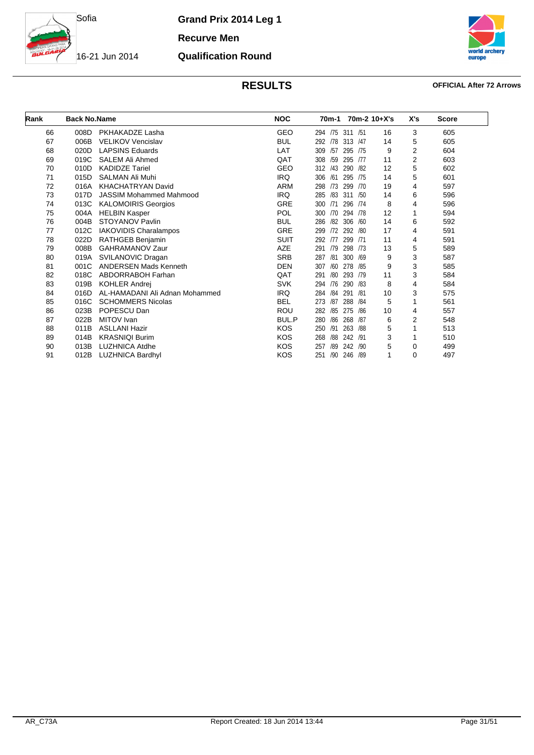Sofia

16-21 Jun 2014

# Grand Prix 2014 Leg 1

## Recurve Men

## Qualification Round

### RESULTS

**OFFICIAL After 72 Arrows**

| Rank | Back No. | Name | NOC | 70m-1 | 70m-2 | 10+X's | X's | Score |
|---|---|---|---|---|---|---|---|---|
| 66 | 008D | PKHAKADZE Lasha | GEO | 294 /75 | 311 /51 | 16 | 3 | 605 |
| 67 | 006B | VELIKOV Vencislav | BUL | 292 /78 | 313 /47 | 14 | 5 | 605 |
| 68 | 020D | LAPSINS Eduards | LAT | 309 /57 | 295 /75 | 9 | 2 | 604 |
| 69 | 019C | SALEM Ali Ahmed | QAT | 308 /59 | 295 /77 | 11 | 2 | 603 |
| 70 | 010D | KADIDZE Tariel | GEO | 312 /43 | 290 /82 | 12 | 5 | 602 |
| 71 | 015D | SALMAN Ali Muhi | IRQ | 306 /61 | 295 /75 | 14 | 5 | 601 |
| 72 | 016A | KHACHATRYAN David | ARM | 298 /73 | 299 /70 | 19 | 4 | 597 |
| 73 | 017D | JASSIM Mohammed Mahmood | IRQ | 285 /83 | 311 /50 | 14 | 6 | 596 |
| 74 | 013C | KALOMOIRIS Georgios | GRE | 300 /71 | 296 /74 | 8 | 4 | 596 |
| 75 | 004A | HELBIN Kasper | POL | 300 /70 | 294 /78 | 12 | 1 | 594 |
| 76 | 004B | STOYANOV Pavlin | BUL | 286 /82 | 306 /60 | 14 | 6 | 592 |
| 77 | 012C | IAKOVIDIS Charalampos | GRE | 299 /72 | 292 /80 | 17 | 4 | 591 |
| 78 | 022D | RATHGEB Benjamin | SUIT | 292 /77 | 299 /71 | 11 | 4 | 591 |
| 79 | 008B | GAHRAMANOV Zaur | AZE | 291 /79 | 298 /73 | 13 | 5 | 589 |
| 80 | 019A | SVILANOVIC Dragan | SRB | 287 /81 | 300 /69 | 9 | 3 | 587 |
| 81 | 001C | ANDERSEN Mads Kenneth | DEN | 307 /60 | 278 /85 | 9 | 3 | 585 |
| 82 | 018C | ABDORRABOH Farhan | QAT | 291 /80 | 293 /79 | 11 | 3 | 584 |
| 83 | 019B | KOHLER Andrej | SVK | 294 /76 | 290 /83 | 8 | 4 | 584 |
| 84 | 016D | AL-HAMADANI Ali Adnan Mohammed | IRQ | 284 /84 | 291 /81 | 10 | 3 | 575 |
| 85 | 016C | SCHOMMERS Nicolas | BEL | 273 /87 | 288 /84 | 5 | 1 | 561 |
| 86 | 023B | POPESCU Dan | ROU | 282 /85 | 275 /86 | 10 | 4 | 557 |
| 87 | 022B | MITOV Ivan | BUL.P | 280 /86 | 268 /87 | 6 | 2 | 548 |
| 88 | 011B | ASLLANI Hazir | KOS | 250 /91 | 263 /88 | 5 | 1 | 513 |
| 89 | 014B | KRASNIQI Burim | KOS | 268 /88 | 242 /91 | 3 | 1 | 510 |
| 90 | 013B | LUZHNICA Atdhe | KOS | 257 /89 | 242 /90 | 5 | 0 | 499 |
| 91 | 012B | LUZHNICA Bardhyl | KOS | 251 /90 | 246 /89 | 1 | 0 | 497 |

AR_C73A — Report Created: 18 Jun 2014 13:44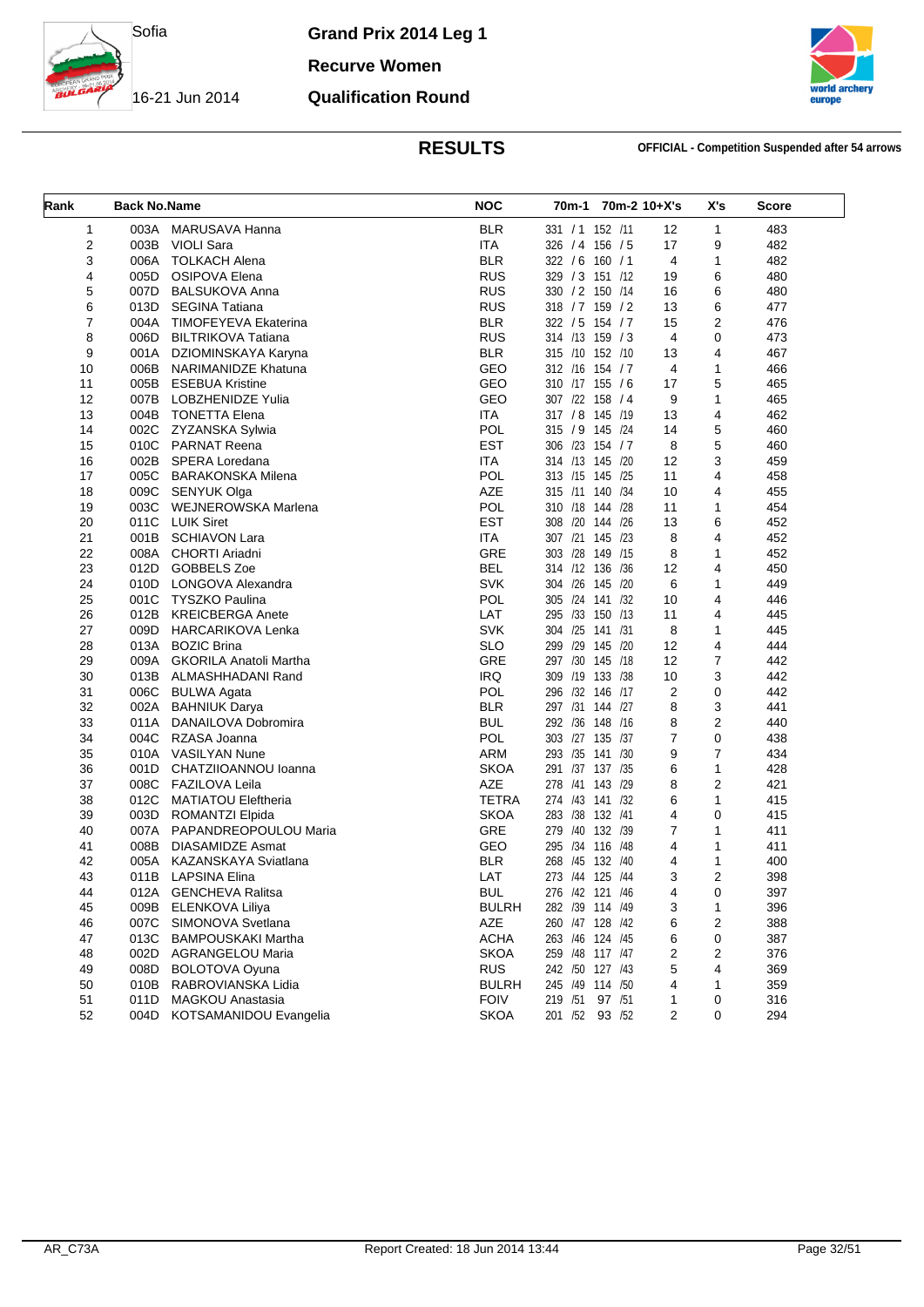Sofia

16-21 Jun 2014

# Grand Prix 2014 Leg 1

## Recurve Women

## Qualification Round

## RESULTS

**OFFICIAL - Competition Suspended after 54 arrows**

| Rank | Back No. | Name | NOC | 70m-1 | 70m-2 | 10+X's | X's | Score |
|---|---|---|---|---|---|---|---|---|
| 1 | 003A | MARUSAVA Hanna | BLR | 331 / 1 | 152 /11 | 12 | 1 | 483 |
| 2 | 003B | VIOLI Sara | ITA | 326 / 4 | 156 / 5 | 17 | 9 | 482 |
| 3 | 006A | TOLKACH Alena | BLR | 322 / 6 | 160 / 1 | 4 | 1 | 482 |
| 4 | 005D | OSIPOVA Elena | RUS | 329 / 3 | 151 /12 | 19 | 6 | 480 |
| 5 | 007D | BALSUKOVA Anna | RUS | 330 / 2 | 150 /14 | 16 | 6 | 480 |
| 6 | 013D | SEGINA Tatiana | RUS | 318 / 7 | 159 / 2 | 13 | 6 | 477 |
| 7 | 004A | TIMOFEYEVA Ekaterina | BLR | 322 / 5 | 154 / 7 | 15 | 2 | 476 |
| 8 | 006D | BILTRIKOVA Tatiana | RUS | 314 /13 | 159 / 3 | 4 | 0 | 473 |
| 9 | 001A | DZIOMINSKAYA Karyna | BLR | 315 /10 | 152 /10 | 13 | 4 | 467 |
| 10 | 006B | NARIMANIDZE Khatuna | GEO | 312 /16 | 154 / 7 | 4 | 1 | 466 |
| 11 | 005B | ESEBUA Kristine | GEO | 310 /17 | 155 / 6 | 17 | 5 | 465 |
| 12 | 007B | LOBZHENIDZE Yulia | GEO | 307 /22 | 158 / 4 | 9 | 1 | 465 |
| 13 | 004B | TONETTA Elena | ITA | 317 / 8 | 145 /19 | 13 | 4 | 462 |
| 14 | 002C | ZYZANSKA Sylwia | POL | 315 / 9 | 145 /24 | 14 | 5 | 460 |
| 15 | 010C | PARNAT Reena | EST | 306 /23 | 154 / 7 | 8 | 5 | 460 |
| 16 | 002B | SPERA Loredana | ITA | 314 /13 | 145 /20 | 12 | 3 | 459 |
| 17 | 005C | BARAKONSKA Milena | POL | 313 /15 | 145 /25 | 11 | 4 | 458 |
| 18 | 009C | SENYUK Olga | AZE | 315 /11 | 140 /34 | 10 | 4 | 455 |
| 19 | 003C | WEJNEROWSKA Marlena | POL | 310 /18 | 144 /28 | 11 | 1 | 454 |
| 20 | 011C | LUIK Siret | EST | 308 /20 | 144 /26 | 13 | 6 | 452 |
| 21 | 001B | SCHIAVON Lara | ITA | 307 /21 | 145 /23 | 8 | 4 | 452 |
| 22 | 008A | CHORTI Ariadni | GRE | 303 /28 | 149 /15 | 8 | 1 | 452 |
| 23 | 012D | GOBBELS Zoe | BEL | 314 /12 | 136 /36 | 12 | 4 | 450 |
| 24 | 010D | LONGOVA Alexandra | SVK | 304 /26 | 145 /20 | 6 | 1 | 449 |
| 25 | 001C | TYSZKO Paulina | POL | 305 /24 | 141 /32 | 10 | 4 | 446 |
| 26 | 012B | KREICBERGA Anete | LAT | 295 /33 | 150 /13 | 11 | 4 | 445 |
| 27 | 009D | HARCARIKOVA Lenka | SVK | 304 /25 | 141 /31 | 8 | 1 | 445 |
| 28 | 013A | BOZIC Brina | SLO | 299 /29 | 145 /20 | 12 | 4 | 444 |
| 29 | 009A | GKORILA Anatoli Martha | GRE | 297 /30 | 145 /18 | 12 | 7 | 442 |
| 30 | 013B | ALMASHHADANI Rand | IRQ | 309 /19 | 133 /38 | 10 | 3 | 442 |
| 31 | 006C | BULWA Agata | POL | 296 /32 | 146 /17 | 2 | 0 | 442 |
| 32 | 002A | BAHNIUK Darya | BLR | 297 /31 | 144 /27 | 8 | 3 | 441 |
| 33 | 011A | DANAILOVA Dobromira | BUL | 292 /36 | 148 /16 | 8 | 2 | 440 |
| 34 | 004C | RZASA Joanna | POL | 303 /27 | 135 /37 | 7 | 0 | 438 |
| 35 | 010A | VASILYAN Nune | ARM | 293 /35 | 141 /30 | 9 | 7 | 434 |
| 36 | 001D | CHATZIIOANNOU Ioanna | SKOA | 291 /37 | 137 /35 | 6 | 1 | 428 |
| 37 | 008C | FAZILOVA Leila | AZE | 278 /41 | 143 /29 | 8 | 2 | 421 |
| 38 | 012C | MATIATOU Eleftheria | TETRA | 274 /43 | 141 /32 | 6 | 1 | 415 |
| 39 | 003D | ROMANTZI Elpida | SKOA | 283 /38 | 132 /41 | 4 | 0 | 415 |
| 40 | 007A | PAPANDREOPOULOU Maria | GRE | 279 /40 | 132 /39 | 7 | 1 | 411 |
| 41 | 008B | DIASAMIDZE Asmat | GEO | 295 /34 | 116 /48 | 4 | 1 | 411 |
| 42 | 005A | KAZANSKAYA Sviatlana | BLR | 268 /45 | 132 /40 | 4 | 1 | 400 |
| 43 | 011B | LAPSINA Elina | LAT | 273 /44 | 125 /44 | 3 | 2 | 398 |
| 44 | 012A | GENCHEVA Ralitsa | BUL | 276 /42 | 121 /46 | 4 | 0 | 397 |
| 45 | 009B | ELENKOVA Liliya | BULRH | 282 /39 | 114 /49 | 3 | 1 | 396 |
| 46 | 007C | SIMONOVA Svetlana | AZE | 260 /47 | 128 /42 | 6 | 2 | 388 |
| 47 | 013C | BAMPOUSKAKI Martha | ACHA | 263 /46 | 124 /45 | 6 | 0 | 387 |
| 48 | 002D | AGRANGELOU Maria | SKOA | 259 /48 | 117 /47 | 2 | 2 | 376 |
| 49 | 008D | BOLOTOVA Oyuna | RUS | 242 /50 | 127 /43 | 5 | 4 | 369 |
| 50 | 010B | RABROVIANSKA Lidia | BULRH | 245 /49 | 114 /50 | 4 | 1 | 359 |
| 51 | 011D | MAGKOU Anastasia | FOIV | 219 /51 | 97 /51 | 1 | 0 | 316 |
| 52 | 004D | KOTSAMANIDOU Evangelia | SKOA | 201 /52 | 93 /52 | 2 | 0 | 294 |

AR_C73A

Report Created: 18 Jun 2014 13:44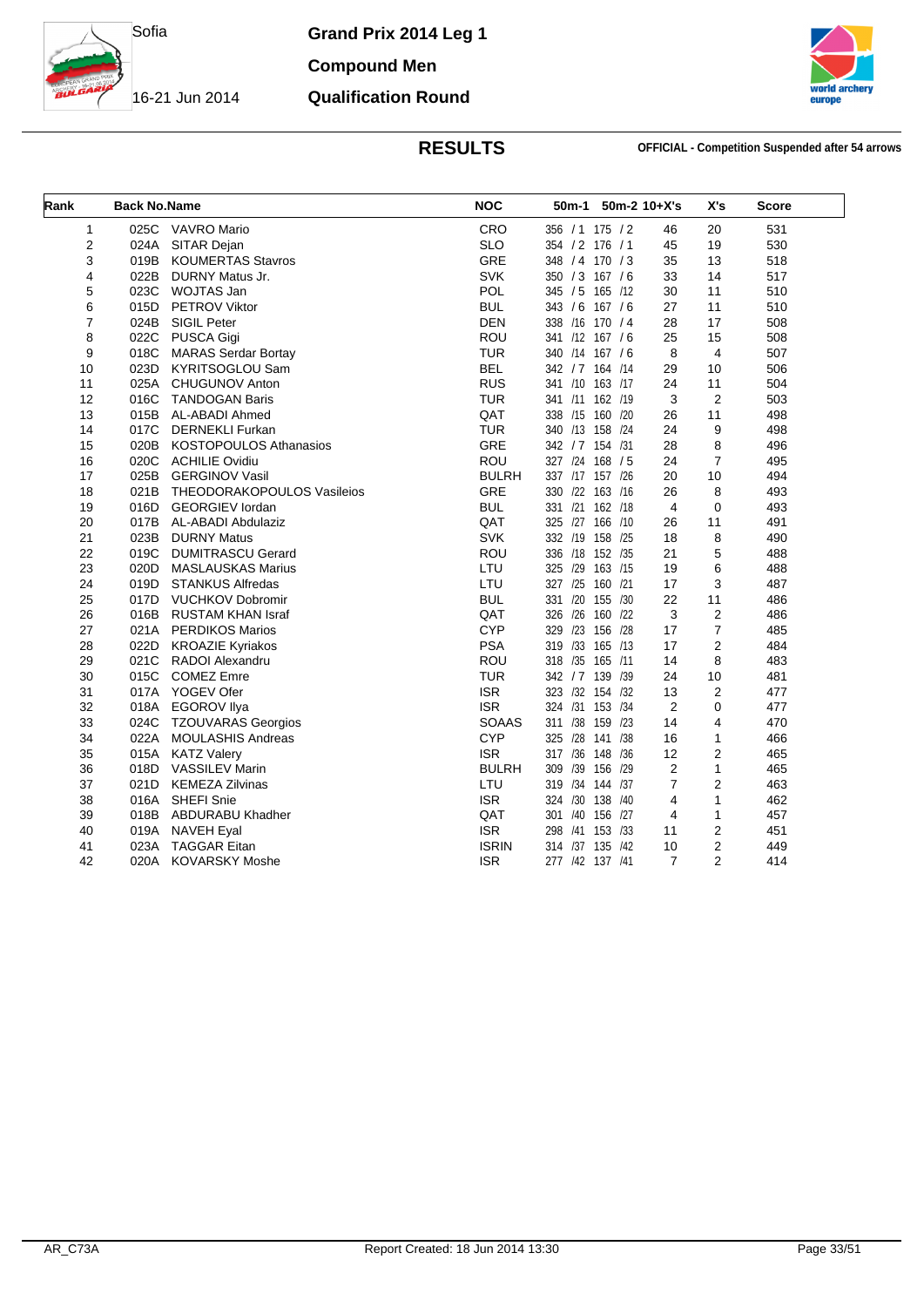Sofia

16-21 Jun 2014

# Grand Prix 2014 Leg 1

## Compound Men

## Qualification Round

### RESULTS

**OFFICIAL - Competition Suspended after 54 arrows**

| Rank | Back No. | Name | NOC | 50m-1 | 50m-2 | 10+X's | X's | Score |
|---|---|---|---|---|---|---|---|---|
| 1 | 025C | VAVRO Mario | CRO | 356 / 1 | 175 / 2 | 46 | 20 | 531 |
| 2 | 024A | SITAR Dejan | SLO | 354 / 2 | 176 / 1 | 45 | 19 | 530 |
| 3 | 019B | KOUMERTAS Stavros | GRE | 348 / 4 | 170 / 3 | 35 | 13 | 518 |
| 4 | 022B | DURNY Matus Jr. | SVK | 350 / 3 | 167 / 6 | 33 | 14 | 517 |
| 5 | 023C | WOJTAS Jan | POL | 345 / 5 | 165 /12 | 30 | 11 | 510 |
| 6 | 015D | PETROV Viktor | BUL | 343 / 6 | 167 / 6 | 27 | 11 | 510 |
| 7 | 024B | SIGIL Peter | DEN | 338 /16 | 170 / 4 | 28 | 17 | 508 |
| 8 | 022C | PUSCA Gigi | ROU | 341 /12 | 167 / 6 | 25 | 15 | 508 |
| 9 | 018C | MARAS Serdar Bortay | TUR | 340 /14 | 167 / 6 | 8 | 4 | 507 |
| 10 | 023D | KYRITSOGLOU Sam | BEL | 342 / 7 | 164 /14 | 29 | 10 | 506 |
| 11 | 025A | CHUGUNOV Anton | RUS | 341 /10 | 163 /17 | 24 | 11 | 504 |
| 12 | 016C | TANDOGAN Baris | TUR | 341 /11 | 162 /19 | 3 | 2 | 503 |
| 13 | 015B | AL-ABADI Ahmed | QAT | 338 /15 | 160 /20 | 26 | 11 | 498 |
| 14 | 017C | DERNEKLI Furkan | TUR | 340 /13 | 158 /24 | 24 | 9 | 498 |
| 15 | 020B | KOSTOPOULOS Athanasios | GRE | 342 / 7 | 154 /31 | 28 | 8 | 496 |
| 16 | 020C | ACHILIE Ovidiu | ROU | 327 /24 | 168 / 5 | 24 | 7 | 495 |
| 17 | 025B | GERGINOV Vasil | BULRH | 337 /17 | 157 /26 | 20 | 10 | 494 |
| 18 | 021B | THEODORAKOPOULOS Vasileios | GRE | 330 /22 | 163 /16 | 26 | 8 | 493 |
| 19 | 016D | GEORGIEV Iordan | BUL | 331 /21 | 162 /18 | 4 | 0 | 493 |
| 20 | 017B | AL-ABADI Abdulaziz | QAT | 325 /27 | 166 /10 | 26 | 11 | 491 |
| 21 | 023B | DURNY Matus | SVK | 332 /19 | 158 /25 | 18 | 8 | 490 |
| 22 | 019C | DUMITRASCU Gerard | ROU | 336 /18 | 152 /35 | 21 | 5 | 488 |
| 23 | 020D | MASLAUSKAS Marius | LTU | 325 /29 | 163 /15 | 19 | 6 | 488 |
| 24 | 019D | STANKUS Alfredas | LTU | 327 /25 | 160 /21 | 17 | 3 | 487 |
| 25 | 017D | VUCHKOV Dobromir | BUL | 331 /20 | 155 /30 | 22 | 11 | 486 |
| 26 | 016B | RUSTAM KHAN Israf | QAT | 326 /26 | 160 /22 | 3 | 2 | 486 |
| 27 | 021A | PERDIKOS Marios | CYP | 329 /23 | 156 /28 | 17 | 7 | 485 |
| 28 | 022D | KROAZIE Kyriakos | PSA | 319 /33 | 165 /13 | 17 | 2 | 484 |
| 29 | 021C | RADOI Alexandru | ROU | 318 /35 | 165 /11 | 14 | 8 | 483 |
| 30 | 015C | COMEZ Emre | TUR | 342 / 7 | 139 /39 | 24 | 10 | 481 |
| 31 | 017A | YOGEV Ofer | ISR | 323 /32 | 154 /32 | 13 | 2 | 477 |
| 32 | 018A | EGOROV Ilya | ISR | 324 /31 | 153 /34 | 2 | 0 | 477 |
| 33 | 024C | TZOUVARAS Georgios | SOAAS | 311 /38 | 159 /23 | 14 | 4 | 470 |
| 34 | 022A | MOULASHIS Andreas | CYP | 325 /28 | 141 /38 | 16 | 1 | 466 |
| 35 | 015A | KATZ Valery | ISR | 317 /36 | 148 /36 | 12 | 2 | 465 |
| 36 | 018D | VASSILEV Marin | BULRH | 309 /39 | 156 /29 | 2 | 1 | 465 |
| 37 | 021D | KEMEZA Zilvinas | LTU | 319 /34 | 144 /37 | 7 | 2 | 463 |
| 38 | 016A | SHEFI Snie | ISR | 324 /30 | 138 /40 | 4 | 1 | 462 |
| 39 | 018B | ABDURABU Khadher | QAT | 301 /40 | 156 /27 | 4 | 1 | 457 |
| 40 | 019A | NAVEH Eyal | ISR | 298 /41 | 153 /33 | 11 | 2 | 451 |
| 41 | 023A | TAGGAR Eitan | ISRIN | 314 /37 | 135 /42 | 10 | 2 | 449 |
| 42 | 020A | KOVARSKY Moshe | ISR | 277 /42 | 137 /41 | 7 | 2 | 414 |

AR_C73A Report Created: 18 Jun 2014 13:30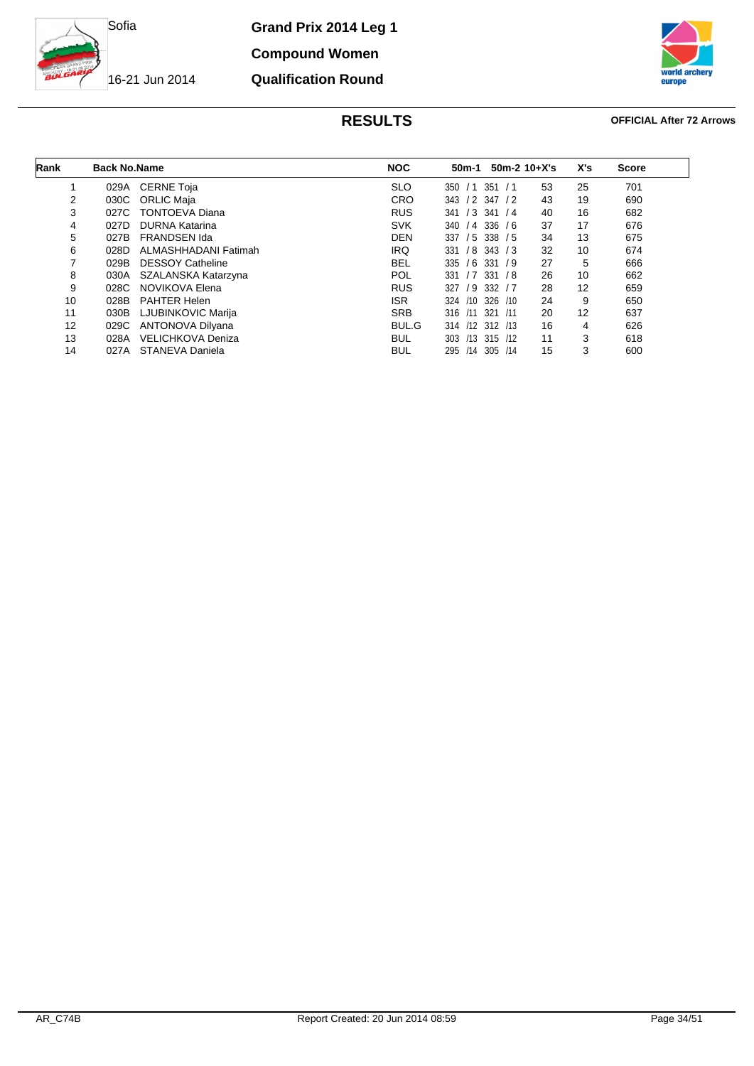Sofia

16-21 Jun 2014

**Grand Prix 2014 Leg 1**

**Compound Women**

**Qualification Round**

## RESULTS

**OFFICIAL After 72 Arrows**

| Rank | Back No. | Name | NOC | 50m-1 | 50m-2 | 10+X's | X's | Score |
|---|---|---|---|---|---|---|---|---|
| 1 | 029A | CERNE Toja | SLO | 350 / 1 | 351 / 1 | 53 | 25 | 701 |
| 2 | 030C | ORLIC Maja | CRO | 343 / 2 | 347 / 2 | 43 | 19 | 690 |
| 3 | 027C | TONTOEVA Diana | RUS | 341 / 3 | 341 / 4 | 40 | 16 | 682 |
| 4 | 027D | DURNA Katarina | SVK | 340 / 4 | 336 / 6 | 37 | 17 | 676 |
| 5 | 027B | FRANDSEN Ida | DEN | 337 / 5 | 338 / 5 | 34 | 13 | 675 |
| 6 | 028D | ALMASHHADANI Fatimah | IRQ | 331 / 8 | 343 / 3 | 32 | 10 | 674 |
| 7 | 029B | DESSOY Catheline | BEL | 335 / 6 | 331 / 9 | 27 | 5 | 666 |
| 8 | 030A | SZALANSKA Katarzyna | POL | 331 / 7 | 331 / 8 | 26 | 10 | 662 |
| 9 | 028C | NOVIKOVA Elena | RUS | 327 / 9 | 332 / 7 | 28 | 12 | 659 |
| 10 | 028B | PAHTER Helen | ISR | 324 /10 | 326 /10 | 24 | 9 | 650 |
| 11 | 030B | LJUBINKOVIC Marija | SRB | 316 /11 | 321 /11 | 20 | 12 | 637 |
| 12 | 029C | ANTONOVA Dilyana | BUL.G | 314 /12 | 312 /13 | 16 | 4 | 626 |
| 13 | 028A | VELICHKOVA Deniza | BUL | 303 /13 | 315 /12 | 11 | 3 | 618 |
| 14 | 027A | STANEVA Daniela | BUL | 295 /14 | 305 /14 | 15 | 3 | 600 |

AR_C74B

Report Created: 20 Jun 2014 08:59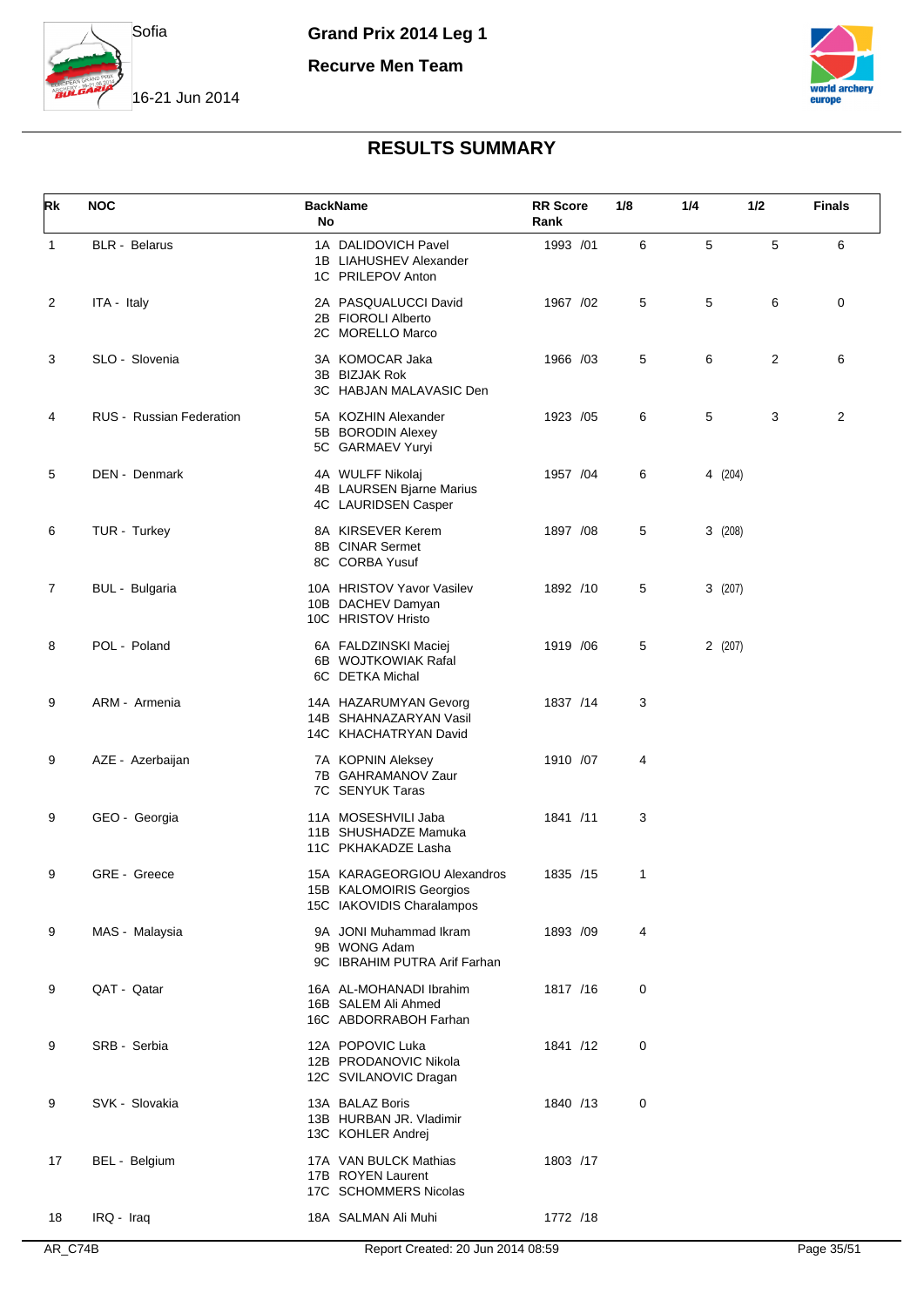Sofia

Grand Prix 2014 Leg 1

Recurve Men Team

16-21 Jun 2014

## RESULTS SUMMARY

| Rk | NOC | BackName No | RR Score Rank | 1/8 | 1/4 | 1/2 | Finals |
|---|---|---|---|---|---|---|---|
| 1 | BLR - Belarus | 1A DALIDOVICH Pavel<br>1B LIAHUSHEV Alexander<br>1C PRILEPOV Anton | 1993 /01 | 6 | 5 | 5 | 6 |
| 2 | ITA - Italy | 2A PASQUALUCCI David<br>2B FIOROLI Alberto<br>2C MORELLO Marco | 1967 /02 | 5 | 5 | 6 | 0 |
| 3 | SLO - Slovenia | 3A KOMOCAR Jaka<br>3B BIZJAK Rok<br>3C HABJAN MALAVASIC Den | 1966 /03 | 5 | 6 | 2 | 6 |
| 4 | RUS - Russian Federation | 5A KOZHIN Alexander<br>5B BORODIN Alexey<br>5C GARMAEV Yuryi | 1923 /05 | 6 | 5 | 3 | 2 |
| 5 | DEN - Denmark | 4A WULFF Nikolaj<br>4B LAURSEN Bjarne Marius<br>4C LAURIDSEN Casper | 1957 /04 | 6 | 4 (204) | | |
| 6 | TUR - Turkey | 8A KIRSEVER Kerem<br>8B CINAR Sermet<br>8C CORBA Yusuf | 1897 /08 | 5 | 3 (208) | | |
| 7 | BUL - Bulgaria | 10A HRISTOV Yavor Vasilev<br>10B DACHEV Damyan<br>10C HRISTOV Hristo | 1892 /10 | 5 | 3 (207) | | |
| 8 | POL - Poland | 6A FALDZINSKI Maciej<br>6B WOJTKOWIAK Rafal<br>6C DETKA Michal | 1919 /06 | 5 | 2 (207) | | |
| 9 | ARM - Armenia | 14A HAZARUMYAN Gevorg<br>14B SHAHNAZARYAN Vasil<br>14C KHACHATRYAN David | 1837 /14 | 3 | | | |
| 9 | AZE - Azerbaijan | 7A KOPNIN Aleksey<br>7B GAHRAMANOV Zaur<br>7C SENYUK Taras | 1910 /07 | 4 | | | |
| 9 | GEO - Georgia | 11A MOSESHVILI Jaba<br>11B SHUSHADZE Mamuka<br>11C PKHAKADZE Lasha | 1841 /11 | 3 | | | |
| 9 | GRE - Greece | 15A KARAGEORGIOU Alexandros<br>15B KALOMOIRIS Georgios<br>15C IAKOVIDIS Charalampos | 1835 /15 | 1 | | | |
| 9 | MAS - Malaysia | 9A JONI Muhammad Ikram<br>9B WONG Adam<br>9C IBRAHIM PUTRA Arif Farhan | 1893 /09 | 4 | | | |
| 9 | QAT - Qatar | 16A AL-MOHANADI Ibrahim<br>16B SALEM Ali Ahmed<br>16C ABDORRABOH Farhan | 1817 /16 | 0 | | | |
| 9 | SRB - Serbia | 12A POPOVIC Luka<br>12B PRODANOVIC Nikola<br>12C SVILANOVIC Dragan | 1841 /12 | 0 | | | |
| 9 | SVK - Slovakia | 13A BALAZ Boris<br>13B HURBAN JR. Vladimir<br>13C KOHLER Andrej | 1840 /13 | 0 | | | |
| 17 | BEL - Belgium | 17A VAN BULCK Mathias<br>17B ROYEN Laurent<br>17C SCHOMMERS Nicolas | 1803 /17 | | | | |
| 18 | IRQ - Iraq | 18A SALMAN Ali Muhi | 1772 /18 | | | | |

AR_C74B Report Created: 20 Jun 2014 08:59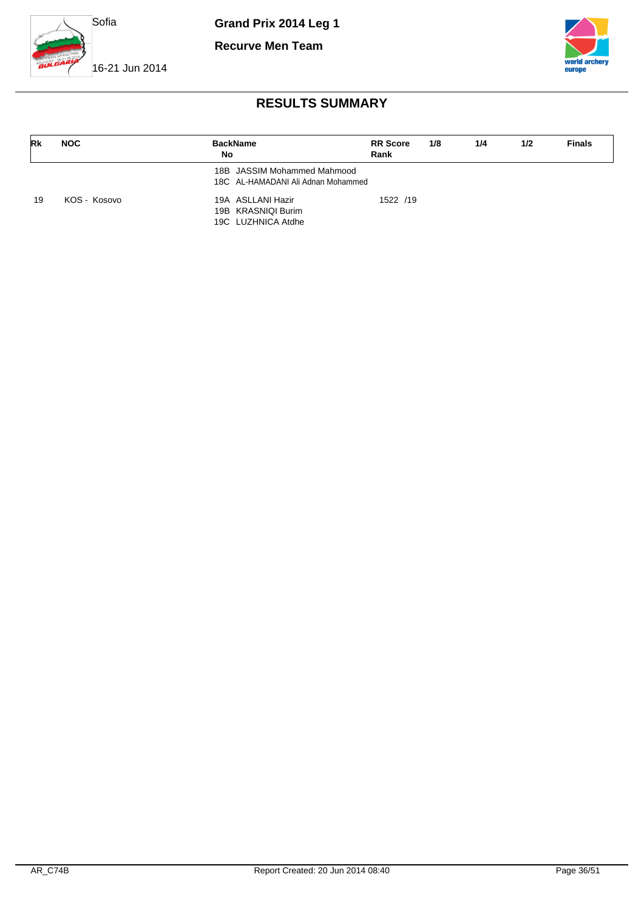# RESULTS SUMMARY

| Rk | NOC | BackName No | RR Score Rank | 1/8 | 1/4 | 1/2 | Finals |
|---|---|---|---|---|---|---|---|
| | | 18B JASSIM Mohammed Mahmood<br>18C AL-HAMADANI Ali Adnan Mohammed | | | | | |
| 19 | KOS - Kosovo | 19A ASLLANI Hazir<br>19B KRASNIQI Burim<br>19C LUZHNICA Atdhe | 1522 /19 | | | | |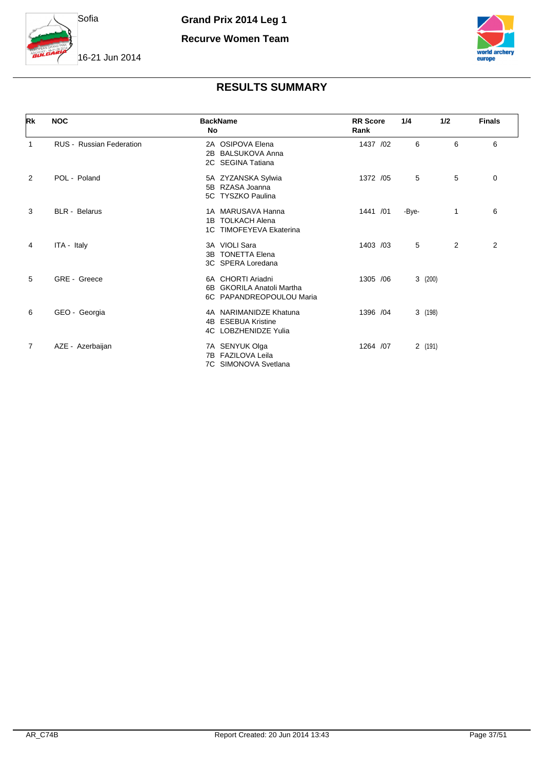Sofia

**Grand Prix 2014 Leg 1**

**Recurve Women Team**

16-21 Jun 2014

## RESULTS SUMMARY

| Rk | NOC | BackName No | RR Score Rank | 1/4 | 1/2 | Finals |
|---|---|---|---|---|---|---|
| 1 | RUS - Russian Federation | 2A OSIPOVA Elena<br>2B BALSUKOVA Anna<br>2C SEGINA Tatiana | 1437 /02 | 6 | 6 | 6 |
| 2 | POL - Poland | 5A ZYZANSKA Sylwia<br>5B RZASA Joanna<br>5C TYSZKO Paulina | 1372 /05 | 5 | 5 | 0 |
| 3 | BLR - Belarus | 1A MARUSAVA Hanna<br>1B TOLKACH Alena<br>1C TIMOFEYEVA Ekaterina | 1441 /01 | -Bye- | 1 | 6 |
| 4 | ITA - Italy | 3A VIOLI Sara<br>3B TONETTA Elena<br>3C SPERA Loredana | 1403 /03 | 5 | 2 | 2 |
| 5 | GRE - Greece | 6A CHORTI Ariadni<br>6B GKORILA Anatoli Martha<br>6C PAPANDREOPOULOU Maria | 1305 /06 | 3 (200) | | |
| 6 | GEO - Georgia | 4A NARIMANIDZE Khatuna<br>4B ESEBUA Kristine<br>4C LOBZHENIDZE Yulia | 1396 /04 | 3 (198) | | |
| 7 | AZE - Azerbaijan | 7A SENYUK Olga<br>7B FAZILOVA Leila<br>7C SIMONOVA Svetlana | 1264 /07 | 2 (191) | | |

AR_C74B Report Created: 20 Jun 2014 13:43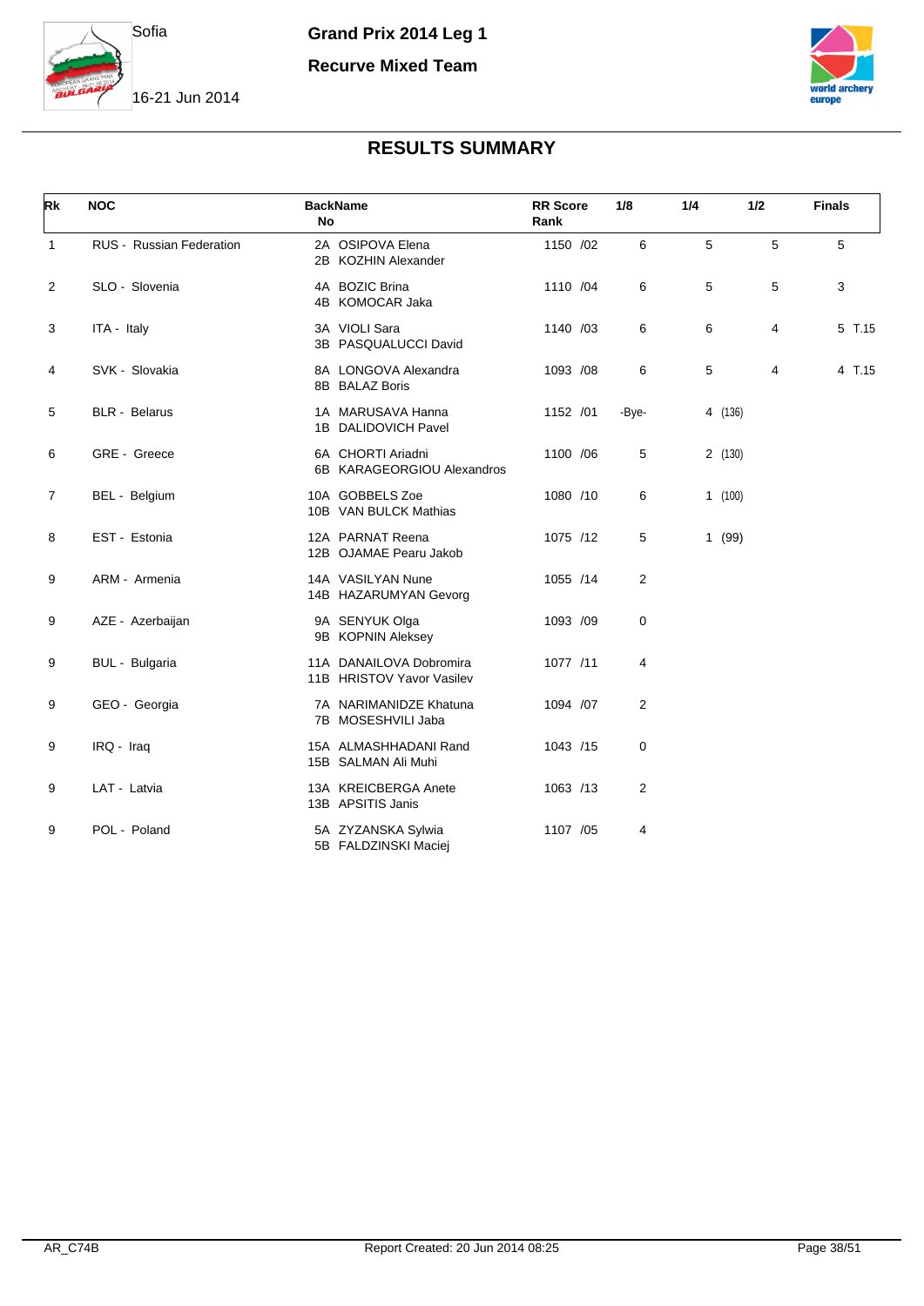Sofia

16-21 Jun 2014

# Grand Prix 2014 Leg 1

## Recurve Mixed Team

## RESULTS SUMMARY

| Rk | NOC | BackName No | RR Score Rank | 1/8 | 1/4 | 1/2 | Finals |
|---|---|---|---|---|---|---|---|
| 1 | RUS - Russian Federation | 2A OSIPOVA Elena<br>2B KOZHIN Alexander | 1150 /02 | 6 | 5 | 5 | 5 |
| 2 | SLO - Slovenia | 4A BOZIC Brina<br>4B KOMOCAR Jaka | 1110 /04 | 6 | 5 | 5 | 3 |
| 3 | ITA - Italy | 3A VIOLI Sara<br>3B PASQUALUCCI David | 1140 /03 | 6 | 6 | 4 | 5 T.15 |
| 4 | SVK - Slovakia | 8A LONGOVA Alexandra<br>8B BALAZ Boris | 1093 /08 | 6 | 5 | 4 | 4 T.15 |
| 5 | BLR - Belarus | 1A MARUSAVA Hanna<br>1B DALIDOVICH Pavel | 1152 /01 | -Bye- | 4 (136) | | |
| 6 | GRE - Greece | 6A CHORTI Ariadni<br>6B KARAGEORGIOU Alexandros | 1100 /06 | 5 | 2 (130) | | |
| 7 | BEL - Belgium | 10A GOBBELS Zoe<br>10B VAN BULCK Mathias | 1080 /10 | 6 | 1 (100) | | |
| 8 | EST - Estonia | 12A PARNAT Reena<br>12B OJAMAE Pearu Jakob | 1075 /12 | 5 | 1 (99) | | |
| 9 | ARM - Armenia | 14A VASILYAN Nune<br>14B HAZARUMYAN Gevorg | 1055 /14 | 2 | | | |
| 9 | AZE - Azerbaijan | 9A SENYUK Olga<br>9B KOPNIN Aleksey | 1093 /09 | 0 | | | |
| 9 | BUL - Bulgaria | 11A DANAILOVA Dobromira<br>11B HRISTOV Yavor Vasilev | 1077 /11 | 4 | | | |
| 9 | GEO - Georgia | 7A NARIMANIDZE Khatuna<br>7B MOSESHVILI Jaba | 1094 /07 | 2 | | | |
| 9 | IRQ - Iraq | 15A ALMASHHADANI Rand<br>15B SALMAN Ali Muhi | 1043 /15 | 0 | | | |
| 9 | LAT - Latvia | 13A KREICBERGA Anete<br>13B APSITIS Janis | 1063 /13 | 2 | | | |
| 9 | POL - Poland | 5A ZYZANSKA Sylwia<br>5B FALDZINSKI Maciej | 1107 /05 | 4 | | | |

AR_C74B

Report Created: 20 Jun 2014 08:25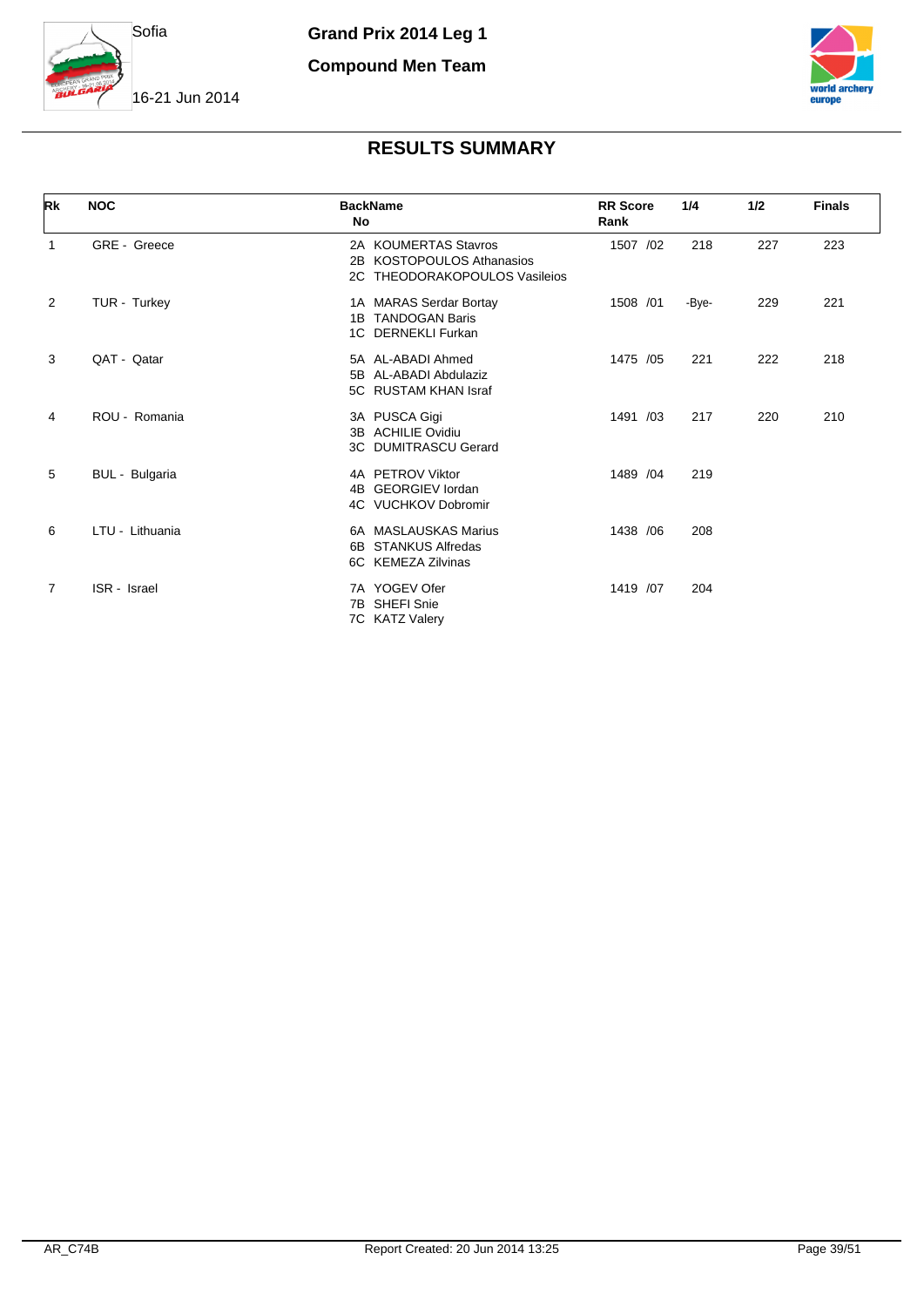Sofia

**Grand Prix 2014 Leg 1**

**Compound Men Team**

16-21 Jun 2014

## RESULTS SUMMARY

| Rk | NOC | BackName No | RR Score Rank | 1/4 | 1/2 | Finals |
|---|---|---|---|---|---|---|
| 1 | GRE - Greece | 2A KOUMERTAS Stavros<br>2B KOSTOPOULOS Athanasios<br>2C THEODORAKOPOULOS Vasileios | 1507 /02 | 218 | 227 | 223 |
| 2 | TUR - Turkey | 1A MARAS Serdar Bortay<br>1B TANDOGAN Baris<br>1C DERNEKLI Furkan | 1508 /01 | -Bye- | 229 | 221 |
| 3 | QAT - Qatar | 5A AL-ABADI Ahmed<br>5B AL-ABADI Abdulaziz<br>5C RUSTAM KHAN Israf | 1475 /05 | 221 | 222 | 218 |
| 4 | ROU - Romania | 3A PUSCA Gigi<br>3B ACHILIE Ovidiu<br>3C DUMITRASCU Gerard | 1491 /03 | 217 | 220 | 210 |
| 5 | BUL - Bulgaria | 4A PETROV Viktor<br>4B GEORGIEV Iordan<br>4C VUCHKOV Dobromir | 1489 /04 | 219 | | |
| 6 | LTU - Lithuania | 6A MASLAUSKAS Marius<br>6B STANKUS Alfredas<br>6C KEMEZA Zilvinas | 1438 /06 | 208 | | |
| 7 | ISR - Israel | 7A YOGEV Ofer<br>7B SHEFI Snie<br>7C KATZ Valery | 1419 /07 | 204 | | |

AR_C74B — Report Created: 20 Jun 2014 13:25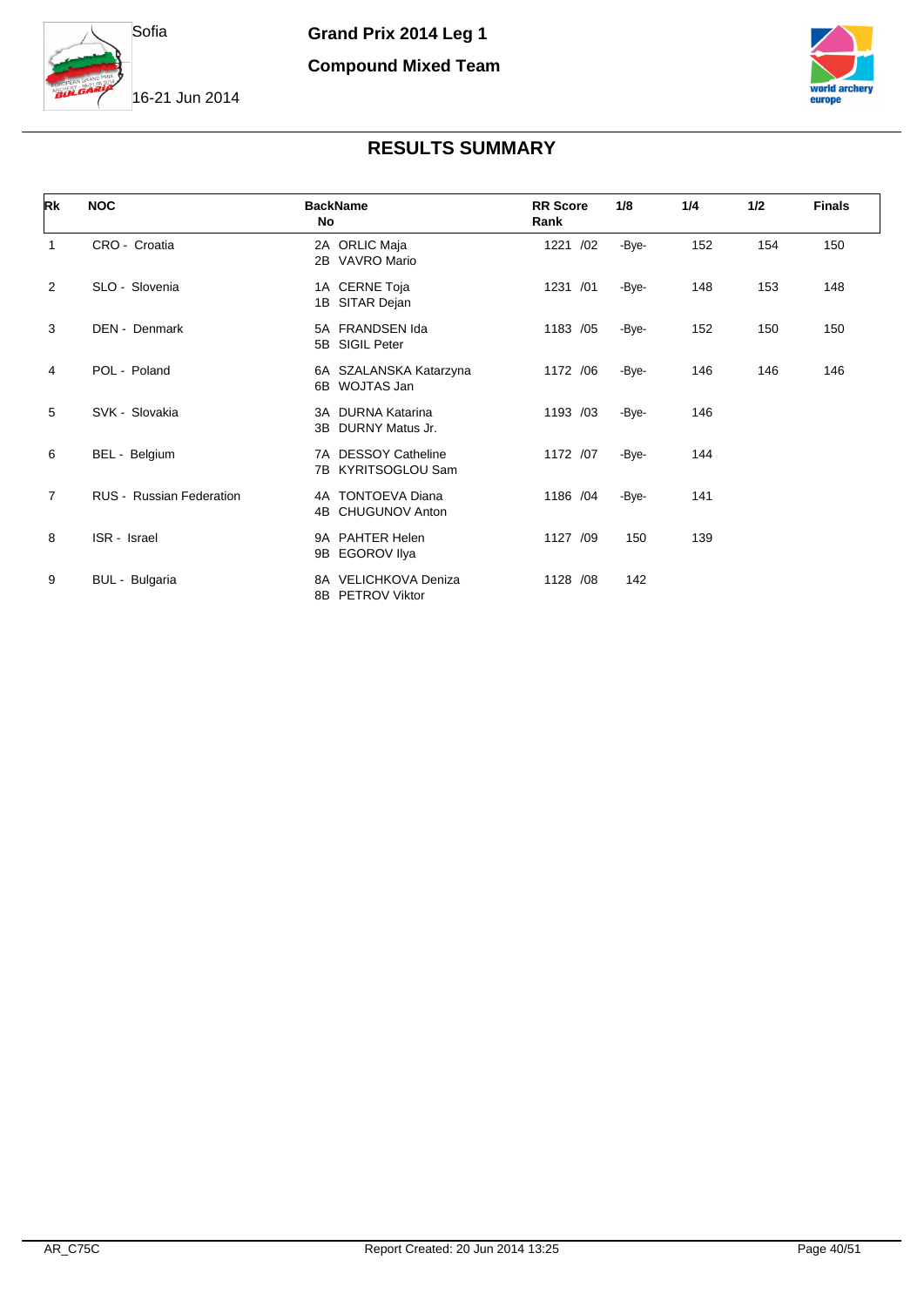Sofia

16-21 Jun 2014

**Grand Prix 2014 Leg 1**

**Compound Mixed Team**

## RESULTS SUMMARY

| Rk | NOC | BackName No | RR Score Rank | 1/8 | 1/4 | 1/2 | Finals |
|---|---|---|---|---|---|---|---|
| 1 | CRO - Croatia | 2A ORLIC Maja<br>2B VAVRO Mario | 1221 /02 | -Bye- | 152 | 154 | 150 |
| 2 | SLO - Slovenia | 1A CERNE Toja<br>1B SITAR Dejan | 1231 /01 | -Bye- | 148 | 153 | 148 |
| 3 | DEN - Denmark | 5A FRANDSEN Ida<br>5B SIGIL Peter | 1183 /05 | -Bye- | 152 | 150 | 150 |
| 4 | POL - Poland | 6A SZALANSKA Katarzyna<br>6B WOJTAS Jan | 1172 /06 | -Bye- | 146 | 146 | 146 |
| 5 | SVK - Slovakia | 3A DURNA Katarina<br>3B DURNY Matus Jr. | 1193 /03 | -Bye- | 146 | | |
| 6 | BEL - Belgium | 7A DESSOY Catheline<br>7B KYRITSOGLOU Sam | 1172 /07 | -Bye- | 144 | | |
| 7 | RUS - Russian Federation | 4A TONTOEVA Diana<br>4B CHUGUNOV Anton | 1186 /04 | -Bye- | 141 | | |
| 8 | ISR - Israel | 9A PAHTER Helen<br>9B EGOROV Ilya | 1127 /09 | 150 | 139 | | |
| 9 | BUL - Bulgaria | 8A VELICHKOVA Deniza<br>8B PETROV Viktor | 1128 /08 | 142 | | | |

AR_C75C

Report Created: 20 Jun 2014 13:25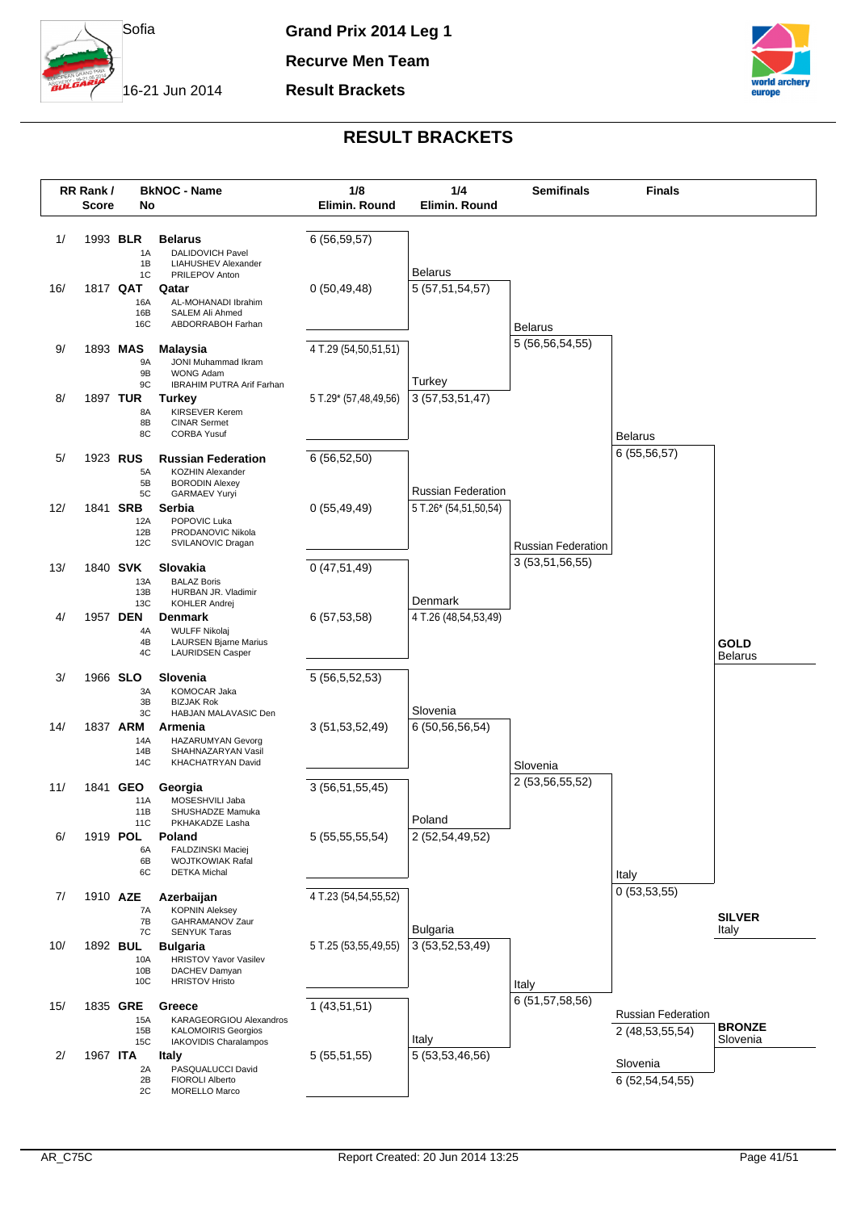Sofia

16-21 Jun 2014

**Grand Prix 2014 Leg 1**

**Recurve Men Team**

**Result Brackets**

## RESULT BRACKETS

| RR Rank / Score | BkNOC - Name | 1/8 Elimin. Round | 1/4 Elimin. Round | Semifinals | Finals |
|---|---|---|---|---|---|
| 1/ 1993 **BLR** | **Belarus** (1A DALIDOVICH Pavel, 1B LIAHUSHEV Alexander, 1C PRILEPOV Anton) | 6 (56,59,57) | Belarus 5 (57,51,54,57) | Belarus 5 (56,56,54,55) | Belarus 6 (55,56,57) |
| 16/ 1817 **QAT** | **Qatar** (16A AL-MOHANADI Ibrahim, 16B SALEM Ali Ahmed, 16C ABDORRABOH Farhan) | 0 (50,49,48) | | | |
| 9/ 1893 **MAS** | **Malaysia** (9A JONI Muhammad Ikram, 9B WONG Adam, 9C IBRAHIM PUTRA Arif Farhan) | 4 T.29 (54,50,51,51) | Turkey 3 (57,53,51,47) | | |
| 8/ 1897 **TUR** | **Turkey** (8A KIRSEVER Kerem, 8B CINAR Sermet, 8C CORBA Yusuf) | 5 T.29* (57,48,49,56) | | | |
| 5/ 1923 **RUS** | **Russian Federation** (5A KOZHIN Alexander, 5B BORODIN Alexey, 5C GARMAEV Yuryi) | 6 (56,52,50) | Russian Federation 5 T.26* (54,51,50,54) | Russian Federation 3 (53,51,56,55) | |
| 12/ 1841 **SRB** | **Serbia** (12A POPOVIC Luka, 12B PRODANOVIC Nikola, 12C SVILANOVIC Dragan) | 0 (55,49,49) | | | |
| 13/ 1840 **SVK** | **Slovakia** (13A BALAZ Boris, 13B HURBAN JR. Vladimir, 13C KOHLER Andrej) | 0 (47,51,49) | Denmark 4 T.26 (48,54,53,49) | | |
| 4/ 1957 **DEN** | **Denmark** (4A WULFF Nikolaj, 4B LAURSEN Bjarne Marius, 4C LAURIDSEN Casper) | 6 (57,53,58) | | | |
| 3/ 1966 **SLO** | **Slovenia** (3A KOMOCAR Jaka, 3B BIZJAK Rok, 3C HABJAN MALAVASIC Den) | 5 (56,5,52,53) | Slovenia 6 (50,56,56,54) | Slovenia 2 (53,56,55,52) | Italy 0 (53,53,55) |
| 14/ 1837 **ARM** | **Armenia** (14A HAZARUMYAN Gevorg, 14B SHAHNAZARYAN Vasil, 14C KHACHATRYAN David) | 3 (51,53,52,49) | | | |
| 11/ 1841 **GEO** | **Georgia** (11A MOSESHVILI Jaba, 11B SHUSHADZE Mamuka, 11C PKHAKADZE Lasha) | 3 (56,51,55,45) | Poland 2 (52,54,49,52) | | |
| 6/ 1919 **POL** | **Poland** (6A FALDZINSKI Maciej, 6B WOJTKOWIAK Rafal, 6C DETKA Michal) | 5 (55,55,55,54) | | | |
| 7/ 1910 **AZE** | **Azerbaijan** (7A KOPNIN Aleksey, 7B GAHRAMANOV Zaur, 7C SENYUK Taras) | 4 T.23 (54,54,55,52) | Bulgaria 3 (53,52,53,49) | Italy 6 (51,57,58,56) | |
| 10/ 1892 **BUL** | **Bulgaria** (10A HRISTOV Yavor Vasilev, 10B DACHEV Damyan, 10C HRISTOV Hristo) | 5 T.25 (53,55,49,55) | | | |
| 15/ 1835 **GRE** | **Greece** (15A KARAGEORGIOU Alexandros, 15B KALOMOIRIS Georgios, 15C IAKOVIDIS Charalampos) | 1 (43,51,51) | Italy 5 (53,53,46,56) | | |
| 2/ 1967 **ITA** | **Italy** (2A PASQUALUCCI David, 2B FIOROLI Alberto, 2C MORELLO Marco) | 5 (55,51,55) | | | |

**Bronze match:** Russian Federation 2 (48,53,55,54) – Slovenia 6 (52,54,54,55)

**GOLD** Belarus

**SILVER** Italy

**BRONZE** Slovenia

AR_C75C

Report Created: 20 Jun 2014 13:25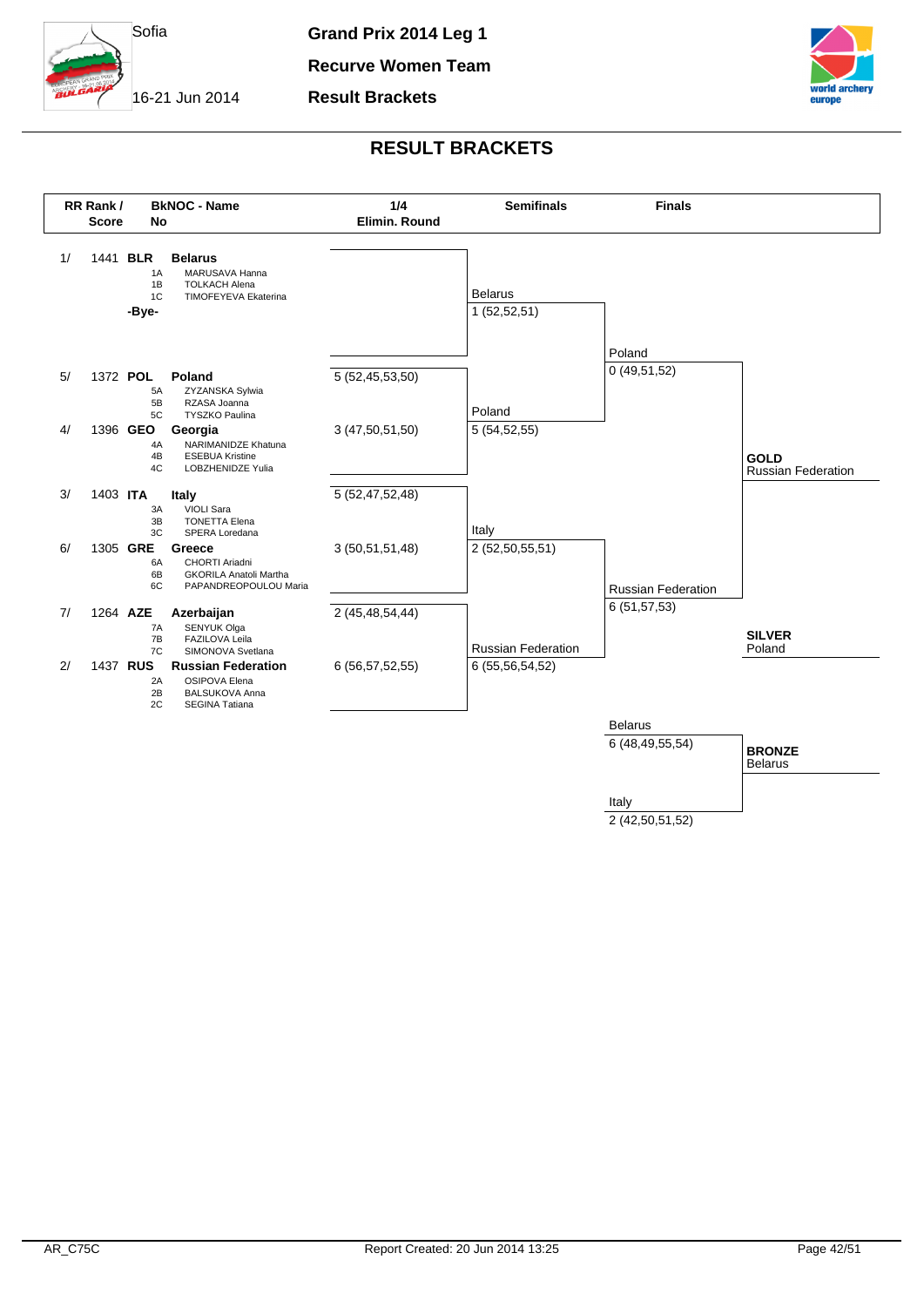Sofia

16-21 Jun 2014

**Grand Prix 2014 Leg 1**

**Recurve Women Team**

**Result Brackets**

# RESULT BRACKETS

| RR Rank / Score | BkNOC - No | Name | Athletes | 1/4 Elimin. Round |
|---|---|---|---|---|
| 1/ 1441 | BLR | Belarus | 1A MARUSAVA Hanna; 1B TOLKACH Alena; 1C TIMOFEYEVA Ekaterina | -Bye- |
| 5/ 1372 | POL | Poland | 5A ZYZANSKA Sylwia; 5B RZASA Joanna; 5C TYSZKO Paulina | 5 (52,45,53,50) |
| 4/ 1396 | GEO | Georgia | 4A NARIMANIDZE Khatuna; 4B ESEBUA Kristine; 4C LOBZHENIDZE Yulia | 3 (47,50,51,50) |
| 3/ 1403 | ITA | Italy | 3A VIOLI Sara; 3B TONETTA Elena; 3C SPERA Loredana | 5 (52,47,52,48) |
| 6/ 1305 | GRE | Greece | 6A CHORTI Ariadni; 6B GKORILA Anatoli Martha; 6C PAPANDREOPOULOU Maria | 3 (50,51,51,48) |
| 7/ 1264 | AZE | Azerbaijan | 7A SENYUK Olga; 7B FAZILOVA Leila; 7C SIMONOVA Svetlana | 2 (45,48,54,44) |
| 2/ 1437 | RUS | Russian Federation | 2A OSIPOVA Elena; 2B BALSUKOVA Anna; 2C SEGINA Tatiana | 6 (56,57,52,55) |

**Semifinals**

| Team | Score |
|---|---|
| Belarus | 1 (52,52,51) |
| Poland | 5 (54,52,55) |
| Italy | 2 (52,50,55,51) |
| Russian Federation | 6 (55,56,54,52) |

**Finals**

| Team | Score |
|---|---|
| Poland | 0 (49,51,52) |
| Russian Federation | 6 (51,57,53) |

**Bronze Match**

| Team | Score |
|---|---|
| Belarus | 6 (48,49,55,54) |
| Italy | 2 (42,50,51,52) |

**GOLD** Russian Federation

**SILVER** Poland

**BRONZE** Belarus

AR_C75C

Report Created: 20 Jun 2014 13:25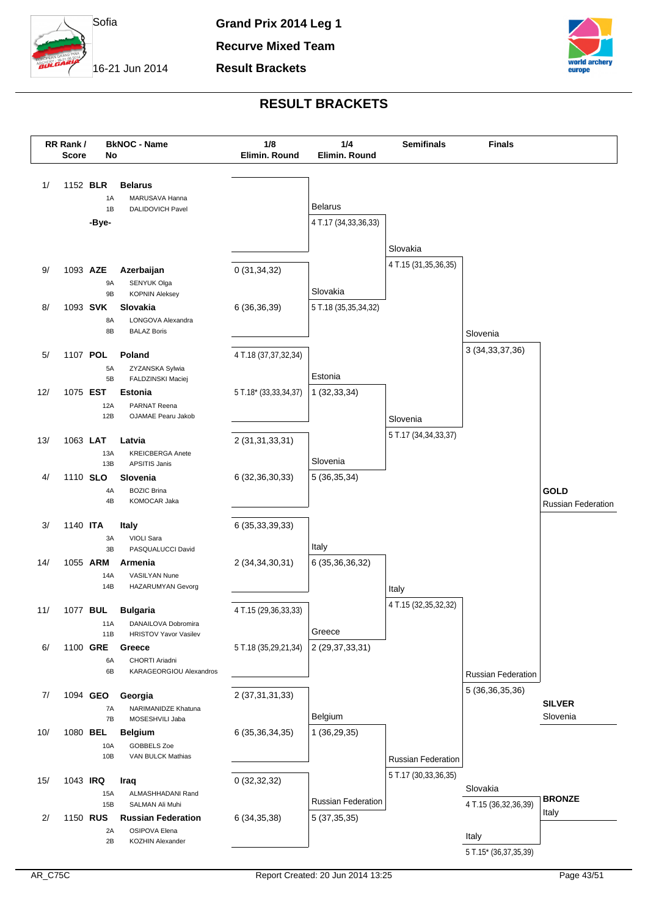Sofia

16-21 Jun 2014

**Grand Prix 2014 Leg 1**

**Recurve Mixed Team**

**Result Brackets**

## RESULT BRACKETS

| RR Rank / Score | BkNOC - No | Name | 1/8 Elimin. Round | 1/4 Elimin. Round | Semifinals | Finals |
|---|---|---|---|---|---|---|
| 1/ 1152 | **BLR** | **Belarus** | | Belarus 4 T.17 (34,33,36,33) | | |
| | 1A | MARUSAVA Hanna | | | | |
| | 1B | DALIDOVICH Pavel | | | | |
| | -Bye- | | | | | |
| 9/ 1093 | **AZE** | **Azerbaijan** | 0 (31,34,32) | | Slovakia 4 T.15 (31,35,36,35) | |
| | 9A | SENYUK Olga | | | | |
| | 9B | KOPNIN Aleksey | | | | |
| 8/ 1093 | **SVK** | **Slovakia** | 6 (36,36,39) | Slovakia 5 T.18 (35,35,34,32) | | |
| | 8A | LONGOVA Alexandra | | | | |
| | 8B | BALAZ Boris | | | | |
| 5/ 1107 | **POL** | **Poland** | 4 T.18 (37,37,32,34) | | | Slovenia 3 (34,33,37,36) |
| | 5A | ZYZANSKA Sylwia | | | | |
| | 5B | FALDZINSKI Maciej | | | | |
| 12/ 1075 | **EST** | **Estonia** | 5 T.18* (33,33,34,37) | Estonia 1 (32,33,34) | | |
| | 12A | PARNAT Reena | | | | |
| | 12B | OJAMAE Pearu Jakob | | | | |
| 13/ 1063 | **LAT** | **Latvia** | 2 (31,31,33,31) | | Slovenia 5 T.17 (34,34,33,37) | |
| | 13A | KREICBERGA Anete | | | | |
| | 13B | APSITIS Janis | | | | |
| 4/ 1110 | **SLO** | **Slovenia** | 6 (32,36,30,33) | Slovenia 5 (36,35,34) | | |
| | 4A | BOZIC Brina | | | | |
| | 4B | KOMOCAR Jaka | | | | |
| 3/ 1140 | **ITA** | **Italy** | 6 (35,33,39,33) | | | |
| | 3A | VIOLI Sara | | | | |
| | 3B | PASQUALUCCI David | | | | |
| 14/ 1055 | **ARM** | **Armenia** | 2 (34,34,30,31) | Italy 6 (35,36,36,32) | | |
| | 14A | VASILYAN Nune | | | | |
| | 14B | HAZARUMYAN Gevorg | | | | |
| 11/ 1077 | **BUL** | **Bulgaria** | 4 T.15 (29,36,33,33) | | Italy 4 T.15 (32,35,32,32) | |
| | 11A | DANAILOVA Dobromira | | | | |
| | 11B | HRISTOV Yavor Vasilev | | | | |
| 6/ 1100 | **GRE** | **Greece** | 5 T.18 (35,29,21,34) | Greece 2 (29,37,33,31) | | |
| | 6A | CHORTI Ariadni | | | | |
| | 6B | KARAGEORGIOU Alexandros | | | | |
| 7/ 1094 | **GEO** | **Georgia** | 2 (37,31,31,33) | | | Russian Federation 5 (36,36,35,36) |
| | 7A | NARIMANIDZE Khatuna | | | | |
| | 7B | MOSESHVILI Jaba | | | | |
| 10/ 1080 | **BEL** | **Belgium** | 6 (35,36,34,35) | Belgium 1 (36,29,35) | | |
| | 10A | GOBBELS Zoe | | | | |
| | 10B | VAN BULCK Mathias | | | | |
| 15/ 1043 | **IRQ** | **Iraq** | 0 (32,32,32) | | Russian Federation 5 T.17 (30,33,36,35) | |
| | 15A | ALMASHHADANI Rand | | | | |
| | 15B | SALMAN Ali Muhi | | | | |
| 2/ 1150 | **RUS** | **Russian Federation** | 6 (34,35,38) | Russian Federation 5 (37,35,35) | | |
| | 2A | OSIPOVA Elena | | | | |
| | 2B | KOZHIN Alexander | | | | |

**GOLD** Russian Federation

**SILVER** Slovenia

**BRONZE** Italy

Bronze match: Slovakia 4 T.15 (36,32,36,39) — Italy 5 T.15* (36,37,35,39)

AR_C75C

Report Created: 20 Jun 2014 13:25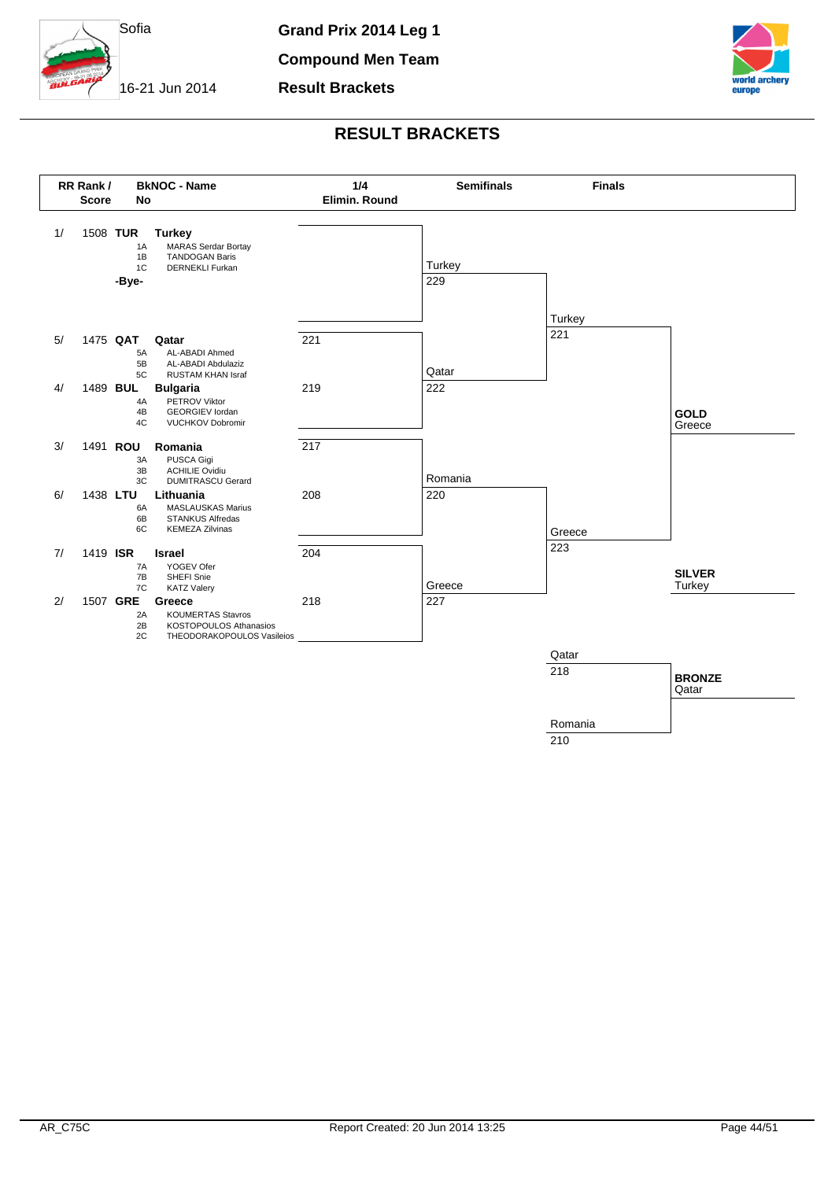Sofia

16-21 Jun 2014

**Grand Prix 2014 Leg 1**

**Compound Men Team**

**Result Brackets**

# RESULT BRACKETS

| RR Rank / Score | BkNOC - No | Name | 1/4 Elimin. Round | Semifinals | Finals |
|---|---|---|---|---|---|
| 1/ 1508 | TUR | **Turkey** | | Turkey 229 | Turkey 221 |
| | 1A | MARAS Serdar Bortay | | | |
| | 1B | TANDOGAN Baris | | | |
| | 1C | DERNEKLI Furkan | | | |
| | -Bye- | | | | |
| 5/ 1475 | QAT | **Qatar** | 221 | Qatar 222 | |
| | 5A | AL-ABADI Ahmed | | | |
| | 5B | AL-ABADI Abdulaziz | | | |
| | 5C | RUSTAM KHAN Israf | | | |
| 4/ 1489 | BUL | **Bulgaria** | 219 | | |
| | 4A | PETROV Viktor | | | |
| | 4B | GEORGIEV Iordan | | | |
| | 4C | VUCHKOV Dobromir | | | |
| 3/ 1491 | ROU | **Romania** | 217 | Romania 220 | Greece 223 |
| | 3A | PUSCA Gigi | | | |
| | 3B | ACHILIE Ovidiu | | | |
| | 3C | DUMITRASCU Gerard | | | |
| 6/ 1438 | LTU | **Lithuania** | 208 | | |
| | 6A | MASLAUSKAS Marius | | | |
| | 6B | STANKUS Alfredas | | | |
| | 6C | KEMEZA Zilvinas | | | |
| 7/ 1419 | ISR | **Israel** | 204 | Greece 227 | |
| | 7A | YOGEV Ofer | | | |
| | 7B | SHEFI Snie | | | |
| | 7C | KATZ Valery | | | |
| 2/ 1507 | GRE | **Greece** | 218 | | |
| | 2A | KOUMERTAS Stavros | | | |
| | 2B | KOSTOPOULOS Athanasios | | | |
| | 2C | THEODORAKOPOULOS Vasileios | | | |

**Bronze match:** Qatar 218 – Romania 210

**GOLD** Greece

**SILVER** Turkey

**BRONZE** Qatar

AR_C75C

Report Created: 20 Jun 2014 13:25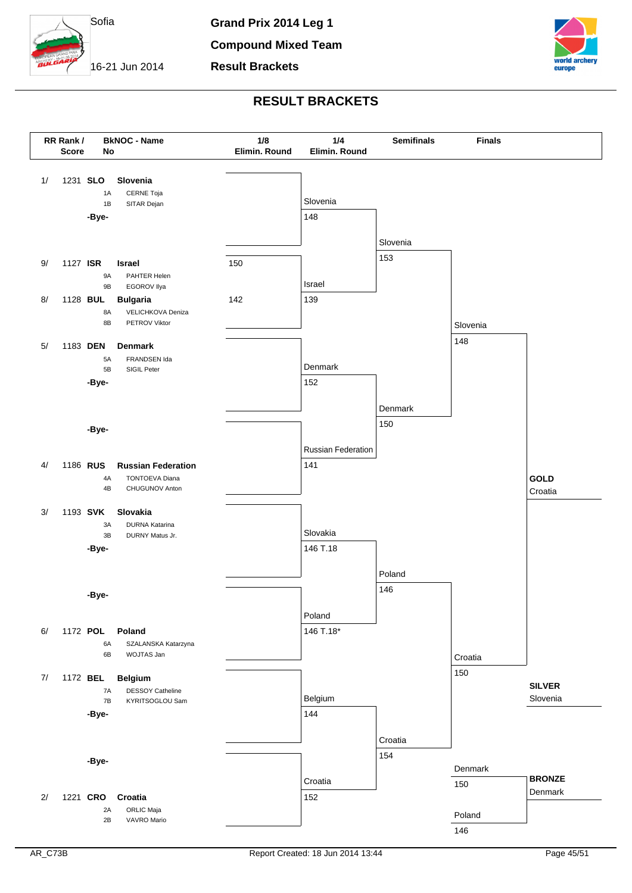Sofia

16-21 Jun 2014

**Grand Prix 2014 Leg 1**

**Compound Mixed Team**

**Result Brackets**

# RESULT BRACKETS

| RR Rank / Score | BkNOC - No | Name |
|---|---|---|
| 1/ 1231 | SLO | Slovenia |
| | 1A | CERNE Toja |
| | 1B | SITAR Dejan |
| | -Bye- | |
| 9/ 1127 | ISR | Israel |
| | 9A | PAHTER Helen |
| | 9B | EGOROV Ilya |
| 8/ 1128 | BUL | Bulgaria |
| | 8A | VELICHKOVA Deniza |
| | 8B | PETROV Viktor |
| 5/ 1183 | DEN | Denmark |
| | 5A | FRANDSEN Ida |
| | 5B | SIGIL Peter |
| | -Bye- | |
| | -Bye- | |
| 4/ 1186 | RUS | Russian Federation |
| | 4A | TONTOEVA Diana |
| | 4B | CHUGUNOV Anton |
| 3/ 1193 | SVK | Slovakia |
| | 3A | DURNA Katarina |
| | 3B | DURNY Matus Jr. |
| | -Bye- | |
| | -Bye- | |
| 6/ 1172 | POL | Poland |
| | 6A | SZALANSKA Katarzyna |
| | 6B | WOJTAS Jan |
| 7/ 1172 | BEL | Belgium |
| | 7A | DESSOY Catheline |
| | 7B | KYRITSOGLOU Sam |
| | -Bye- | |
| | -Bye- | |
| 2/ 1221 | CRO | Croatia |
| | 2A | ORLIC Maja |
| | 2B | VAVRO Mario |

## 1/8 Elimin. Round

| Match | Score |
|---|---|
| Israel | 150 |
| Bulgaria | 142 |

## 1/4 Elimin. Round

| Match | Score |
|---|---|
| Slovenia | 148 |
| Israel | 139 |
| Denmark | 152 |
| Russian Federation | 141 |
| Slovakia | 146 T.18 |
| Poland | 146 T.18* |
| Belgium | 144 |
| Croatia | 152 |

## Semifinals

| Match | Score |
|---|---|
| Slovenia | 153 |
| Denmark | 150 |
| Poland | 146 |
| Croatia | 154 |

## Finals

| Match | Score |
|---|---|
| Slovenia | 148 |
| Croatia | 150 |
| Denmark | 150 |
| Poland | 146 |

**GOLD** Croatia

**SILVER** Slovenia

**BRONZE** Denmark

AR_C73B

Report Created: 18 Jun 2014 13:44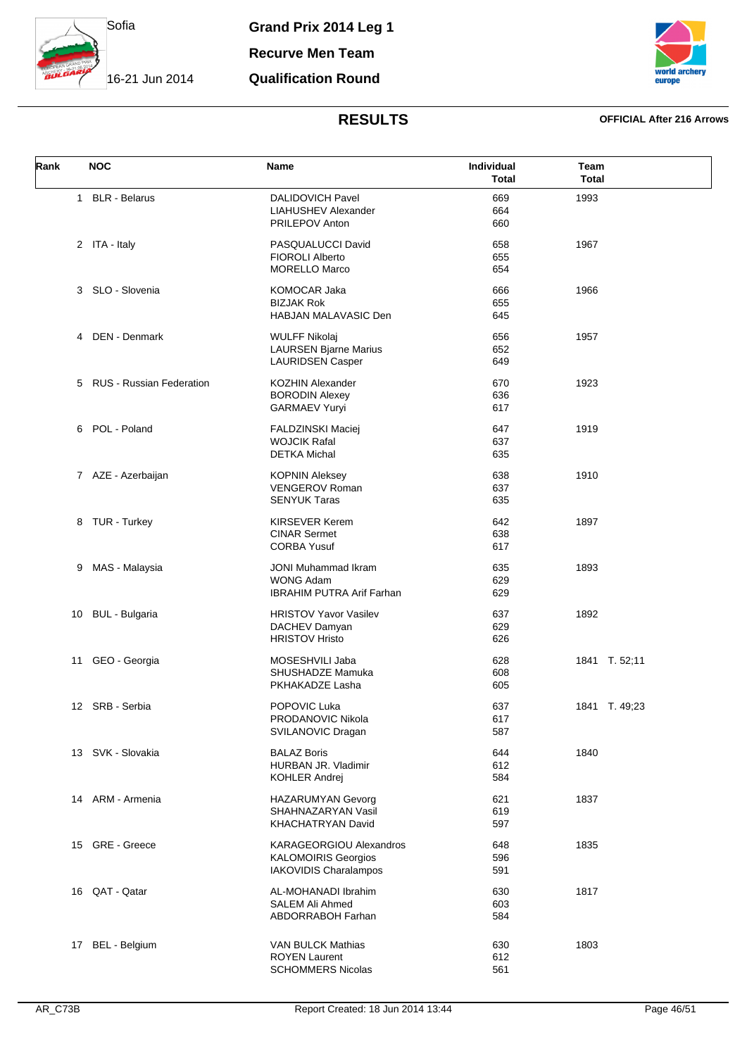Sofia

16-21 Jun 2014

# Grand Prix 2014 Leg 1

## Recurve Men Team

## Qualification Round

## RESULTS

**OFFICIAL After 216 Arrows**

| Rank | NOC | Name | Individual Total | Team Total |
|---|---|---|---|---|
| 1 | BLR - Belarus | DALIDOVICH Pavel<br>LIAHUSHEV Alexander<br>PRILEPOV Anton | 669<br>664<br>660 | 1993 |
| 2 | ITA - Italy | PASQUALUCCI David<br>FIOROLI Alberto<br>MORELLO Marco | 658<br>655<br>654 | 1967 |
| 3 | SLO - Slovenia | KOMOCAR Jaka<br>BIZJAK Rok<br>HABJAN MALAVASIC Den | 666<br>655<br>645 | 1966 |
| 4 | DEN - Denmark | WULFF Nikolaj<br>LAURSEN Bjarne Marius<br>LAURIDSEN Casper | 656<br>652<br>649 | 1957 |
| 5 | RUS - Russian Federation | KOZHIN Alexander<br>BORODIN Alexey<br>GARMAEV Yuryi | 670<br>636<br>617 | 1923 |
| 6 | POL - Poland | FALDZINSKI Maciej<br>WOJCIK Rafal<br>DETKA Michal | 647<br>637<br>635 | 1919 |
| 7 | AZE - Azerbaijan | KOPNIN Aleksey<br>VENGEROV Roman<br>SENYUK Taras | 638<br>637<br>635 | 1910 |
| 8 | TUR - Turkey | KIRSEVER Kerem<br>CINAR Sermet<br>CORBA Yusuf | 642<br>638<br>617 | 1897 |
| 9 | MAS - Malaysia | JONI Muhammad Ikram<br>WONG Adam<br>IBRAHIM PUTRA Arif Farhan | 635<br>629<br>629 | 1893 |
| 10 | BUL - Bulgaria | HRISTOV Yavor Vasilev<br>DACHEV Damyan<br>HRISTOV Hristo | 637<br>629<br>626 | 1892 |
| 11 | GEO - Georgia | MOSESHVILI Jaba<br>SHUSHADZE Mamuka<br>PKHAKADZE Lasha | 628<br>608<br>605 | 1841 T. 52;11 |
| 12 | SRB - Serbia | POPOVIC Luka<br>PRODANOVIC Nikola<br>SVILANOVIC Dragan | 637<br>617<br>587 | 1841 T. 49;23 |
| 13 | SVK - Slovakia | BALAZ Boris<br>HURBAN JR. Vladimir<br>KOHLER Andrej | 644<br>612<br>584 | 1840 |
| 14 | ARM - Armenia | HAZARUMYAN Gevorg<br>SHAHNAZARYAN Vasil<br>KHACHATRYAN David | 621<br>619<br>597 | 1837 |
| 15 | GRE - Greece | KARAGEORGIOU Alexandros<br>KALOMOIRIS Georgios<br>IAKOVIDIS Charalampos | 648<br>596<br>591 | 1835 |
| 16 | QAT - Qatar | AL-MOHANADI Ibrahim<br>SALEM Ali Ahmed<br>ABDORRABOH Farhan | 630<br>603<br>584 | 1817 |
| 17 | BEL - Belgium | VAN BULCK Mathias<br>ROYEN Laurent<br>SCHOMMERS Nicolas | 630<br>612<br>561 | 1803 |

AR_C73B Report Created: 18 Jun 2014 13:44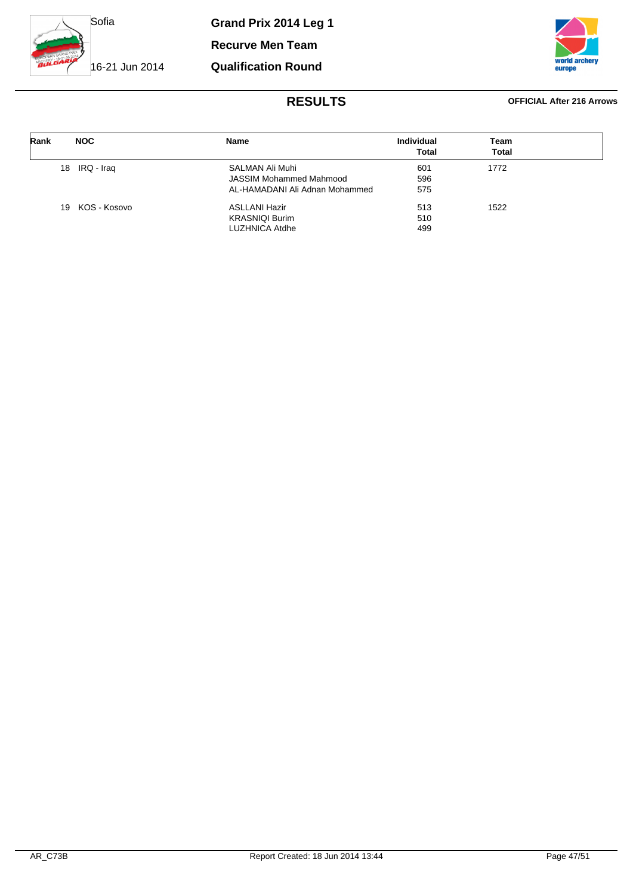**Grand Prix 2014 Leg 1**

**Recurve Men Team**

**Qualification Round**

Sofia

16-21 Jun 2014

## RESULTS

**OFFICIAL After 216 Arrows**

| Rank | NOC | Name | Individual Total | Team Total |
|---|---|---|---|---|
| 18 | IRQ - Iraq | SALMAN Ali Muhi | 601 | 1772 |
| | | JASSIM Mohammed Mahmood | 596 | |
| | | AL-HAMADANI Ali Adnan Mohammed | 575 | |
| 19 | KOS - Kosovo | ASLLANI Hazir | 513 | 1522 |
| | | KRASNIQI Burim | 510 | |
| | | LUZHNICA Atdhe | 499 | |

AR_C73B

Report Created: 18 Jun 2014 13:44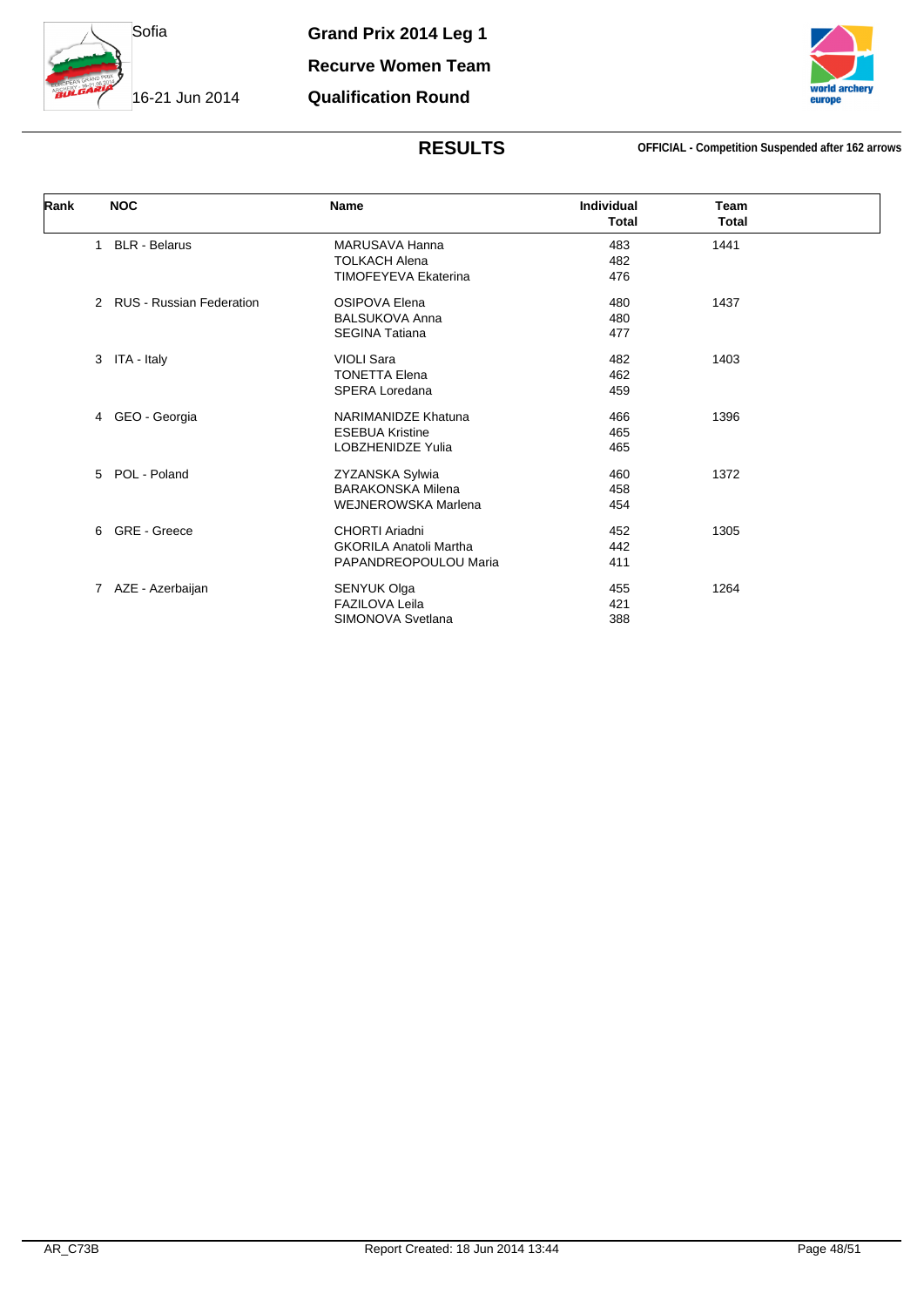Sofia

16-21 Jun 2014

**Grand Prix 2014 Leg 1**

**Recurve Women Team**

**Qualification Round**

## RESULTS

**OFFICIAL - Competition Suspended after 162 arrows**

| Rank | NOC | Name | Individual Total | Team Total |
|---|---|---|---|---|
| 1 | BLR - Belarus | MARUSAVA Hanna | 483 | 1441 |
| | | TOLKACH Alena | 482 | |
| | | TIMOFEYEVA Ekaterina | 476 | |
| 2 | RUS - Russian Federation | OSIPOVA Elena | 480 | 1437 |
| | | BALSUKOVA Anna | 480 | |
| | | SEGINA Tatiana | 477 | |
| 3 | ITA - Italy | VIOLI Sara | 482 | 1403 |
| | | TONETTA Elena | 462 | |
| | | SPERA Loredana | 459 | |
| 4 | GEO - Georgia | NARIMANIDZE Khatuna | 466 | 1396 |
| | | ESEBUA Kristine | 465 | |
| | | LOBZHENIDZE Yulia | 465 | |
| 5 | POL - Poland | ZYZANSKA Sylwia | 460 | 1372 |
| | | BARAKONSKA Milena | 458 | |
| | | WEJNEROWSKA Marlena | 454 | |
| 6 | GRE - Greece | CHORTI Ariadni | 452 | 1305 |
| | | GKORILA Anatoli Martha | 442 | |
| | | PAPANDREOPOULOU Maria | 411 | |
| 7 | AZE - Azerbaijan | SENYUK Olga | 455 | 1264 |
| | | FAZILOVA Leila | 421 | |
| | | SIMONOVA Svetlana | 388 | |

AR_C73B

Report Created: 18 Jun 2014 13:44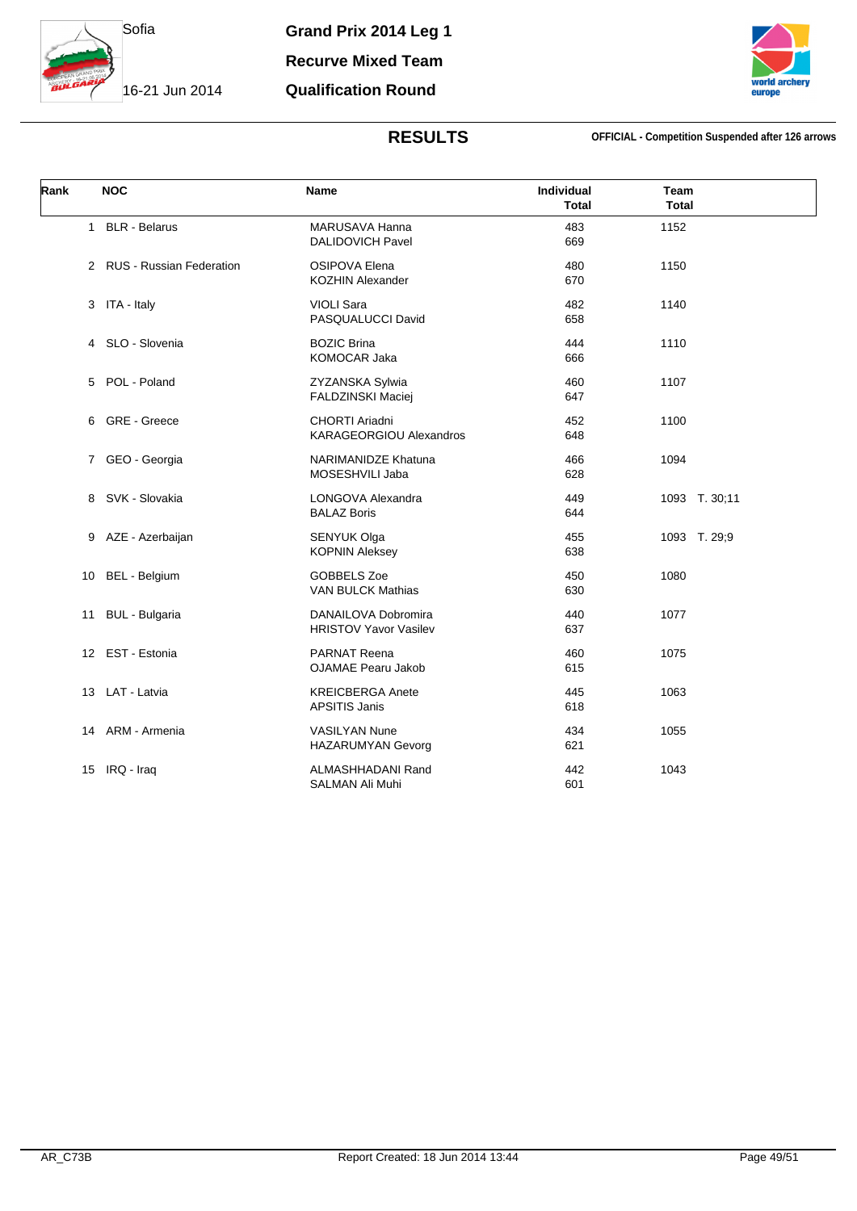Sofia

16-21 Jun 2014

**Grand Prix 2014 Leg 1**

**Recurve Mixed Team**

**Qualification Round**

## RESULTS

**OFFICIAL - Competition Suspended after 126 arrows**

| Rank | NOC | Name | Individual Total | Team Total |
|---|---|---|---|---|
| 1 | BLR - Belarus | MARUSAVA Hanna<br>DALIDOVICH Pavel | 483<br>669 | 1152 |
| 2 | RUS - Russian Federation | OSIPOVA Elena<br>KOZHIN Alexander | 480<br>670 | 1150 |
| 3 | ITA - Italy | VIOLI Sara<br>PASQUALUCCI David | 482<br>658 | 1140 |
| 4 | SLO - Slovenia | BOZIC Brina<br>KOMOCAR Jaka | 444<br>666 | 1110 |
| 5 | POL - Poland | ZYZANSKA Sylwia<br>FALDZINSKI Maciej | 460<br>647 | 1107 |
| 6 | GRE - Greece | CHORTI Ariadni<br>KARAGEORGIOU Alexandros | 452<br>648 | 1100 |
| 7 | GEO - Georgia | NARIMANIDZE Khatuna<br>MOSESHVILI Jaba | 466<br>628 | 1094 |
| 8 | SVK - Slovakia | LONGOVA Alexandra<br>BALAZ Boris | 449<br>644 | 1093 T. 30;11 |
| 9 | AZE - Azerbaijan | SENYUK Olga<br>KOPNIN Aleksey | 455<br>638 | 1093 T. 29;9 |
| 10 | BEL - Belgium | GOBBELS Zoe<br>VAN BULCK Mathias | 450<br>630 | 1080 |
| 11 | BUL - Bulgaria | DANAILOVA Dobromira<br>HRISTOV Yavor Vasilev | 440<br>637 | 1077 |
| 12 | EST - Estonia | PARNAT Reena<br>OJAMAE Pearu Jakob | 460<br>615 | 1075 |
| 13 | LAT - Latvia | KREICBERGA Anete<br>APSITIS Janis | 445<br>618 | 1063 |
| 14 | ARM - Armenia | VASILYAN Nune<br>HAZARUMYAN Gevorg | 434<br>621 | 1055 |
| 15 | IRQ - Iraq | ALMASHHADANI Rand<br>SALMAN Ali Muhi | 442<br>601 | 1043 |

AR_C73B

Report Created: 18 Jun 2014 13:44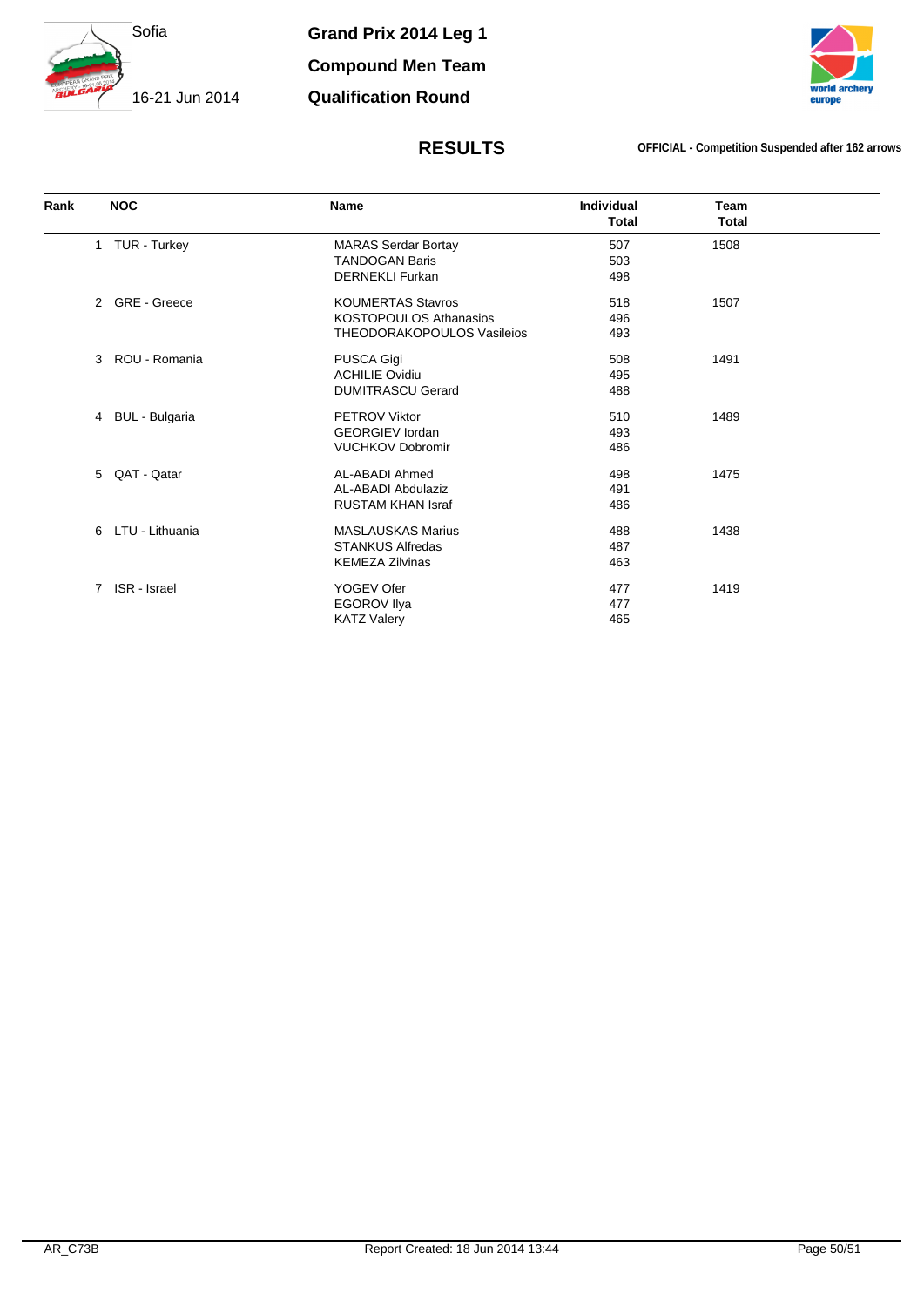Sofia

16-21 Jun 2014

**Grand Prix 2014 Leg 1**

**Compound Men Team**

**Qualification Round**

## RESULTS

**OFFICIAL - Competition Suspended after 162 arrows**

| Rank | NOC | Name | Individual Total | Team Total |
|---|---|---|---|---|
| 1 | TUR - Turkey | MARAS Serdar Bortay | 507 | 1508 |
| | | TANDOGAN Baris | 503 | |
| | | DERNEKLI Furkan | 498 | |
| 2 | GRE - Greece | KOUMERTAS Stavros | 518 | 1507 |
| | | KOSTOPOULOS Athanasios | 496 | |
| | | THEODORAKOPOULOS Vasileios | 493 | |
| 3 | ROU - Romania | PUSCA Gigi | 508 | 1491 |
| | | ACHILIE Ovidiu | 495 | |
| | | DUMITRASCU Gerard | 488 | |
| 4 | BUL - Bulgaria | PETROV Viktor | 510 | 1489 |
| | | GEORGIEV Iordan | 493 | |
| | | VUCHKOV Dobromir | 486 | |
| 5 | QAT - Qatar | AL-ABADI Ahmed | 498 | 1475 |
| | | AL-ABADI Abdulaziz | 491 | |
| | | RUSTAM KHAN Israf | 486 | |
| 6 | LTU - Lithuania | MASLAUSKAS Marius | 488 | 1438 |
| | | STANKUS Alfredas | 487 | |
| | | KEMEZA Zilvinas | 463 | |
| 7 | ISR - Israel | YOGEV Ofer | 477 | 1419 |
| | | EGOROV Ilya | 477 | |
| | | KATZ Valery | 465 | |

AR_C73B Report Created: 18 Jun 2014 13:44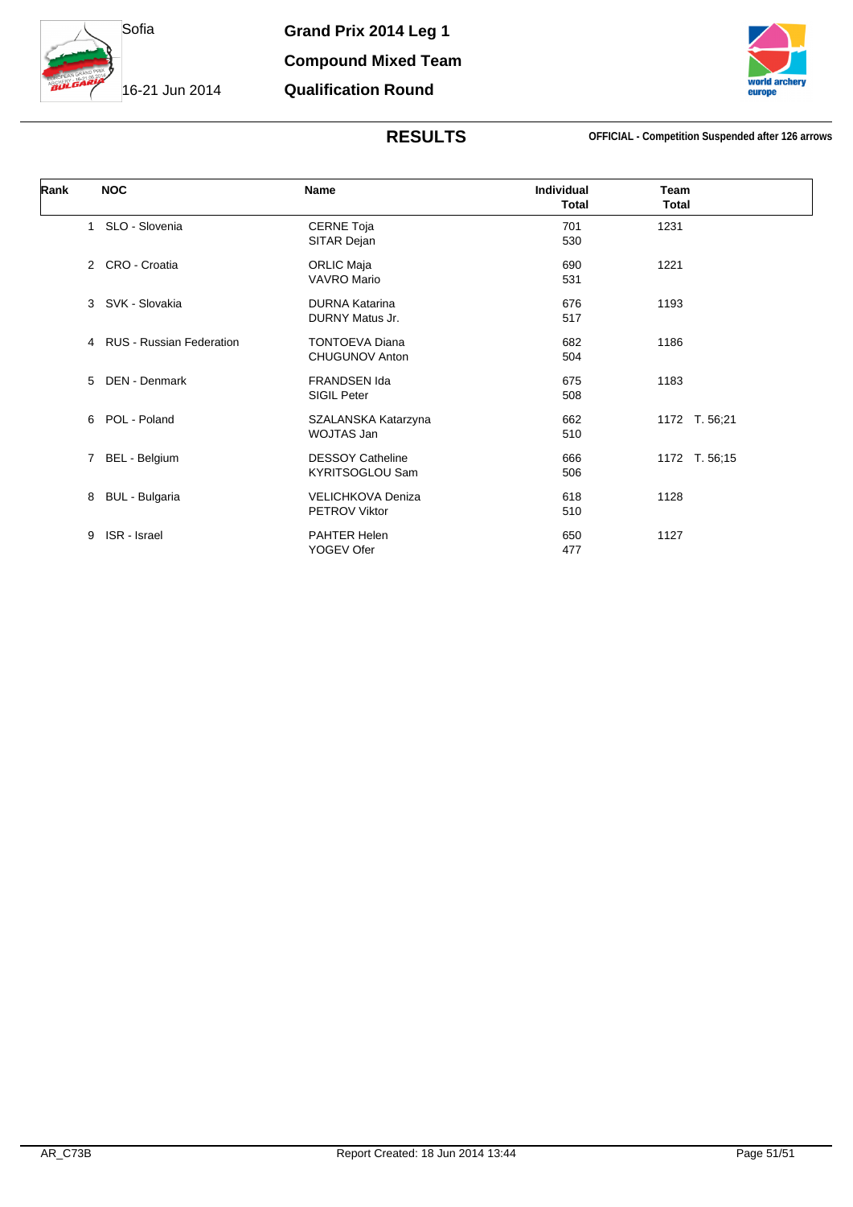Sofia

16-21 Jun 2014

**Grand Prix 2014 Leg 1**

**Compound Mixed Team**

**Qualification Round**

## RESULTS

**OFFICIAL - Competition Suspended after 126 arrows**

| Rank | NOC | Name | Individual Total | Team Total |
|---|---|---|---|---|
| 1 | SLO - Slovenia | CERNE Toja<br>SITAR Dejan | 701<br>530 | 1231 |
| 2 | CRO - Croatia | ORLIC Maja<br>VAVRO Mario | 690<br>531 | 1221 |
| 3 | SVK - Slovakia | DURNA Katarina<br>DURNY Matus Jr. | 676<br>517 | 1193 |
| 4 | RUS - Russian Federation | TONTOEVA Diana<br>CHUGUNOV Anton | 682<br>504 | 1186 |
| 5 | DEN - Denmark | FRANDSEN Ida<br>SIGIL Peter | 675<br>508 | 1183 |
| 6 | POL - Poland | SZALANSKA Katarzyna<br>WOJTAS Jan | 662<br>510 | 1172 T. 56;21 |
| 7 | BEL - Belgium | DESSOY Catheline<br>KYRITSOGLOU Sam | 666<br>506 | 1172 T. 56;15 |
| 8 | BUL - Bulgaria | VELICHKOVA Deniza<br>PETROV Viktor | 618<br>510 | 1128 |
| 9 | ISR - Israel | PAHTER Helen<br>YOGEV Ofer | 650<br>477 | 1127 |

AR_C73B Report Created: 18 Jun 2014 13:44